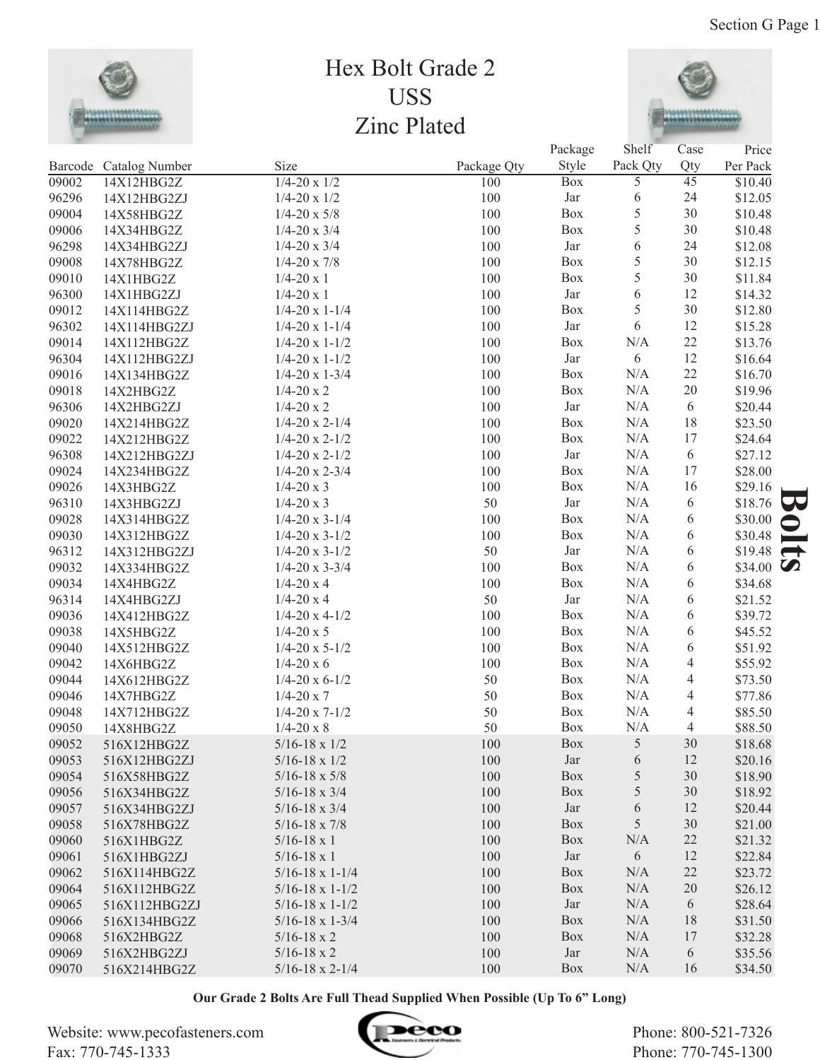# Hex Bolt Grade 2
## USS
## Zinc Plated

| Barcode | Catalog Number | Size | Package Qty | Package Style | Shelf Pack Qty | Case Qty | Price Per Pack |
|---|---|---|---|---|---|---|---|
| 09002 | 14X12HBG2Z | 1/4-20 x 1/2 | 100 | Box | 5 | 45 | $10.40 |
| 96296 | 14X12HBG2ZJ | 1/4-20 x 1/2 | 100 | Jar | 6 | 24 | $12.05 |
| 09004 | 14X58HBG2Z | 1/4-20 x 5/8 | 100 | Box | 5 | 30 | $10.48 |
| 09006 | 14X34HBG2Z | 1/4-20 x 3/4 | 100 | Box | 5 | 30 | $10.48 |
| 96298 | 14X34HBG2ZJ | 1/4-20 x 3/4 | 100 | Jar | 6 | 24 | $12.08 |
| 09008 | 14X78HBG2Z | 1/4-20 x 7/8 | 100 | Box | 5 | 30 | $12.15 |
| 09010 | 14X1HBG2Z | 1/4-20 x 1 | 100 | Box | 5 | 30 | $11.84 |
| 96300 | 14X1HBG2ZJ | 1/4-20 x 1 | 100 | Jar | 6 | 12 | $14.32 |
| 09012 | 14X114HBG2Z | 1/4-20 x 1-1/4 | 100 | Box | 5 | 30 | $12.80 |
| 96302 | 14X114HBG2ZJ | 1/4-20 x 1-1/4 | 100 | Jar | 6 | 12 | $15.28 |
| 09014 | 14X112HBG2Z | 1/4-20 x 1-1/2 | 100 | Box | N/A | 22 | $13.76 |
| 96304 | 14X112HBG2ZJ | 1/4-20 x 1-1/2 | 100 | Jar | 6 | 12 | $16.64 |
| 09016 | 14X134HBG2Z | 1/4-20 x 1-3/4 | 100 | Box | N/A | 22 | $16.70 |
| 09018 | 14X2HBG2Z | 1/4-20 x 2 | 100 | Box | N/A | 20 | $19.96 |
| 96306 | 14X2HBG2ZJ | 1/4-20 x 2 | 100 | Jar | N/A | 6 | $20.44 |
| 09020 | 14X214HBG2Z | 1/4-20 x 2-1/4 | 100 | Box | N/A | 18 | $23.50 |
| 09022 | 14X212HBG2Z | 1/4-20 x 2-1/2 | 100 | Box | N/A | 17 | $24.64 |
| 96308 | 14X212HBG2ZJ | 1/4-20 x 2-1/2 | 100 | Jar | N/A | 6 | $27.12 |
| 09024 | 14X234HBG2Z | 1/4-20 x 2-3/4 | 100 | Box | N/A | 17 | $28.00 |
| 09026 | 14X3HBG2Z | 1/4-20 x 3 | 100 | Box | N/A | 16 | $29.16 |
| 96310 | 14X3HBG2ZJ | 1/4-20 x 3 | 50 | Jar | N/A | 6 | $18.76 |
| 09028 | 14X314HBG2Z | 1/4-20 x 3-1/4 | 100 | Box | N/A | 6 | $30.00 |
| 09030 | 14X312HBG2Z | 1/4-20 x 3-1/2 | 100 | Box | N/A | 6 | $30.48 |
| 96312 | 14X312HBG2ZJ | 1/4-20 x 3-1/2 | 50 | Jar | N/A | 6 | $19.48 |
| 09032 | 14X334HBG2Z | 1/4-20 x 3-3/4 | 100 | Box | N/A | 6 | $34.00 |
| 09034 | 14X4HBG2Z | 1/4-20 x 4 | 100 | Box | N/A | 6 | $34.68 |
| 96314 | 14X4HBG2ZJ | 1/4-20 x 4 | 50 | Jar | N/A | 6 | $21.52 |
| 09036 | 14X412HBG2Z | 1/4-20 x 4-1/2 | 100 | Box | N/A | 6 | $39.72 |
| 09038 | 14X5HBG2Z | 1/4-20 x 5 | 100 | Box | N/A | 6 | $45.52 |
| 09040 | 14X512HBG2Z | 1/4-20 x 5-1/2 | 100 | Box | N/A | 6 | $51.92 |
| 09042 | 14X6HBG2Z | 1/4-20 x 6 | 100 | Box | N/A | 4 | $55.92 |
| 09044 | 14X612HBG2Z | 1/4-20 x 6-1/2 | 50 | Box | N/A | 4 | $73.50 |
| 09046 | 14X7HBG2Z | 1/4-20 x 7 | 50 | Box | N/A | 4 | $77.86 |
| 09048 | 14X712HBG2Z | 1/4-20 x 7-1/2 | 50 | Box | N/A | 4 | $85.50 |
| 09050 | 14X8HBG2Z | 1/4-20 x 8 | 50 | Box | N/A | 4 | $88.50 |
| 09052 | 516X12HBG2Z | 5/16-18 x 1/2 | 100 | Box | 5 | 30 | $18.68 |
| 09053 | 516X12HBG2ZJ | 5/16-18 x 1/2 | 100 | Jar | 6 | 12 | $20.16 |
| 09054 | 516X58HBG2Z | 5/16-18 x 5/8 | 100 | Box | 5 | 30 | $18.90 |
| 09056 | 516X34HBG2Z | 5/16-18 x 3/4 | 100 | Box | 5 | 30 | $18.92 |
| 09057 | 516X34HBG2ZJ | 5/16-18 x 3/4 | 100 | Jar | 6 | 12 | $20.44 |
| 09058 | 516X78HBG2Z | 5/16-18 x 7/8 | 100 | Box | 5 | 30 | $21.00 |
| 09060 | 516X1HBG2Z | 5/16-18 x 1 | 100 | Box | N/A | 22 | $21.32 |
| 09061 | 516X1HBG2ZJ | 5/16-18 x 1 | 100 | Jar | 6 | 12 | $22.84 |
| 09062 | 516X114HBG2Z | 5/16-18 x 1-1/4 | 100 | Box | N/A | 22 | $23.72 |
| 09064 | 516X112HBG2Z | 5/16-18 x 1-1/2 | 100 | Box | N/A | 20 | $26.12 |
| 09065 | 516X112HBG2ZJ | 5/16-18 x 1-1/2 | 100 | Jar | N/A | 6 | $28.64 |
| 09066 | 516X134HBG2Z | 5/16-18 x 1-3/4 | 100 | Box | N/A | 18 | $31.50 |
| 09068 | 516X2HBG2Z | 5/16-18 x 2 | 100 | Box | N/A | 17 | $32.28 |
| 09069 | 516X2HBG2ZJ | 5/16-18 x 2 | 100 | Jar | N/A | 6 | $35.56 |
| 09070 | 516X214HBG2Z | 5/16-18 x 2-1/4 | 100 | Box | N/A | 16 | $34.50 |

**Our Grade 2 Bolts Are Full Thead Supplied When Possible (Up To 6" Long)**

Website: www.pecofasteners.com
Fax: 770-745-1333

Phone: 800-521-7326
Phone: 770-745-1300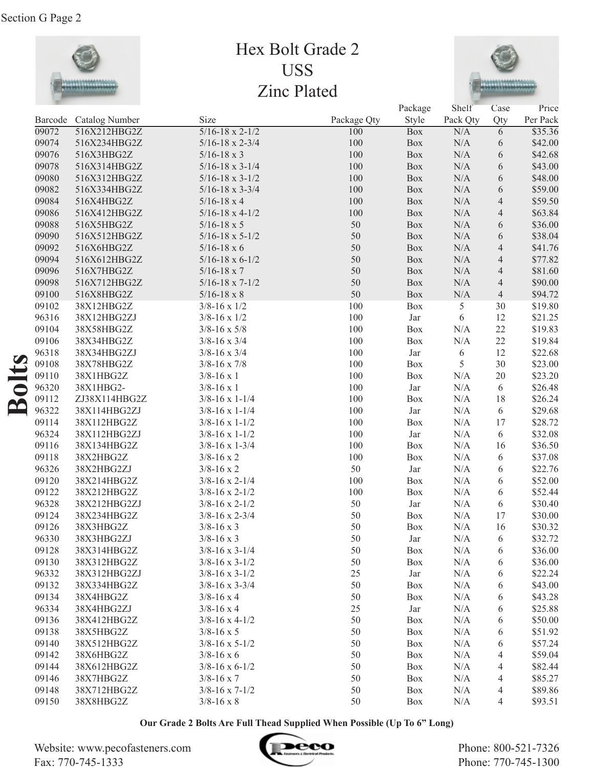# Hex Bolt Grade 2
## USS
## Zinc Plated

| Barcode | Catalog Number | Size | Package Qty | Package Style | Shelf Pack Qty | Case Qty | Price Per Pack |
|---|---|---|---|---|---|---|---|
| 09072 | 516X212HBG2Z | 5/16-18 x 2-1/2 | 100 | Box | N/A | 6 | $35.36 |
| 09074 | 516X234HBG2Z | 5/16-18 x 2-3/4 | 100 | Box | N/A | 6 | $42.00 |
| 09076 | 516X3HBG2Z | 5/16-18 x 3 | 100 | Box | N/A | 6 | $42.68 |
| 09078 | 516X314HBG2Z | 5/16-18 x 3-1/4 | 100 | Box | N/A | 6 | $43.00 |
| 09080 | 516X312HBG2Z | 5/16-18 x 3-1/2 | 100 | Box | N/A | 6 | $48.00 |
| 09082 | 516X334HBG2Z | 5/16-18 x 3-3/4 | 100 | Box | N/A | 6 | $59.00 |
| 09084 | 516X4HBG2Z | 5/16-18 x 4 | 100 | Box | N/A | 4 | $59.50 |
| 09086 | 516X412HBG2Z | 5/16-18 x 4-1/2 | 100 | Box | N/A | 4 | $63.84 |
| 09088 | 516X5HBG2Z | 5/16-18 x 5 | 50 | Box | N/A | 6 | $36.00 |
| 09090 | 516X512HBG2Z | 5/16-18 x 5-1/2 | 50 | Box | N/A | 6 | $38.04 |
| 09092 | 516X6HBG2Z | 5/16-18 x 6 | 50 | Box | N/A | 4 | $41.76 |
| 09094 | 516X612HBG2Z | 5/16-18 x 6-1/2 | 50 | Box | N/A | 4 | $77.82 |
| 09096 | 516X7HBG2Z | 5/16-18 x 7 | 50 | Box | N/A | 4 | $81.60 |
| 09098 | 516X712HBG2Z | 5/16-18 x 7-1/2 | 50 | Box | N/A | 4 | $90.00 |
| 09100 | 516X8HBG2Z | 5/16-18 x 8 | 50 | Box | N/A | 4 | $94.72 |
| 09102 | 38X12HBG2Z | 3/8-16 x 1/2 | 100 | Box | 5 | 30 | $19.80 |
| 96316 | 38X12HBG2ZJ | 3/8-16 x 1/2 | 100 | Jar | 6 | 12 | $21.25 |
| 09104 | 38X58HBG2Z | 3/8-16 x 5/8 | 100 | Box | N/A | 22 | $19.83 |
| 09106 | 38X34HBG2Z | 3/8-16 x 3/4 | 100 | Box | N/A | 22 | $19.84 |
| 96318 | 38X34HBG2ZJ | 3/8-16 x 3/4 | 100 | Jar | 6 | 12 | $22.68 |
| 09108 | 38X78HBG2Z | 3/8-16 x 7/8 | 100 | Box | 5 | 30 | $23.00 |
| 09110 | 38X1HBG2Z | 3/8-16 x 1 | 100 | Box | N/A | 20 | $23.20 |
| 96320 | 38X1HBG2- | 3/8-16 x 1 | 100 | Jar | N/A | 6 | $26.48 |
| 09112 | ZJ38X114HBG2Z | 3/8-16 x 1-1/4 | 100 | Box | N/A | 18 | $26.24 |
| 96322 | 38X114HBG2ZJ | 3/8-16 x 1-1/4 | 100 | Jar | N/A | 6 | $29.68 |
| 09114 | 38X112HBG2Z | 3/8-16 x 1-1/2 | 100 | Box | N/A | 17 | $28.72 |
| 96324 | 38X112HBG2ZJ | 3/8-16 x 1-1/2 | 100 | Jar | N/A | 6 | $32.08 |
| 09116 | 38X134HBG2Z | 3/8-16 x 1-3/4 | 100 | Box | N/A | 16 | $36.50 |
| 09118 | 38X2HBG2Z | 3/8-16 x 2 | 100 | Box | N/A | 6 | $37.08 |
| 96326 | 38X2HBG2ZJ | 3/8-16 x 2 | 50 | Jar | N/A | 6 | $22.76 |
| 09120 | 38X214HBG2Z | 3/8-16 x 2-1/4 | 100 | Box | N/A | 6 | $52.00 |
| 09122 | 38X212HBG2Z | 3/8-16 x 2-1/2 | 100 | Box | N/A | 6 | $52.44 |
| 96328 | 38X212HBG2ZJ | 3/8-16 x 2-1/2 | 50 | Jar | N/A | 6 | $30.40 |
| 09124 | 38X234HBG2Z | 3/8-16 x 2-3/4 | 50 | Box | N/A | 17 | $30.00 |
| 09126 | 38X3HBG2Z | 3/8-16 x 3 | 50 | Box | N/A | 16 | $30.32 |
| 96330 | 38X3HBG2ZJ | 3/8-16 x 3 | 50 | Jar | N/A | 6 | $32.72 |
| 09128 | 38X314HBG2Z | 3/8-16 x 3-1/4 | 50 | Box | N/A | 6 | $36.00 |
| 09130 | 38X312HBG2Z | 3/8-16 x 3-1/2 | 50 | Box | N/A | 6 | $36.00 |
| 96332 | 38X312HBG2ZJ | 3/8-16 x 3-1/2 | 25 | Jar | N/A | 6 | $22.24 |
| 09132 | 38X334HBG2Z | 3/8-16 x 3-3/4 | 50 | Box | N/A | 6 | $43.00 |
| 09134 | 38X4HBG2Z | 3/8-16 x 4 | 50 | Box | N/A | 6 | $43.28 |
| 96334 | 38X4HBG2ZJ | 3/8-16 x 4 | 25 | Jar | N/A | 6 | $25.88 |
| 09136 | 38X412HBG2Z | 3/8-16 x 4-1/2 | 50 | Box | N/A | 6 | $50.00 |
| 09138 | 38X5HBG2Z | 3/8-16 x 5 | 50 | Box | N/A | 6 | $51.92 |
| 09140 | 38X512HBG2Z | 3/8-16 x 5-1/2 | 50 | Box | N/A | 6 | $57.24 |
| 09142 | 38X6HBG2Z | 3/8-16 x 6 | 50 | Box | N/A | 4 | $59.04 |
| 09144 | 38X612HBG2Z | 3/8-16 x 6-1/2 | 50 | Box | N/A | 4 | $82.44 |
| 09146 | 38X7HBG2Z | 3/8-16 x 7 | 50 | Box | N/A | 4 | $85.27 |
| 09148 | 38X712HBG2Z | 3/8-16 x 7-1/2 | 50 | Box | N/A | 4 | $89.86 |
| 09150 | 38X8HBG2Z | 3/8-16 x 8 | 50 | Box | N/A | 4 | $93.51 |

**Our Grade 2 Bolts Are Full Thead Supplied When Possible (Up To 6" Long)**

Website: www.pecofasteners.com
Fax: 770-745-1333

Phone: 800-521-7326
Phone: 770-745-1300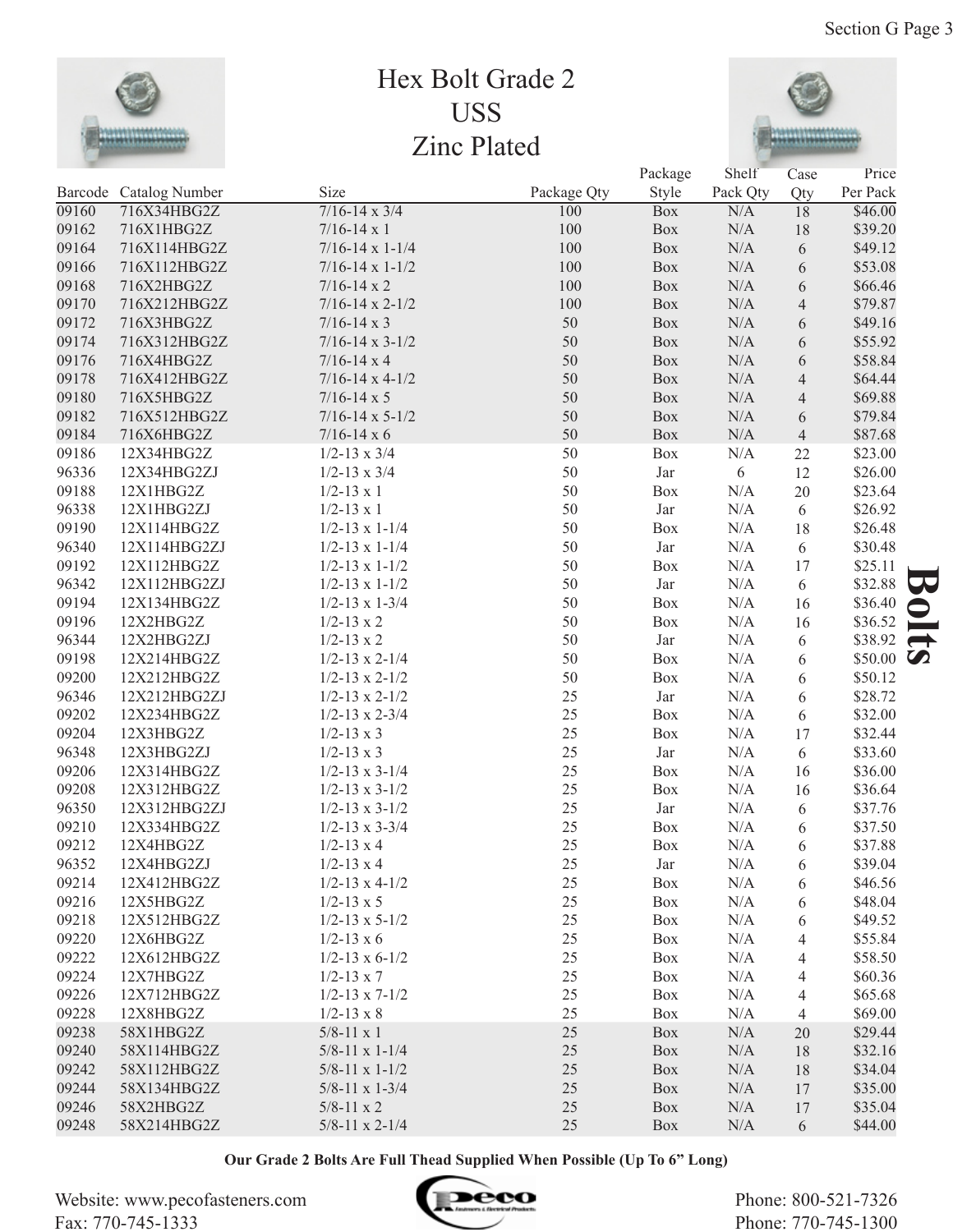# Hex Bolt Grade 2
## USS
## Zinc Plated

| Barcode | Catalog Number | Size | Package Qty | Package Style | Shelf Pack Qty | Case Qty | Price Per Pack |
|---|---|---|---|---|---|---|---|
| 09160 | 716X34HBG2Z | 7/16-14 x 3/4 | 100 | Box | N/A | 18 | $46.00 |
| 09162 | 716X1HBG2Z | 7/16-14 x 1 | 100 | Box | N/A | 18 | $39.20 |
| 09164 | 716X114HBG2Z | 7/16-14 x 1-1/4 | 100 | Box | N/A | 6 | $49.12 |
| 09166 | 716X112HBG2Z | 7/16-14 x 1-1/2 | 100 | Box | N/A | 6 | $53.08 |
| 09168 | 716X2HBG2Z | 7/16-14 x 2 | 100 | Box | N/A | 6 | $66.46 |
| 09170 | 716X212HBG2Z | 7/16-14 x 2-1/2 | 100 | Box | N/A | 4 | $79.87 |
| 09172 | 716X3HBG2Z | 7/16-14 x 3 | 50 | Box | N/A | 6 | $49.16 |
| 09174 | 716X312HBG2Z | 7/16-14 x 3-1/2 | 50 | Box | N/A | 6 | $55.92 |
| 09176 | 716X4HBG2Z | 7/16-14 x 4 | 50 | Box | N/A | 6 | $58.84 |
| 09178 | 716X412HBG2Z | 7/16-14 x 4-1/2 | 50 | Box | N/A | 4 | $64.44 |
| 09180 | 716X5HBG2Z | 7/16-14 x 5 | 50 | Box | N/A | 4 | $69.88 |
| 09182 | 716X512HBG2Z | 7/16-14 x 5-1/2 | 50 | Box | N/A | 6 | $79.84 |
| 09184 | 716X6HBG2Z | 7/16-14 x 6 | 50 | Box | N/A | 4 | $87.68 |
| 09186 | 12X34HBG2Z | 1/2-13 x 3/4 | 50 | Box | N/A | 22 | $23.00 |
| 96336 | 12X34HBG2ZJ | 1/2-13 x 3/4 | 50 | Jar | 6 | 12 | $26.00 |
| 09188 | 12X1HBG2Z | 1/2-13 x 1 | 50 | Box | N/A | 20 | $23.64 |
| 96338 | 12X1HBG2ZJ | 1/2-13 x 1 | 50 | Jar | N/A | 6 | $26.92 |
| 09190 | 12X114HBG2Z | 1/2-13 x 1-1/4 | 50 | Box | N/A | 18 | $26.48 |
| 96340 | 12X114HBG2ZJ | 1/2-13 x 1-1/4 | 50 | Jar | N/A | 6 | $30.48 |
| 09192 | 12X112HBG2Z | 1/2-13 x 1-1/2 | 50 | Box | N/A | 17 | $25.11 |
| 96342 | 12X112HBG2ZJ | 1/2-13 x 1-1/2 | 50 | Jar | N/A | 6 | $32.88 |
| 09194 | 12X134HBG2Z | 1/2-13 x 1-3/4 | 50 | Box | N/A | 16 | $36.40 |
| 09196 | 12X2HBG2Z | 1/2-13 x 2 | 50 | Box | N/A | 16 | $36.52 |
| 96344 | 12X2HBG2ZJ | 1/2-13 x 2 | 50 | Jar | N/A | 6 | $38.92 |
| 09198 | 12X214HBG2Z | 1/2-13 x 2-1/4 | 50 | Box | N/A | 6 | $50.00 |
| 09200 | 12X212HBG2Z | 1/2-13 x 2-1/2 | 50 | Box | N/A | 6 | $50.12 |
| 96346 | 12X212HBG2ZJ | 1/2-13 x 2-1/2 | 25 | Jar | N/A | 6 | $28.72 |
| 09202 | 12X234HBG2Z | 1/2-13 x 2-3/4 | 25 | Box | N/A | 6 | $32.00 |
| 09204 | 12X3HBG2Z | 1/2-13 x 3 | 25 | Box | N/A | 17 | $32.44 |
| 96348 | 12X3HBG2ZJ | 1/2-13 x 3 | 25 | Jar | N/A | 6 | $33.60 |
| 09206 | 12X314HBG2Z | 1/2-13 x 3-1/4 | 25 | Box | N/A | 16 | $36.00 |
| 09208 | 12X312HBG2Z | 1/2-13 x 3-1/2 | 25 | Box | N/A | 16 | $36.64 |
| 96350 | 12X312HBG2ZJ | 1/2-13 x 3-1/2 | 25 | Jar | N/A | 6 | $37.76 |
| 09210 | 12X334HBG2Z | 1/2-13 x 3-3/4 | 25 | Box | N/A | 6 | $37.50 |
| 09212 | 12X4HBG2Z | 1/2-13 x 4 | 25 | Box | N/A | 6 | $37.88 |
| 96352 | 12X4HBG2ZJ | 1/2-13 x 4 | 25 | Jar | N/A | 6 | $39.04 |
| 09214 | 12X412HBG2Z | 1/2-13 x 4-1/2 | 25 | Box | N/A | 6 | $46.56 |
| 09216 | 12X5HBG2Z | 1/2-13 x 5 | 25 | Box | N/A | 6 | $48.04 |
| 09218 | 12X512HBG2Z | 1/2-13 x 5-1/2 | 25 | Box | N/A | 6 | $49.52 |
| 09220 | 12X6HBG2Z | 1/2-13 x 6 | 25 | Box | N/A | 4 | $55.84 |
| 09222 | 12X612HBG2Z | 1/2-13 x 6-1/2 | 25 | Box | N/A | 4 | $58.50 |
| 09224 | 12X7HBG2Z | 1/2-13 x 7 | 25 | Box | N/A | 4 | $60.36 |
| 09226 | 12X712HBG2Z | 1/2-13 x 7-1/2 | 25 | Box | N/A | 4 | $65.68 |
| 09228 | 12X8HBG2Z | 1/2-13 x 8 | 25 | Box | N/A | 4 | $69.00 |
| 09238 | 58X1HBG2Z | 5/8-11 x 1 | 25 | Box | N/A | 20 | $29.44 |
| 09240 | 58X114HBG2Z | 5/8-11 x 1-1/4 | 25 | Box | N/A | 18 | $32.16 |
| 09242 | 58X112HBG2Z | 5/8-11 x 1-1/2 | 25 | Box | N/A | 18 | $34.04 |
| 09244 | 58X134HBG2Z | 5/8-11 x 1-3/4 | 25 | Box | N/A | 17 | $35.00 |
| 09246 | 58X2HBG2Z | 5/8-11 x 2 | 25 | Box | N/A | 17 | $35.04 |
| 09248 | 58X214HBG2Z | 5/8-11 x 2-1/4 | 25 | Box | N/A | 6 | $44.00 |

**Our Grade 2 Bolts Are Full Thead Supplied When Possible (Up To 6" Long)**

**Bolts**

Website: www.pecofasteners.com
Fax: 770-745-1333

Phone: 800-521-7326
Phone: 770-745-1300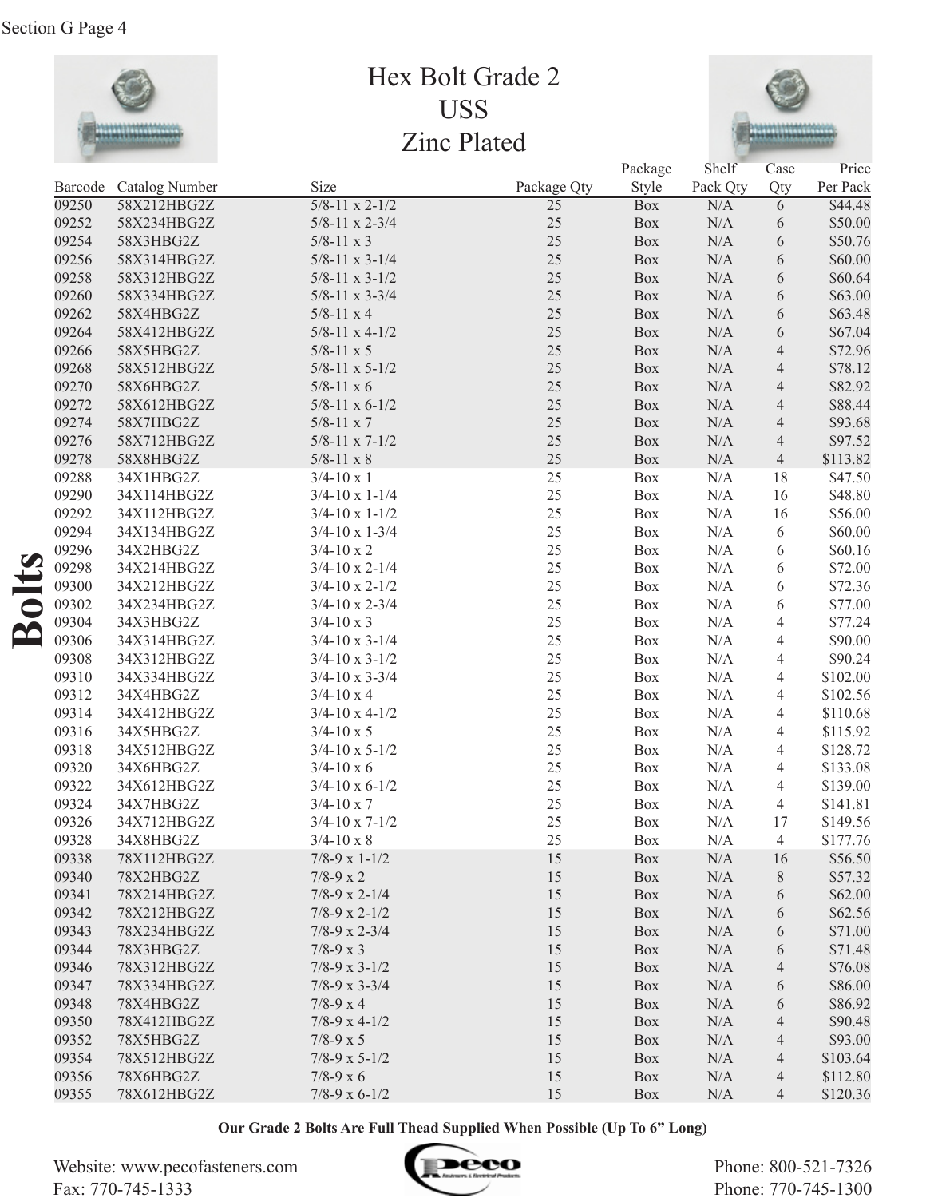# Hex Bolt Grade 2
## USS
## Zinc Plated

| Barcode | Catalog Number | Size | Package Qty | Package Style | Shelf Pack Qty | Case Qty | Price Per Pack |
|---|---|---|---|---|---|---|---|
| 09250 | 58X212HBG2Z | 5/8-11 x 2-1/2 | 25 | Box | N/A | 6 | $44.48 |
| 09252 | 58X234HBG2Z | 5/8-11 x 2-3/4 | 25 | Box | N/A | 6 | $50.00 |
| 09254 | 58X3HBG2Z | 5/8-11 x 3 | 25 | Box | N/A | 6 | $50.76 |
| 09256 | 58X314HBG2Z | 5/8-11 x 3-1/4 | 25 | Box | N/A | 6 | $60.00 |
| 09258 | 58X312HBG2Z | 5/8-11 x 3-1/2 | 25 | Box | N/A | 6 | $60.64 |
| 09260 | 58X334HBG2Z | 5/8-11 x 3-3/4 | 25 | Box | N/A | 6 | $63.00 |
| 09262 | 58X4HBG2Z | 5/8-11 x 4 | 25 | Box | N/A | 6 | $63.48 |
| 09264 | 58X412HBG2Z | 5/8-11 x 4-1/2 | 25 | Box | N/A | 6 | $67.04 |
| 09266 | 58X5HBG2Z | 5/8-11 x 5 | 25 | Box | N/A | 4 | $72.96 |
| 09268 | 58X512HBG2Z | 5/8-11 x 5-1/2 | 25 | Box | N/A | 4 | $78.12 |
| 09270 | 58X6HBG2Z | 5/8-11 x 6 | 25 | Box | N/A | 4 | $82.92 |
| 09272 | 58X612HBG2Z | 5/8-11 x 6-1/2 | 25 | Box | N/A | 4 | $88.44 |
| 09274 | 58X7HBG2Z | 5/8-11 x 7 | 25 | Box | N/A | 4 | $93.68 |
| 09276 | 58X712HBG2Z | 5/8-11 x 7-1/2 | 25 | Box | N/A | 4 | $97.52 |
| 09278 | 58X8HBG2Z | 5/8-11 x 8 | 25 | Box | N/A | 4 | $113.82 |
| 09288 | 34X1HBG2Z | 3/4-10 x 1 | 25 | Box | N/A | 18 | $47.50 |
| 09290 | 34X114HBG2Z | 3/4-10 x 1-1/4 | 25 | Box | N/A | 16 | $48.80 |
| 09292 | 34X112HBG2Z | 3/4-10 x 1-1/2 | 25 | Box | N/A | 16 | $56.00 |
| 09294 | 34X134HBG2Z | 3/4-10 x 1-3/4 | 25 | Box | N/A | 6 | $60.00 |
| 09296 | 34X2HBG2Z | 3/4-10 x 2 | 25 | Box | N/A | 6 | $60.16 |
| 09298 | 34X214HBG2Z | 3/4-10 x 2-1/4 | 25 | Box | N/A | 6 | $72.00 |
| 09300 | 34X212HBG2Z | 3/4-10 x 2-1/2 | 25 | Box | N/A | 6 | $72.36 |
| 09302 | 34X234HBG2Z | 3/4-10 x 2-3/4 | 25 | Box | N/A | 6 | $77.00 |
| 09304 | 34X3HBG2Z | 3/4-10 x 3 | 25 | Box | N/A | 4 | $77.24 |
| 09306 | 34X314HBG2Z | 3/4-10 x 3-1/4 | 25 | Box | N/A | 4 | $90.00 |
| 09308 | 34X312HBG2Z | 3/4-10 x 3-1/2 | 25 | Box | N/A | 4 | $90.24 |
| 09310 | 34X334HBG2Z | 3/4-10 x 3-3/4 | 25 | Box | N/A | 4 | $102.00 |
| 09312 | 34X4HBG2Z | 3/4-10 x 4 | 25 | Box | N/A | 4 | $102.56 |
| 09314 | 34X412HBG2Z | 3/4-10 x 4-1/2 | 25 | Box | N/A | 4 | $110.68 |
| 09316 | 34X5HBG2Z | 3/4-10 x 5 | 25 | Box | N/A | 4 | $115.92 |
| 09318 | 34X512HBG2Z | 3/4-10 x 5-1/2 | 25 | Box | N/A | 4 | $128.72 |
| 09320 | 34X6HBG2Z | 3/4-10 x 6 | 25 | Box | N/A | 4 | $133.08 |
| 09322 | 34X612HBG2Z | 3/4-10 x 6-1/2 | 25 | Box | N/A | 4 | $139.00 |
| 09324 | 34X7HBG2Z | 3/4-10 x 7 | 25 | Box | N/A | 4 | $141.81 |
| 09326 | 34X712HBG2Z | 3/4-10 x 7-1/2 | 25 | Box | N/A | 17 | $149.56 |
| 09328 | 34X8HBG2Z | 3/4-10 x 8 | 25 | Box | N/A | 4 | $177.76 |
| 09338 | 78X112HBG2Z | 7/8-9 x 1-1/2 | 15 | Box | N/A | 16 | $56.50 |
| 09340 | 78X2HBG2Z | 7/8-9 x 2 | 15 | Box | N/A | 8 | $57.32 |
| 09341 | 78X214HBG2Z | 7/8-9 x 2-1/4 | 15 | Box | N/A | 6 | $62.00 |
| 09342 | 78X212HBG2Z | 7/8-9 x 2-1/2 | 15 | Box | N/A | 6 | $62.56 |
| 09343 | 78X234HBG2Z | 7/8-9 x 2-3/4 | 15 | Box | N/A | 6 | $71.00 |
| 09344 | 78X3HBG2Z | 7/8-9 x 3 | 15 | Box | N/A | 6 | $71.48 |
| 09346 | 78X312HBG2Z | 7/8-9 x 3-1/2 | 15 | Box | N/A | 4 | $76.08 |
| 09347 | 78X334HBG2Z | 7/8-9 x 3-3/4 | 15 | Box | N/A | 6 | $86.00 |
| 09348 | 78X4HBG2Z | 7/8-9 x 4 | 15 | Box | N/A | 6 | $86.92 |
| 09350 | 78X412HBG2Z | 7/8-9 x 4-1/2 | 15 | Box | N/A | 4 | $90.48 |
| 09352 | 78X5HBG2Z | 7/8-9 x 5 | 15 | Box | N/A | 4 | $93.00 |
| 09354 | 78X512HBG2Z | 7/8-9 x 5-1/2 | 15 | Box | N/A | 4 | $103.64 |
| 09356 | 78X6HBG2Z | 7/8-9 x 6 | 15 | Box | N/A | 4 | $112.80 |
| 09355 | 78X612HBG2Z | 7/8-9 x 6-1/2 | 15 | Box | N/A | 4 | $120.36 |

**Our Grade 2 Bolts Are Full Thead Supplied When Possible (Up To 6" Long)**

Website: www.pecofasteners.com
Fax: 770-745-1333

Phone: 800-521-7326
Phone: 770-745-1300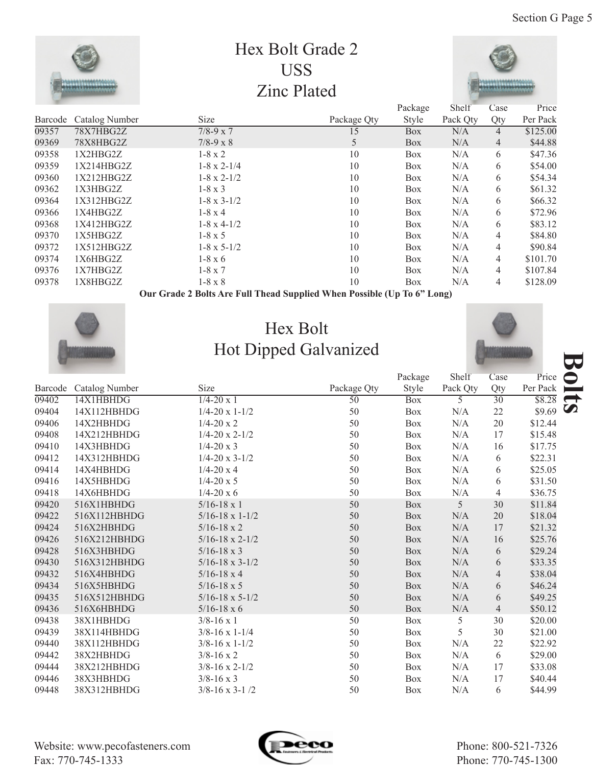## Hex Bolt Grade 2
## USS
## Zinc Plated

| Barcode | Catalog Number | Size | Package Qty | Package Style | Shelf Pack Qty | Case Qty | Price Per Pack |
|---|---|---|---|---|---|---|---|
| 09357 | 78X7HBG2Z | 7/8-9 x 7 | 15 | Box | N/A | 4 | $125.00 |
| 09369 | 78X8HBG2Z | 7/8-9 x 8 | 5 | Box | N/A | 4 | $44.88 |
| 09358 | 1X2HBG2Z | 1-8 x 2 | 10 | Box | N/A | 6 | $47.36 |
| 09359 | 1X214HBG2Z | 1-8 x 2-1/4 | 10 | Box | N/A | 6 | $54.00 |
| 09360 | 1X212HBG2Z | 1-8 x 2-1/2 | 10 | Box | N/A | 6 | $54.34 |
| 09362 | 1X3HBG2Z | 1-8 x 3 | 10 | Box | N/A | 6 | $61.32 |
| 09364 | 1X312HBG2Z | 1-8 x 3-1/2 | 10 | Box | N/A | 6 | $66.32 |
| 09366 | 1X4HBG2Z | 1-8 x 4 | 10 | Box | N/A | 6 | $72.96 |
| 09368 | 1X412HBG2Z | 1-8 x 4-1/2 | 10 | Box | N/A | 6 | $83.12 |
| 09370 | 1X5HBG2Z | 1-8 x 5 | 10 | Box | N/A | 4 | $84.80 |
| 09372 | 1X512HBG2Z | 1-8 x 5-1/2 | 10 | Box | N/A | 4 | $90.84 |
| 09374 | 1X6HBG2Z | 1-8 x 6 | 10 | Box | N/A | 4 | $101.70 |
| 09376 | 1X7HBG2Z | 1-8 x 7 | 10 | Box | N/A | 4 | $107.84 |
| 09378 | 1X8HBG2Z | 1-8 x 8 | 10 | Box | N/A | 4 | $128.09 |

**Our Grade 2 Bolts Are Full Thead Supplied When Possible (Up To 6" Long)**

## Hex Bolt
## Hot Dipped Galvanized

| Barcode | Catalog Number | Size | Package Qty | Package Style | Shelf Pack Qty | Case Qty | Price Per Pack |
|---|---|---|---|---|---|---|---|
| 09402 | 14X1HBHDG | 1/4-20 x 1 | 50 | Box | 5 | 30 | $8.28 |
| 09404 | 14X112HBHDG | 1/4-20 x 1-1/2 | 50 | Box | N/A | 22 | $9.69 |
| 09406 | 14X2HBHDG | 1/4-20 x 2 | 50 | Box | N/A | 20 | $12.44 |
| 09408 | 14X212HBHDG | 1/4-20 x 2-1/2 | 50 | Box | N/A | 17 | $15.48 |
| 09410 | 14X3HBHDG | 1/4-20 x 3 | 50 | Box | N/A | 16 | $17.75 |
| 09412 | 14X312HBHDG | 1/4-20 x 3-1/2 | 50 | Box | N/A | 6 | $22.31 |
| 09414 | 14X4HBHDG | 1/4-20 x 4 | 50 | Box | N/A | 6 | $25.05 |
| 09416 | 14X5HBHDG | 1/4-20 x 5 | 50 | Box | N/A | 6 | $31.50 |
| 09418 | 14X6HBHDG | 1/4-20 x 6 | 50 | Box | N/A | 4 | $36.75 |
| 09420 | 516X1HBHDG | 5/16-18 x 1 | 50 | Box | 5 | 30 | $11.84 |
| 09422 | 516X112HBHDG | 5/16-18 x 1-1/2 | 50 | Box | N/A | 20 | $18.04 |
| 09424 | 516X2HBHDG | 5/16-18 x 2 | 50 | Box | N/A | 17 | $21.32 |
| 09426 | 516X212HBHDG | 5/16-18 x 2-1/2 | 50 | Box | N/A | 16 | $25.76 |
| 09428 | 516X3HBHDG | 5/16-18 x 3 | 50 | Box | N/A | 6 | $29.24 |
| 09430 | 516X312HBHDG | 5/16-18 x 3-1/2 | 50 | Box | N/A | 6 | $33.35 |
| 09432 | 516X4HBHDG | 5/16-18 x 4 | 50 | Box | N/A | 4 | $38.04 |
| 09434 | 516X5HBHDG | 5/16-18 x 5 | 50 | Box | N/A | 6 | $46.24 |
| 09435 | 516X512HBHDG | 5/16-18 x 5-1/2 | 50 | Box | N/A | 6 | $49.25 |
| 09436 | 516X6HBHDG | 5/16-18 x 6 | 50 | Box | N/A | 4 | $50.12 |
| 09438 | 38X1HBHDG | 3/8-16 x 1 | 50 | Box | 5 | 30 | $20.00 |
| 09439 | 38X114HBHDG | 3/8-16 x 1-1/4 | 50 | Box | 5 | 30 | $21.00 |
| 09440 | 38X112HBHDG | 3/8-16 x 1-1/2 | 50 | Box | N/A | 22 | $22.92 |
| 09442 | 38X2HBHDG | 3/8-16 x 2 | 50 | Box | N/A | 6 | $29.00 |
| 09444 | 38X212HBHDG | 3/8-16 x 2-1/2 | 50 | Box | N/A | 17 | $33.08 |
| 09446 | 38X3HBHDG | 3/8-16 x 3 | 50 | Box | N/A | 17 | $40.44 |
| 09448 | 38X312HBHDG | 3/8-16 x 3-1 /2 | 50 | Box | N/A | 6 | $44.99 |

Website: www.pecofasteners.com
Fax: 770-745-1333

Phone: 800-521-7326
Phone: 770-745-1300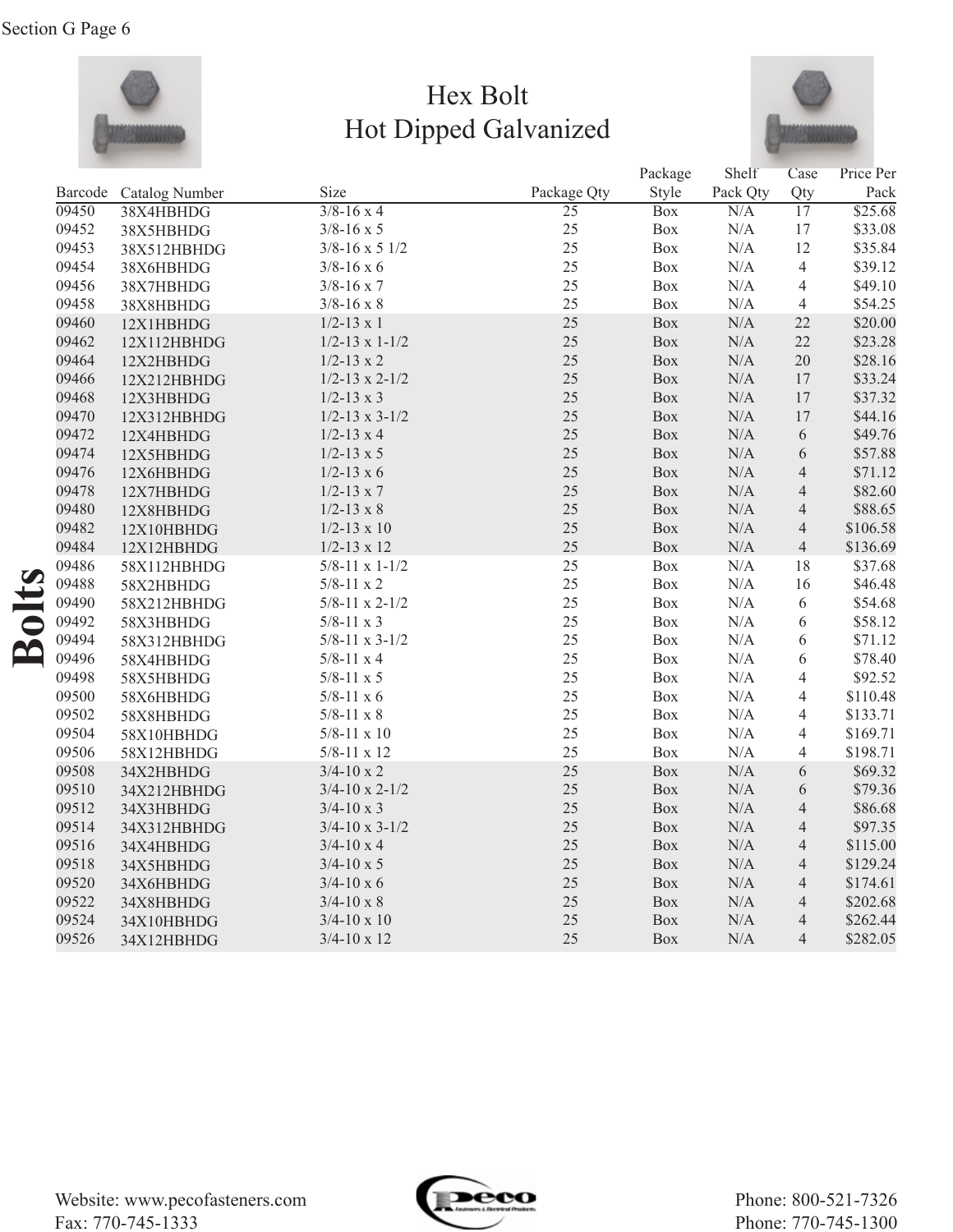# Hex Bolt
## Hot Dipped Galvanized

| Barcode | Catalog Number | Size | Package Qty | Package Style | Shelf Pack Qty | Case Qty | Price Per Pack |
|---|---|---|---|---|---|---|---|
| 09450 | 38X4HBHDG | 3/8-16 x 4 | 25 | Box | N/A | 17 | $25.68 |
| 09452 | 38X5HBHDG | 3/8-16 x 5 | 25 | Box | N/A | 17 | $33.08 |
| 09453 | 38X512HBHDG | 3/8-16 x 5 1/2 | 25 | Box | N/A | 12 | $35.84 |
| 09454 | 38X6HBHDG | 3/8-16 x 6 | 25 | Box | N/A | 4 | $39.12 |
| 09456 | 38X7HBHDG | 3/8-16 x 7 | 25 | Box | N/A | 4 | $49.10 |
| 09458 | 38X8HBHDG | 3/8-16 x 8 | 25 | Box | N/A | 4 | $54.25 |
| 09460 | 12X1HBHDG | 1/2-13 x 1 | 25 | Box | N/A | 22 | $20.00 |
| 09462 | 12X112HBHDG | 1/2-13 x 1-1/2 | 25 | Box | N/A | 22 | $23.28 |
| 09464 | 12X2HBHDG | 1/2-13 x 2 | 25 | Box | N/A | 20 | $28.16 |
| 09466 | 12X212HBHDG | 1/2-13 x 2-1/2 | 25 | Box | N/A | 17 | $33.24 |
| 09468 | 12X3HBHDG | 1/2-13 x 3 | 25 | Box | N/A | 17 | $37.32 |
| 09470 | 12X312HBHDG | 1/2-13 x 3-1/2 | 25 | Box | N/A | 17 | $44.16 |
| 09472 | 12X4HBHDG | 1/2-13 x 4 | 25 | Box | N/A | 6 | $49.76 |
| 09474 | 12X5HBHDG | 1/2-13 x 5 | 25 | Box | N/A | 6 | $57.88 |
| 09476 | 12X6HBHDG | 1/2-13 x 6 | 25 | Box | N/A | 4 | $71.12 |
| 09478 | 12X7HBHDG | 1/2-13 x 7 | 25 | Box | N/A | 4 | $82.60 |
| 09480 | 12X8HBHDG | 1/2-13 x 8 | 25 | Box | N/A | 4 | $88.65 |
| 09482 | 12X10HBHDG | 1/2-13 x 10 | 25 | Box | N/A | 4 | $106.58 |
| 09484 | 12X12HBHDG | 1/2-13 x 12 | 25 | Box | N/A | 4 | $136.69 |
| 09486 | 58X112HBHDG | 5/8-11 x 1-1/2 | 25 | Box | N/A | 18 | $37.68 |
| 09488 | 58X2HBHDG | 5/8-11 x 2 | 25 | Box | N/A | 16 | $46.48 |
| 09490 | 58X212HBHDG | 5/8-11 x 2-1/2 | 25 | Box | N/A | 6 | $54.68 |
| 09492 | 58X3HBHDG | 5/8-11 x 3 | 25 | Box | N/A | 6 | $58.12 |
| 09494 | 58X312HBHDG | 5/8-11 x 3-1/2 | 25 | Box | N/A | 6 | $71.12 |
| 09496 | 58X4HBHDG | 5/8-11 x 4 | 25 | Box | N/A | 6 | $78.40 |
| 09498 | 58X5HBHDG | 5/8-11 x 5 | 25 | Box | N/A | 4 | $92.52 |
| 09500 | 58X6HBHDG | 5/8-11 x 6 | 25 | Box | N/A | 4 | $110.48 |
| 09502 | 58X8HBHDG | 5/8-11 x 8 | 25 | Box | N/A | 4 | $133.71 |
| 09504 | 58X10HBHDG | 5/8-11 x 10 | 25 | Box | N/A | 4 | $169.71 |
| 09506 | 58X12HBHDG | 5/8-11 x 12 | 25 | Box | N/A | 4 | $198.71 |
| 09508 | 34X2HBHDG | 3/4-10 x 2 | 25 | Box | N/A | 6 | $69.32 |
| 09510 | 34X212HBHDG | 3/4-10 x 2-1/2 | 25 | Box | N/A | 6 | $79.36 |
| 09512 | 34X3HBHDG | 3/4-10 x 3 | 25 | Box | N/A | 4 | $86.68 |
| 09514 | 34X312HBHDG | 3/4-10 x 3-1/2 | 25 | Box | N/A | 4 | $97.35 |
| 09516 | 34X4HBHDG | 3/4-10 x 4 | 25 | Box | N/A | 4 | $115.00 |
| 09518 | 34X5HBHDG | 3/4-10 x 5 | 25 | Box | N/A | 4 | $129.24 |
| 09520 | 34X6HBHDG | 3/4-10 x 6 | 25 | Box | N/A | 4 | $174.61 |
| 09522 | 34X8HBHDG | 3/4-10 x 8 | 25 | Box | N/A | 4 | $202.68 |
| 09524 | 34X10HBHDG | 3/4-10 x 10 | 25 | Box | N/A | 4 | $262.44 |
| 09526 | 34X12HBHDG | 3/4-10 x 12 | 25 | Box | N/A | 4 | $282.05 |

Website: www.pecofasteners.com
Fax: 770-745-1333

Phone: 800-521-7326
Phone: 770-745-1300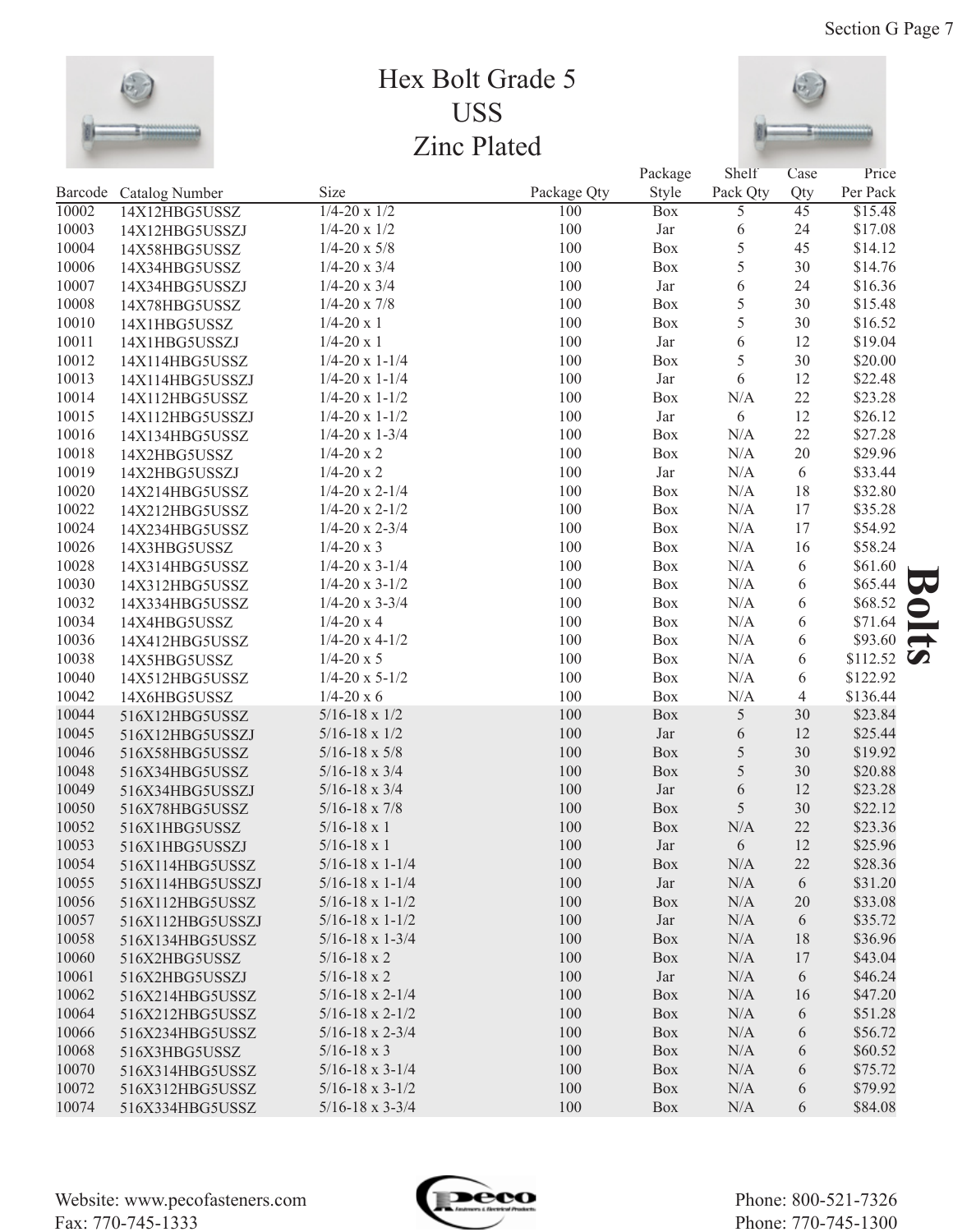# Hex Bolt Grade 5
## USS
## Zinc Plated

| Barcode | Catalog Number | Size | Package Qty | Package Style | Shelf Pack Qty | Case Qty | Price Per Pack |
|---|---|---|---|---|---|---|---|
| 10002 | 14X12HBG5USSZ | 1/4-20 x 1/2 | 100 | Box | 5 | 45 | $15.48 |
| 10003 | 14X12HBG5USSZJ | 1/4-20 x 1/2 | 100 | Jar | 6 | 24 | $17.08 |
| 10004 | 14X58HBG5USSZ | 1/4-20 x 5/8 | 100 | Box | 5 | 45 | $14.12 |
| 10006 | 14X34HBG5USSZ | 1/4-20 x 3/4 | 100 | Box | 5 | 30 | $14.76 |
| 10007 | 14X34HBG5USSZJ | 1/4-20 x 3/4 | 100 | Jar | 6 | 24 | $16.36 |
| 10008 | 14X78HBG5USSZ | 1/4-20 x 7/8 | 100 | Box | 5 | 30 | $15.48 |
| 10010 | 14X1HBG5USSZ | 1/4-20 x 1 | 100 | Box | 5 | 30 | $16.52 |
| 10011 | 14X1HBG5USSZJ | 1/4-20 x 1 | 100 | Jar | 6 | 12 | $19.04 |
| 10012 | 14X114HBG5USSZ | 1/4-20 x 1-1/4 | 100 | Box | 5 | 30 | $20.00 |
| 10013 | 14X114HBG5USSZJ | 1/4-20 x 1-1/4 | 100 | Jar | 6 | 12 | $22.48 |
| 10014 | 14X112HBG5USSZ | 1/4-20 x 1-1/2 | 100 | Box | N/A | 22 | $23.28 |
| 10015 | 14X112HBG5USSZJ | 1/4-20 x 1-1/2 | 100 | Jar | 6 | 12 | $26.12 |
| 10016 | 14X134HBG5USSZ | 1/4-20 x 1-3/4 | 100 | Box | N/A | 22 | $27.28 |
| 10018 | 14X2HBG5USSZ | 1/4-20 x 2 | 100 | Box | N/A | 20 | $29.96 |
| 10019 | 14X2HBG5USSZJ | 1/4-20 x 2 | 100 | Jar | N/A | 6 | $33.44 |
| 10020 | 14X214HBG5USSZ | 1/4-20 x 2-1/4 | 100 | Box | N/A | 18 | $32.80 |
| 10022 | 14X212HBG5USSZ | 1/4-20 x 2-1/2 | 100 | Box | N/A | 17 | $35.28 |
| 10024 | 14X234HBG5USSZ | 1/4-20 x 2-3/4 | 100 | Box | N/A | 17 | $54.92 |
| 10026 | 14X3HBG5USSZ | 1/4-20 x 3 | 100 | Box | N/A | 16 | $58.24 |
| 10028 | 14X314HBG5USSZ | 1/4-20 x 3-1/4 | 100 | Box | N/A | 6 | $61.60 |
| 10030 | 14X312HBG5USSZ | 1/4-20 x 3-1/2 | 100 | Box | N/A | 6 | $65.44 |
| 10032 | 14X334HBG5USSZ | 1/4-20 x 3-3/4 | 100 | Box | N/A | 6 | $68.52 |
| 10034 | 14X4HBG5USSZ | 1/4-20 x 4 | 100 | Box | N/A | 6 | $71.64 |
| 10036 | 14X412HBG5USSZ | 1/4-20 x 4-1/2 | 100 | Box | N/A | 6 | $93.60 |
| 10038 | 14X5HBG5USSZ | 1/4-20 x 5 | 100 | Box | N/A | 6 | $112.52 |
| 10040 | 14X512HBG5USSZ | 1/4-20 x 5-1/2 | 100 | Box | N/A | 6 | $122.92 |
| 10042 | 14X6HBG5USSZ | 1/4-20 x 6 | 100 | Box | N/A | 4 | $136.44 |
| 10044 | 516X12HBG5USSZ | 5/16-18 x 1/2 | 100 | Box | 5 | 30 | $23.84 |
| 10045 | 516X12HBG5USSZJ | 5/16-18 x 1/2 | 100 | Jar | 6 | 12 | $25.44 |
| 10046 | 516X58HBG5USSZ | 5/16-18 x 5/8 | 100 | Box | 5 | 30 | $19.92 |
| 10048 | 516X34HBG5USSZ | 5/16-18 x 3/4 | 100 | Box | 5 | 30 | $20.88 |
| 10049 | 516X34HBG5USSZJ | 5/16-18 x 3/4 | 100 | Jar | 6 | 12 | $23.28 |
| 10050 | 516X78HBG5USSZ | 5/16-18 x 7/8 | 100 | Box | 5 | 30 | $22.12 |
| 10052 | 516X1HBG5USSZ | 5/16-18 x 1 | 100 | Box | N/A | 22 | $23.36 |
| 10053 | 516X1HBG5USSZJ | 5/16-18 x 1 | 100 | Jar | 6 | 12 | $25.96 |
| 10054 | 516X114HBG5USSZ | 5/16-18 x 1-1/4 | 100 | Box | N/A | 22 | $28.36 |
| 10055 | 516X114HBG5USSZJ | 5/16-18 x 1-1/4 | 100 | Jar | N/A | 6 | $31.20 |
| 10056 | 516X112HBG5USSZ | 5/16-18 x 1-1/2 | 100 | Box | N/A | 20 | $33.08 |
| 10057 | 516X112HBG5USSZJ | 5/16-18 x 1-1/2 | 100 | Jar | N/A | 6 | $35.72 |
| 10058 | 516X134HBG5USSZ | 5/16-18 x 1-3/4 | 100 | Box | N/A | 18 | $36.96 |
| 10060 | 516X2HBG5USSZ | 5/16-18 x 2 | 100 | Box | N/A | 17 | $43.04 |
| 10061 | 516X2HBG5USSZJ | 5/16-18 x 2 | 100 | Jar | N/A | 6 | $46.24 |
| 10062 | 516X214HBG5USSZ | 5/16-18 x 2-1/4 | 100 | Box | N/A | 16 | $47.20 |
| 10064 | 516X212HBG5USSZ | 5/16-18 x 2-1/2 | 100 | Box | N/A | 6 | $51.28 |
| 10066 | 516X234HBG5USSZ | 5/16-18 x 2-3/4 | 100 | Box | N/A | 6 | $56.72 |
| 10068 | 516X3HBG5USSZ | 5/16-18 x 3 | 100 | Box | N/A | 6 | $60.52 |
| 10070 | 516X314HBG5USSZ | 5/16-18 x 3-1/4 | 100 | Box | N/A | 6 | $75.72 |
| 10072 | 516X312HBG5USSZ | 5/16-18 x 3-1/2 | 100 | Box | N/A | 6 | $79.92 |
| 10074 | 516X334HBG5USSZ | 5/16-18 x 3-3/4 | 100 | Box | N/A | 6 | $84.08 |

**Bolts**

Website: www.pecofasteners.com
Fax: 770-745-1333

Phone: 800-521-7326
Phone: 770-745-1300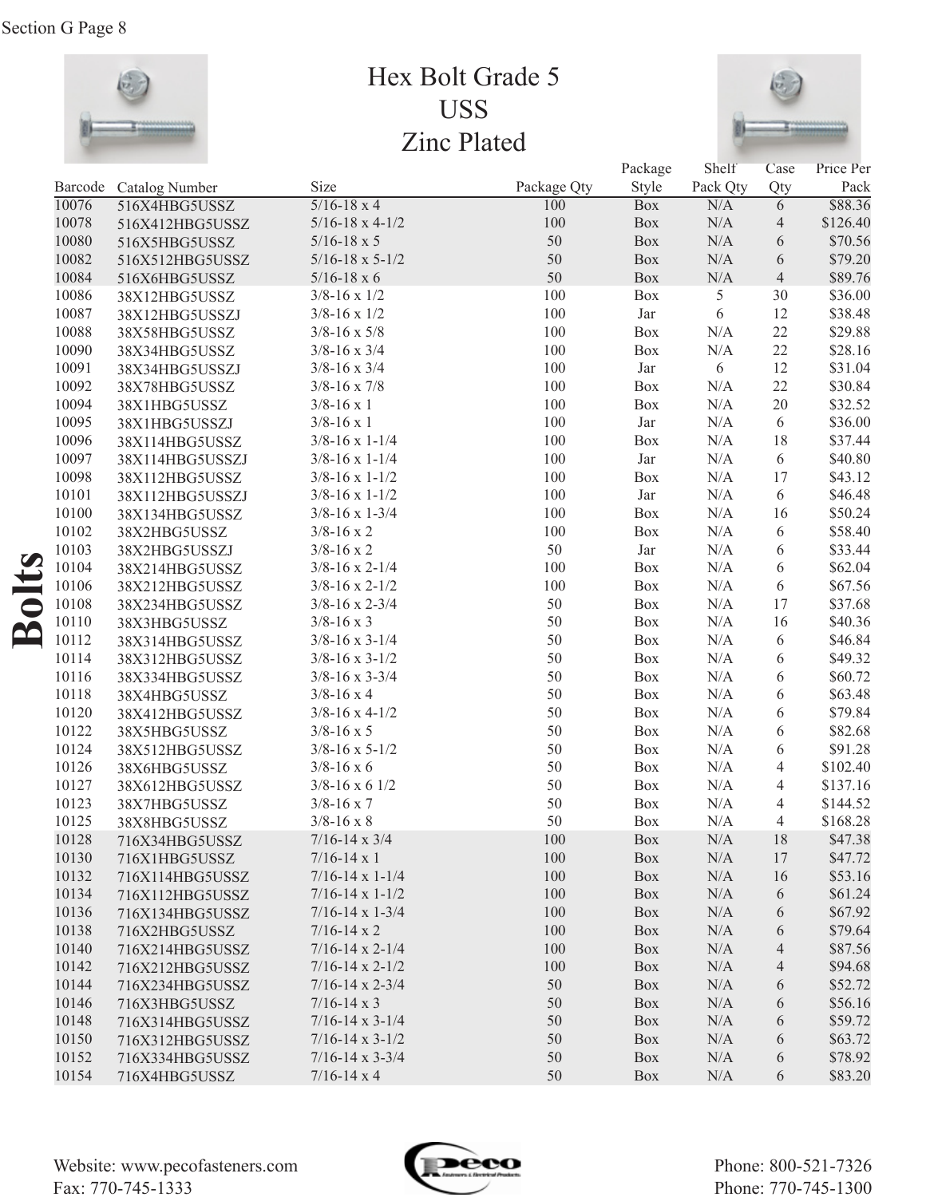# Hex Bolt Grade 5
# USS
# Zinc Plated

| Barcode | Catalog Number | Size | Package Qty | Package Style | Shelf Pack Qty | Case Qty | Price Per Pack |
|---|---|---|---|---|---|---|---|
| 10076 | 516X4HBG5USSZ | 5/16-18 x 4 | 100 | Box | N/A | 6 | $88.36 |
| 10078 | 516X412HBG5USSZ | 5/16-18 x 4-1/2 | 100 | Box | N/A | 4 | $126.40 |
| 10080 | 516X5HBG5USSZ | 5/16-18 x 5 | 50 | Box | N/A | 6 | $70.56 |
| 10082 | 516X512HBG5USSZ | 5/16-18 x 5-1/2 | 50 | Box | N/A | 6 | $79.20 |
| 10084 | 516X6HBG5USSZ | 5/16-18 x 6 | 50 | Box | N/A | 4 | $89.76 |
| 10086 | 38X12HBG5USSZ | 3/8-16 x 1/2 | 100 | Box | 5 | 30 | $36.00 |
| 10087 | 38X12HBG5USSZJ | 3/8-16 x 1/2 | 100 | Jar | 6 | 12 | $38.48 |
| 10088 | 38X58HBG5USSZ | 3/8-16 x 5/8 | 100 | Box | N/A | 22 | $29.88 |
| 10090 | 38X34HBG5USSZ | 3/8-16 x 3/4 | 100 | Box | N/A | 22 | $28.16 |
| 10091 | 38X34HBG5USSZJ | 3/8-16 x 3/4 | 100 | Jar | 6 | 12 | $31.04 |
| 10092 | 38X78HBG5USSZ | 3/8-16 x 7/8 | 100 | Box | N/A | 22 | $30.84 |
| 10094 | 38X1HBG5USSZ | 3/8-16 x 1 | 100 | Box | N/A | 20 | $32.52 |
| 10095 | 38X1HBG5USSZJ | 3/8-16 x 1 | 100 | Jar | N/A | 6 | $36.00 |
| 10096 | 38X114HBG5USSZ | 3/8-16 x 1-1/4 | 100 | Box | N/A | 18 | $37.44 |
| 10097 | 38X114HBG5USSZJ | 3/8-16 x 1-1/4 | 100 | Jar | N/A | 6 | $40.80 |
| 10098 | 38X112HBG5USSZ | 3/8-16 x 1-1/2 | 100 | Box | N/A | 17 | $43.12 |
| 10101 | 38X112HBG5USSZJ | 3/8-16 x 1-1/2 | 100 | Jar | N/A | 6 | $46.48 |
| 10100 | 38X134HBG5USSZ | 3/8-16 x 1-3/4 | 100 | Box | N/A | 16 | $50.24 |
| 10102 | 38X2HBG5USSZ | 3/8-16 x 2 | 100 | Box | N/A | 6 | $58.40 |
| 10103 | 38X2HBG5USSZJ | 3/8-16 x 2 | 50 | Jar | N/A | 6 | $33.44 |
| 10104 | 38X214HBG5USSZ | 3/8-16 x 2-1/4 | 100 | Box | N/A | 6 | $62.04 |
| 10106 | 38X212HBG5USSZ | 3/8-16 x 2-1/2 | 100 | Box | N/A | 6 | $67.56 |
| 10108 | 38X234HBG5USSZ | 3/8-16 x 2-3/4 | 50 | Box | N/A | 17 | $37.68 |
| 10110 | 38X3HBG5USSZ | 3/8-16 x 3 | 50 | Box | N/A | 16 | $40.36 |
| 10112 | 38X314HBG5USSZ | 3/8-16 x 3-1/4 | 50 | Box | N/A | 6 | $46.84 |
| 10114 | 38X312HBG5USSZ | 3/8-16 x 3-1/2 | 50 | Box | N/A | 6 | $49.32 |
| 10116 | 38X334HBG5USSZ | 3/8-16 x 3-3/4 | 50 | Box | N/A | 6 | $60.72 |
| 10118 | 38X4HBG5USSZ | 3/8-16 x 4 | 50 | Box | N/A | 6 | $63.48 |
| 10120 | 38X412HBG5USSZ | 3/8-16 x 4-1/2 | 50 | Box | N/A | 6 | $79.84 |
| 10122 | 38X5HBG5USSZ | 3/8-16 x 5 | 50 | Box | N/A | 6 | $82.68 |
| 10124 | 38X512HBG5USSZ | 3/8-16 x 5-1/2 | 50 | Box | N/A | 6 | $91.28 |
| 10126 | 38X6HBG5USSZ | 3/8-16 x 6 | 50 | Box | N/A | 4 | $102.40 |
| 10127 | 38X612HBG5USSZ | 3/8-16 x 6 1/2 | 50 | Box | N/A | 4 | $137.16 |
| 10123 | 38X7HBG5USSZ | 3/8-16 x 7 | 50 | Box | N/A | 4 | $144.52 |
| 10125 | 38X8HBG5USSZ | 3/8-16 x 8 | 50 | Box | N/A | 4 | $168.28 |
| 10128 | 716X34HBG5USSZ | 7/16-14 x 3/4 | 100 | Box | N/A | 18 | $47.38 |
| 10130 | 716X1HBG5USSZ | 7/16-14 x 1 | 100 | Box | N/A | 17 | $47.72 |
| 10132 | 716X114HBG5USSZ | 7/16-14 x 1-1/4 | 100 | Box | N/A | 16 | $53.16 |
| 10134 | 716X112HBG5USSZ | 7/16-14 x 1-1/2 | 100 | Box | N/A | 6 | $61.24 |
| 10136 | 716X134HBG5USSZ | 7/16-14 x 1-3/4 | 100 | Box | N/A | 6 | $67.92 |
| 10138 | 716X2HBG5USSZ | 7/16-14 x 2 | 100 | Box | N/A | 6 | $79.64 |
| 10140 | 716X214HBG5USSZ | 7/16-14 x 2-1/4 | 100 | Box | N/A | 4 | $87.56 |
| 10142 | 716X212HBG5USSZ | 7/16-14 x 2-1/2 | 100 | Box | N/A | 4 | $94.68 |
| 10144 | 716X234HBG5USSZ | 7/16-14 x 2-3/4 | 50 | Box | N/A | 6 | $52.72 |
| 10146 | 716X3HBG5USSZ | 7/16-14 x 3 | 50 | Box | N/A | 6 | $56.16 |
| 10148 | 716X314HBG5USSZ | 7/16-14 x 3-1/4 | 50 | Box | N/A | 6 | $59.72 |
| 10150 | 716X312HBG5USSZ | 7/16-14 x 3-1/2 | 50 | Box | N/A | 6 | $63.72 |
| 10152 | 716X334HBG5USSZ | 7/16-14 x 3-3/4 | 50 | Box | N/A | 6 | $78.92 |
| 10154 | 716X4HBG5USSZ | 7/16-14 x 4 | 50 | Box | N/A | 6 | $83.20 |

Website: www.pecofasteners.com
Fax: 770-745-1333

Phone: 800-521-7326
Phone: 770-745-1300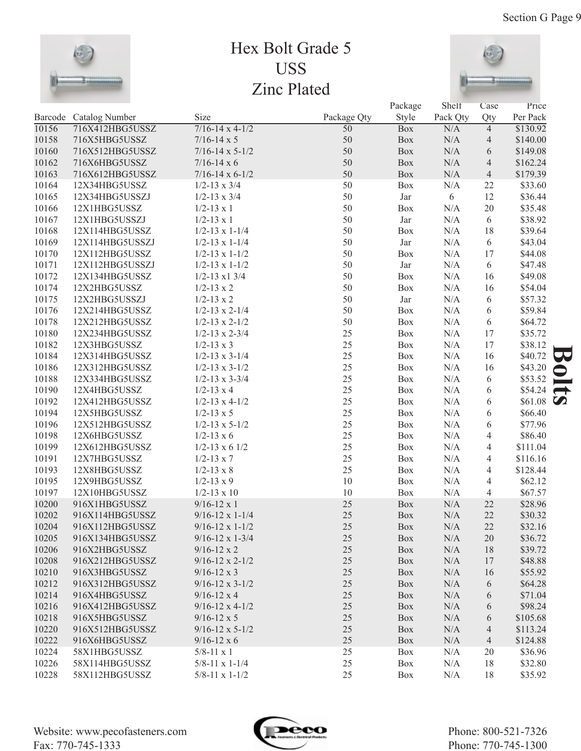# Hex Bolt Grade 5
# USS
# Zinc Plated

| Barcode | Catalog Number | Size | Package Qty | Package Style | Shelf Pack Qty | Case Qty | Price Per Pack |
|---|---|---|---|---|---|---|---|
| 10156 | 716X412HBG5USSZ | 7/16-14 x 4-1/2 | 50 | Box | N/A | 4 | $130.92 |
| 10158 | 716X5HBG5USSZ | 7/16-14 x 5 | 50 | Box | N/A | 4 | $140.00 |
| 10160 | 716X512HBG5USSZ | 7/16-14 x 5-1/2 | 50 | Box | N/A | 6 | $149.08 |
| 10162 | 716X6HBG5USSZ | 7/16-14 x 6 | 50 | Box | N/A | 4 | $162.24 |
| 10163 | 716X612HBG5USSZ | 7/16-14 x 6-1/2 | 50 | Box | N/A | 4 | $179.39 |
| 10164 | 12X34HBG5USSZ | 1/2-13 x 3/4 | 50 | Box | N/A | 22 | $33.60 |
| 10165 | 12X34HBG5USSZJ | 1/2-13 x 3/4 | 50 | Jar | 6 | 12 | $36.44 |
| 10166 | 12X1HBG5USSZ | 1/2-13 x 1 | 50 | Box | N/A | 20 | $35.48 |
| 10167 | 12X1HBG5USSZJ | 1/2-13 x 1 | 50 | Jar | N/A | 6 | $38.92 |
| 10168 | 12X114HBG5USSZ | 1/2-13 x 1-1/4 | 50 | Box | N/A | 18 | $39.64 |
| 10169 | 12X114HBG5USSZJ | 1/2-13 x 1-1/4 | 50 | Jar | N/A | 6 | $43.04 |
| 10170 | 12X112HBG5USSZ | 1/2-13 x 1-1/2 | 50 | Box | N/A | 17 | $44.08 |
| 10171 | 12X112HBG5USSZJ | 1/2-13 x 1-1/2 | 50 | Jar | N/A | 6 | $47.48 |
| 10172 | 12X134HBG5USSZ | 1/2-13 x1 3/4 | 50 | Box | N/A | 16 | $49.08 |
| 10174 | 12X2HBG5USSZ | 1/2-13 x 2 | 50 | Box | N/A | 16 | $54.04 |
| 10175 | 12X2HBG5USSZJ | 1/2-13 x 2 | 50 | Jar | N/A | 6 | $57.32 |
| 10176 | 12X214HBG5USSZ | 1/2-13 x 2-1/4 | 50 | Box | N/A | 6 | $59.84 |
| 10178 | 12X212HBG5USSZ | 1/2-13 x 2-1/2 | 50 | Box | N/A | 6 | $64.72 |
| 10180 | 12X234HBG5USSZ | 1/2-13 x 2-3/4 | 25 | Box | N/A | 17 | $35.72 |
| 10182 | 12X3HBG5USSZ | 1/2-13 x 3 | 25 | Box | N/A | 17 | $38.12 |
| 10184 | 12X314HBG5USSZ | 1/2-13 x 3-1/4 | 25 | Box | N/A | 16 | $40.72 |
| 10186 | 12X312HBG5USSZ | 1/2-13 x 3-1/2 | 25 | Box | N/A | 16 | $43.20 |
| 10188 | 12X334HBG5USSZ | 1/2-13 x 3-3/4 | 25 | Box | N/A | 6 | $53.52 |
| 10190 | 12X4HBG5USSZ | 1/2-13 x 4 | 25 | Box | N/A | 6 | $54.24 |
| 10192 | 12X412HBG5USSZ | 1/2-13 x 4-1/2 | 25 | Box | N/A | 6 | $61.08 |
| 10194 | 12X5HBG5USSZ | 1/2-13 x 5 | 25 | Box | N/A | 6 | $66.40 |
| 10196 | 12X512HBG5USSZ | 1/2-13 x 5-1/2 | 25 | Box | N/A | 6 | $77.96 |
| 10198 | 12X6HBG5USSZ | 1/2-13 x 6 | 25 | Box | N/A | 4 | $86.40 |
| 10199 | 12X612HBG5USSZ | 1/2-13 x 6 1/2 | 25 | Box | N/A | 4 | $111.04 |
| 10191 | 12X7HBG5USSZ | 1/2-13 x 7 | 25 | Box | N/A | 4 | $116.16 |
| 10193 | 12X8HBG5USSZ | 1/2-13 x 8 | 25 | Box | N/A | 4 | $128.44 |
| 10195 | 12X9HBG5USSZ | 1/2-13 x 9 | 10 | Box | N/A | 4 | $62.12 |
| 10197 | 12X10HBG5USSZ | 1/2-13 x 10 | 10 | Box | N/A | 4 | $67.57 |
| 10200 | 916X1HBG5USSZ | 9/16-12 x 1 | 25 | Box | N/A | 22 | $28.96 |
| 10202 | 916X114HBG5USSZ | 9/16-12 x 1-1/4 | 25 | Box | N/A | 22 | $30.32 |
| 10204 | 916X112HBG5USSZ | 9/16-12 x 1-1/2 | 25 | Box | N/A | 22 | $32.16 |
| 10205 | 916X134HBG5USSZ | 9/16-12 x 1-3/4 | 25 | Box | N/A | 20 | $36.72 |
| 10206 | 916X2HBG5USSZ | 9/16-12 x 2 | 25 | Box | N/A | 18 | $39.72 |
| 10208 | 916X212HBG5USSZ | 9/16-12 x 2-1/2 | 25 | Box | N/A | 17 | $48.88 |
| 10210 | 916X3HBG5USSZ | 9/16-12 x 3 | 25 | Box | N/A | 16 | $55.92 |
| 10212 | 916X312HBG5USSZ | 9/16-12 x 3-1/2 | 25 | Box | N/A | 6 | $64.28 |
| 10214 | 916X4HBG5USSZ | 9/16-12 x 4 | 25 | Box | N/A | 6 | $71.04 |
| 10216 | 916X412HBG5USSZ | 9/16-12 x 4-1/2 | 25 | Box | N/A | 6 | $98.24 |
| 10218 | 916X5HBG5USSZ | 9/16-12 x 5 | 25 | Box | N/A | 6 | $105.68 |
| 10220 | 916X512HBG5USSZ | 9/16-12 x 5-1/2 | 25 | Box | N/A | 4 | $113.24 |
| 10222 | 916X6HBG5USSZ | 9/16-12 x 6 | 25 | Box | N/A | 4 | $124.88 |
| 10224 | 58X1HBG5USSZ | 5/8-11 x 1 | 25 | Box | N/A | 20 | $36.96 |
| 10226 | 58X114HBG5USSZ | 5/8-11 x 1-1/4 | 25 | Box | N/A | 18 | $32.80 |
| 10228 | 58X112HBG5USSZ | 5/8-11 x 1-1/2 | 25 | Box | N/A | 18 | $35.92 |

**Bolts**

Website: www.pecofasteners.com
Fax: 770-745-1333

Phone: 800-521-7326
Phone: 770-745-1300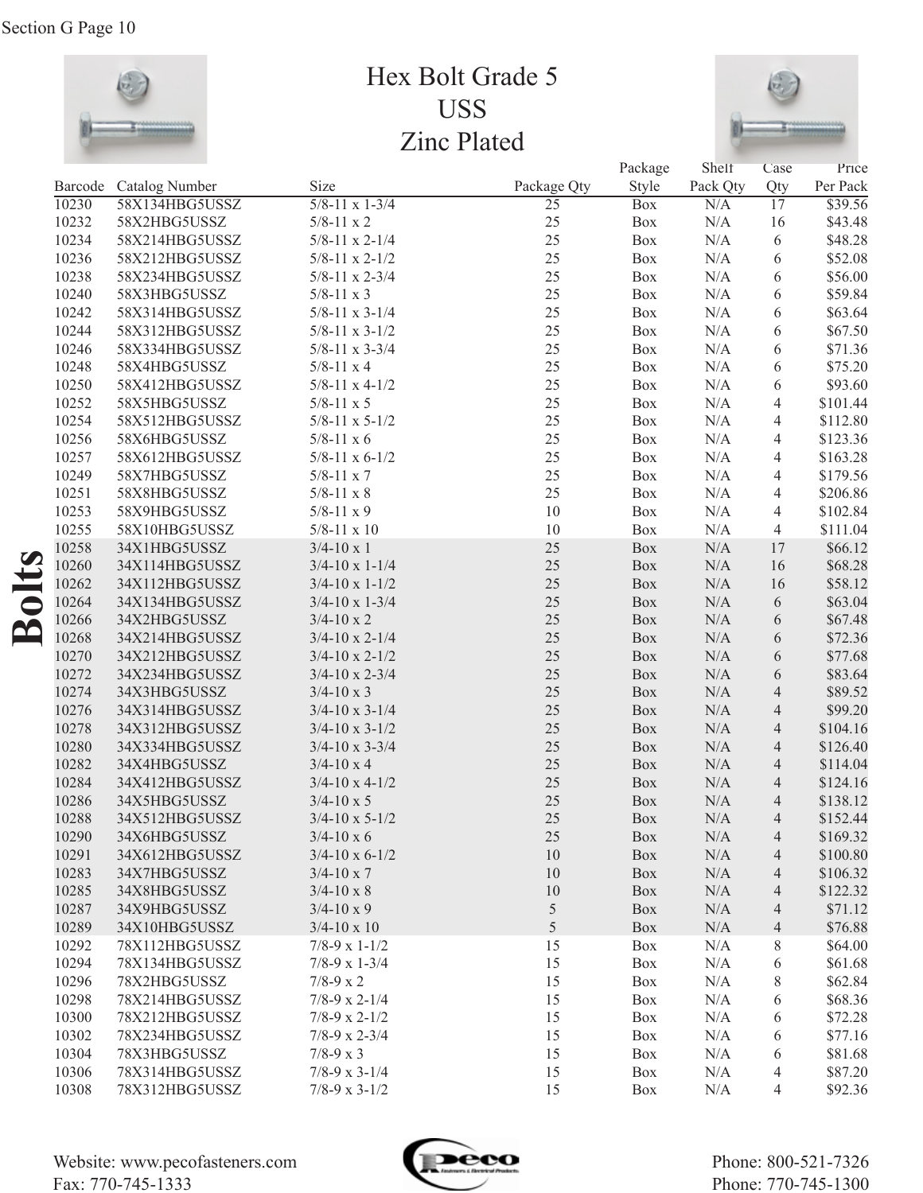# Hex Bolt Grade 5
## USS
## Zinc Plated

**Bolts**

| Barcode | Catalog Number | Size | Package Qty | Package Style | Shelf Pack Qty | Case Qty | Price Per Pack |
|---|---|---|---|---|---|---|---|
| 10230 | 58X134HBG5USSZ | 5/8-11 x 1-3/4 | 25 | Box | N/A | 17 | $39.56 |
| 10232 | 58X2HBG5USSZ | 5/8-11 x 2 | 25 | Box | N/A | 16 | $43.48 |
| 10234 | 58X214HBG5USSZ | 5/8-11 x 2-1/4 | 25 | Box | N/A | 6 | $48.28 |
| 10236 | 58X212HBG5USSZ | 5/8-11 x 2-1/2 | 25 | Box | N/A | 6 | $52.08 |
| 10238 | 58X234HBG5USSZ | 5/8-11 x 2-3/4 | 25 | Box | N/A | 6 | $56.00 |
| 10240 | 58X3HBG5USSZ | 5/8-11 x 3 | 25 | Box | N/A | 6 | $59.84 |
| 10242 | 58X314HBG5USSZ | 5/8-11 x 3-1/4 | 25 | Box | N/A | 6 | $63.64 |
| 10244 | 58X312HBG5USSZ | 5/8-11 x 3-1/2 | 25 | Box | N/A | 6 | $67.50 |
| 10246 | 58X334HBG5USSZ | 5/8-11 x 3-3/4 | 25 | Box | N/A | 6 | $71.36 |
| 10248 | 58X4HBG5USSZ | 5/8-11 x 4 | 25 | Box | N/A | 6 | $75.20 |
| 10250 | 58X412HBG5USSZ | 5/8-11 x 4-1/2 | 25 | Box | N/A | 6 | $93.60 |
| 10252 | 58X5HBG5USSZ | 5/8-11 x 5 | 25 | Box | N/A | 4 | $101.44 |
| 10254 | 58X512HBG5USSZ | 5/8-11 x 5-1/2 | 25 | Box | N/A | 4 | $112.80 |
| 10256 | 58X6HBG5USSZ | 5/8-11 x 6 | 25 | Box | N/A | 4 | $123.36 |
| 10257 | 58X612HBG5USSZ | 5/8-11 x 6-1/2 | 25 | Box | N/A | 4 | $163.28 |
| 10249 | 58X7HBG5USSZ | 5/8-11 x 7 | 25 | Box | N/A | 4 | $179.56 |
| 10251 | 58X8HBG5USSZ | 5/8-11 x 8 | 25 | Box | N/A | 4 | $206.86 |
| 10253 | 58X9HBG5USSZ | 5/8-11 x 9 | 10 | Box | N/A | 4 | $102.84 |
| 10255 | 58X10HBG5USSZ | 5/8-11 x 10 | 10 | Box | N/A | 4 | $111.04 |
| 10258 | 34X1HBG5USSZ | 3/4-10 x 1 | 25 | Box | N/A | 17 | $66.12 |
| 10260 | 34X114HBG5USSZ | 3/4-10 x 1-1/4 | 25 | Box | N/A | 16 | $68.28 |
| 10262 | 34X112HBG5USSZ | 3/4-10 x 1-1/2 | 25 | Box | N/A | 16 | $58.12 |
| 10264 | 34X134HBG5USSZ | 3/4-10 x 1-3/4 | 25 | Box | N/A | 6 | $63.04 |
| 10266 | 34X2HBG5USSZ | 3/4-10 x 2 | 25 | Box | N/A | 6 | $67.48 |
| 10268 | 34X214HBG5USSZ | 3/4-10 x 2-1/4 | 25 | Box | N/A | 6 | $72.36 |
| 10270 | 34X212HBG5USSZ | 3/4-10 x 2-1/2 | 25 | Box | N/A | 6 | $77.68 |
| 10272 | 34X234HBG5USSZ | 3/4-10 x 2-3/4 | 25 | Box | N/A | 6 | $83.64 |
| 10274 | 34X3HBG5USSZ | 3/4-10 x 3 | 25 | Box | N/A | 4 | $89.52 |
| 10276 | 34X314HBG5USSZ | 3/4-10 x 3-1/4 | 25 | Box | N/A | 4 | $99.20 |
| 10278 | 34X312HBG5USSZ | 3/4-10 x 3-1/2 | 25 | Box | N/A | 4 | $104.16 |
| 10280 | 34X334HBG5USSZ | 3/4-10 x 3-3/4 | 25 | Box | N/A | 4 | $126.40 |
| 10282 | 34X4HBG5USSZ | 3/4-10 x 4 | 25 | Box | N/A | 4 | $114.04 |
| 10284 | 34X412HBG5USSZ | 3/4-10 x 4-1/2 | 25 | Box | N/A | 4 | $124.16 |
| 10286 | 34X5HBG5USSZ | 3/4-10 x 5 | 25 | Box | N/A | 4 | $138.12 |
| 10288 | 34X512HBG5USSZ | 3/4-10 x 5-1/2 | 25 | Box | N/A | 4 | $152.44 |
| 10290 | 34X6HBG5USSZ | 3/4-10 x 6 | 25 | Box | N/A | 4 | $169.32 |
| 10291 | 34X612HBG5USSZ | 3/4-10 x 6-1/2 | 10 | Box | N/A | 4 | $100.80 |
| 10283 | 34X7HBG5USSZ | 3/4-10 x 7 | 10 | Box | N/A | 4 | $106.32 |
| 10285 | 34X8HBG5USSZ | 3/4-10 x 8 | 10 | Box | N/A | 4 | $122.32 |
| 10287 | 34X9HBG5USSZ | 3/4-10 x 9 | 5 | Box | N/A | 4 | $71.12 |
| 10289 | 34X10HBG5USSZ | 3/4-10 x 10 | 5 | Box | N/A | 4 | $76.88 |
| 10292 | 78X112HBG5USSZ | 7/8-9 x 1-1/2 | 15 | Box | N/A | 8 | $64.00 |
| 10294 | 78X134HBG5USSZ | 7/8-9 x 1-3/4 | 15 | Box | N/A | 6 | $61.68 |
| 10296 | 78X2HBG5USSZ | 7/8-9 x 2 | 15 | Box | N/A | 8 | $62.84 |
| 10298 | 78X214HBG5USSZ | 7/8-9 x 2-1/4 | 15 | Box | N/A | 6 | $68.36 |
| 10300 | 78X212HBG5USSZ | 7/8-9 x 2-1/2 | 15 | Box | N/A | 6 | $72.28 |
| 10302 | 78X234HBG5USSZ | 7/8-9 x 2-3/4 | 15 | Box | N/A | 6 | $77.16 |
| 10304 | 78X3HBG5USSZ | 7/8-9 x 3 | 15 | Box | N/A | 6 | $81.68 |
| 10306 | 78X314HBG5USSZ | 7/8-9 x 3-1/4 | 15 | Box | N/A | 4 | $87.20 |
| 10308 | 78X312HBG5USSZ | 7/8-9 x 3-1/2 | 15 | Box | N/A | 4 | $92.36 |

Website: www.pecofasteners.com
Fax: 770-745-1333

Phone: 800-521-7326
Phone: 770-745-1300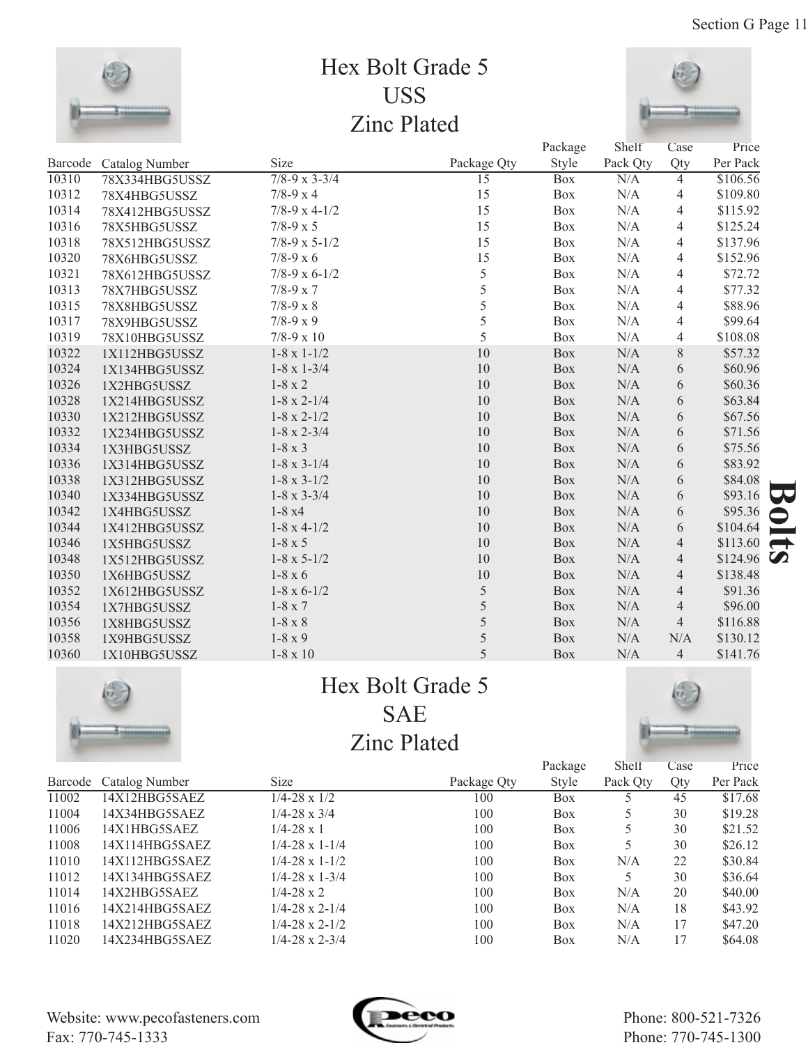# Hex Bolt Grade 5
# USS
# Zinc Plated

| Barcode | Catalog Number | Size | Package Qty | Package Style | Shelf Pack Qty | Case Qty | Price Per Pack |
|---|---|---|---|---|---|---|---|
| 10310 | 78X334HBG5USSZ | 7/8-9 x 3-3/4 | 15 | Box | N/A | 4 | $106.56 |
| 10312 | 78X4HBG5USSZ | 7/8-9 x 4 | 15 | Box | N/A | 4 | $109.80 |
| 10314 | 78X412HBG5USSZ | 7/8-9 x 4-1/2 | 15 | Box | N/A | 4 | $115.92 |
| 10316 | 78X5HBG5USSZ | 7/8-9 x 5 | 15 | Box | N/A | 4 | $125.24 |
| 10318 | 78X512HBG5USSZ | 7/8-9 x 5-1/2 | 15 | Box | N/A | 4 | $137.96 |
| 10320 | 78X6HBG5USSZ | 7/8-9 x 6 | 15 | Box | N/A | 4 | $152.96 |
| 10321 | 78X612HBG5USSZ | 7/8-9 x 6-1/2 | 5 | Box | N/A | 4 | $72.72 |
| 10313 | 78X7HBG5USSZ | 7/8-9 x 7 | 5 | Box | N/A | 4 | $77.32 |
| 10315 | 78X8HBG5USSZ | 7/8-9 x 8 | 5 | Box | N/A | 4 | $88.96 |
| 10317 | 78X9HBG5USSZ | 7/8-9 x 9 | 5 | Box | N/A | 4 | $99.64 |
| 10319 | 78X10HBG5USSZ | 7/8-9 x 10 | 5 | Box | N/A | 4 | $108.08 |
| 10322 | 1X112HBG5USSZ | 1-8 x 1-1/2 | 10 | Box | N/A | 8 | $57.32 |
| 10324 | 1X134HBG5USSZ | 1-8 x 1-3/4 | 10 | Box | N/A | 6 | $60.96 |
| 10326 | 1X2HBG5USSZ | 1-8 x 2 | 10 | Box | N/A | 6 | $60.36 |
| 10328 | 1X214HBG5USSZ | 1-8 x 2-1/4 | 10 | Box | N/A | 6 | $63.84 |
| 10330 | 1X212HBG5USSZ | 1-8 x 2-1/2 | 10 | Box | N/A | 6 | $67.56 |
| 10332 | 1X234HBG5USSZ | 1-8 x 2-3/4 | 10 | Box | N/A | 6 | $71.56 |
| 10334 | 1X3HBG5USSZ | 1-8 x 3 | 10 | Box | N/A | 6 | $75.56 |
| 10336 | 1X314HBG5USSZ | 1-8 x 3-1/4 | 10 | Box | N/A | 6 | $83.92 |
| 10338 | 1X312HBG5USSZ | 1-8 x 3-1/2 | 10 | Box | N/A | 6 | $84.08 |
| 10340 | 1X334HBG5USSZ | 1-8 x 3-3/4 | 10 | Box | N/A | 6 | $93.16 |
| 10342 | 1X4HBG5USSZ | 1-8 x4 | 10 | Box | N/A | 6 | $95.36 |
| 10344 | 1X412HBG5USSZ | 1-8 x 4-1/2 | 10 | Box | N/A | 6 | $104.64 |
| 10346 | 1X5HBG5USSZ | 1-8 x 5 | 10 | Box | N/A | 4 | $113.60 |
| 10348 | 1X512HBG5USSZ | 1-8 x 5-1/2 | 10 | Box | N/A | 4 | $124.96 |
| 10350 | 1X6HBG5USSZ | 1-8 x 6 | 10 | Box | N/A | 4 | $138.48 |
| 10352 | 1X612HBG5USSZ | 1-8 x 6-1/2 | 5 | Box | N/A | 4 | $91.36 |
| 10354 | 1X7HBG5USSZ | 1-8 x 7 | 5 | Box | N/A | 4 | $96.00 |
| 10356 | 1X8HBG5USSZ | 1-8 x 8 | 5 | Box | N/A | 4 | $116.88 |
| 10358 | 1X9HBG5USSZ | 1-8 x 9 | 5 | Box | N/A | N/A | $130.12 |
| 10360 | 1X10HBG5USSZ | 1-8 x 10 | 5 | Box | N/A | 4 | $141.76 |

# Hex Bolt Grade 5
# SAE
# Zinc Plated

| Barcode | Catalog Number | Size | Package Qty | Package Style | Shelf Pack Qty | Case Qty | Price Per Pack |
|---|---|---|---|---|---|---|---|
| 11002 | 14X12HBG5SAEZ | 1/4-28 x 1/2 | 100 | Box | 5 | 45 | $17.68 |
| 11004 | 14X34HBG5SAEZ | 1/4-28 x 3/4 | 100 | Box | 5 | 30 | $19.28 |
| 11006 | 14X1HBG5SAEZ | 1/4-28 x 1 | 100 | Box | 5 | 30 | $21.52 |
| 11008 | 14X114HBG5SAEZ | 1/4-28 x 1-1/4 | 100 | Box | 5 | 30 | $26.12 |
| 11010 | 14X112HBG5SAEZ | 1/4-28 x 1-1/2 | 100 | Box | N/A | 22 | $30.84 |
| 11012 | 14X134HBG5SAEZ | 1/4-28 x 1-3/4 | 100 | Box | 5 | 30 | $36.64 |
| 11014 | 14X2HBG5SAEZ | 1/4-28 x 2 | 100 | Box | N/A | 20 | $40.00 |
| 11016 | 14X214HBG5SAEZ | 1/4-28 x 2-1/4 | 100 | Box | N/A | 18 | $43.92 |
| 11018 | 14X212HBG5SAEZ | 1/4-28 x 2-1/2 | 100 | Box | N/A | 17 | $47.20 |
| 11020 | 14X234HBG5SAEZ | 1/4-28 x 2-3/4 | 100 | Box | N/A | 17 | $64.08 |

**Bolts**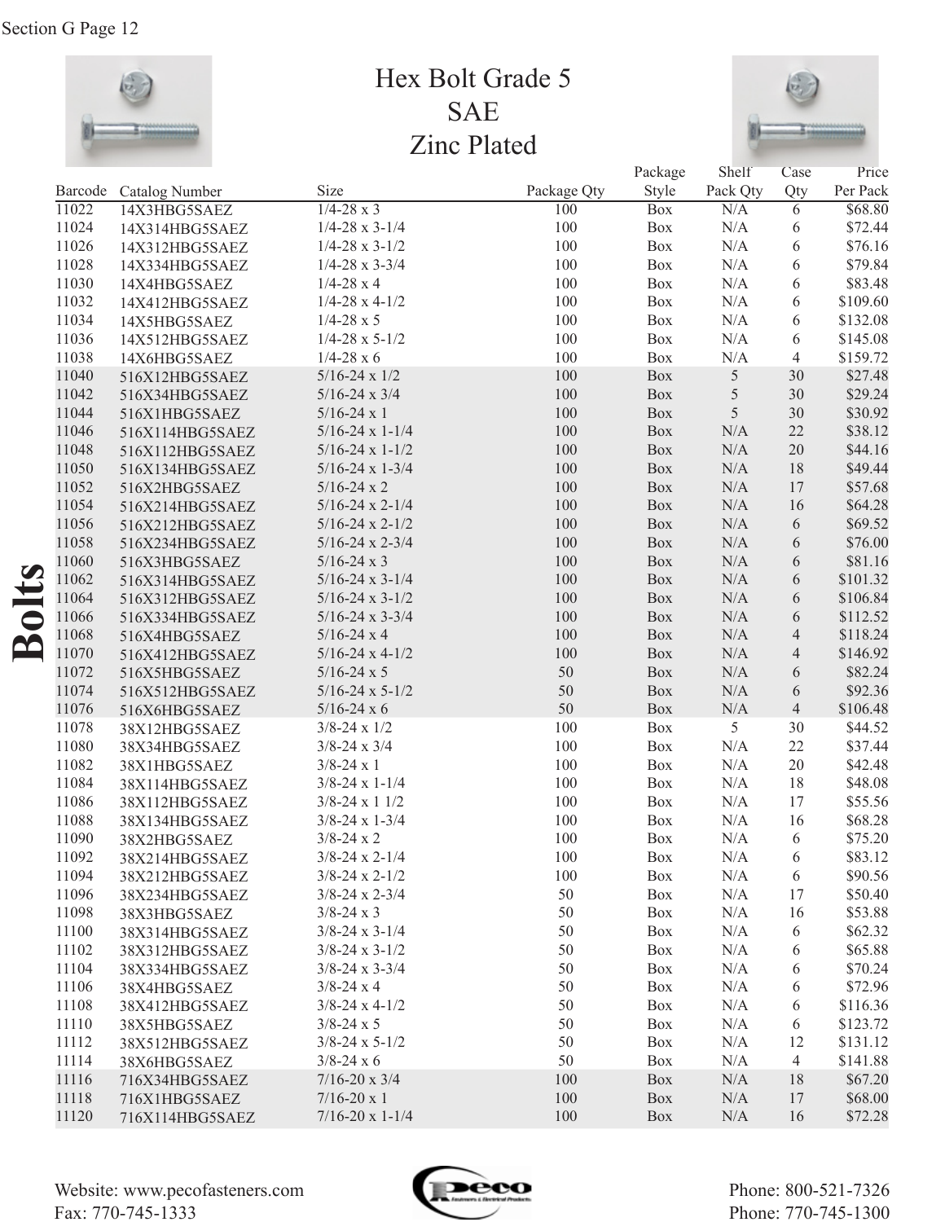# Hex Bolt Grade 5
## SAE
## Zinc Plated

| Barcode | Catalog Number | Size | Package Qty | Package Style | Shelf Pack Qty | Case Qty | Price Per Pack |
|---|---|---|---|---|---|---|---|
| 11022 | 14X3HBG5SAEZ | 1/4-28 x 3 | 100 | Box | N/A | 6 | $68.80 |
| 11024 | 14X314HBG5SAEZ | 1/4-28 x 3-1/4 | 100 | Box | N/A | 6 | $72.44 |
| 11026 | 14X312HBG5SAEZ | 1/4-28 x 3-1/2 | 100 | Box | N/A | 6 | $76.16 |
| 11028 | 14X334HBG5SAEZ | 1/4-28 x 3-3/4 | 100 | Box | N/A | 6 | $79.84 |
| 11030 | 14X4HBG5SAEZ | 1/4-28 x 4 | 100 | Box | N/A | 6 | $83.48 |
| 11032 | 14X412HBG5SAEZ | 1/4-28 x 4-1/2 | 100 | Box | N/A | 6 | $109.60 |
| 11034 | 14X5HBG5SAEZ | 1/4-28 x 5 | 100 | Box | N/A | 6 | $132.08 |
| 11036 | 14X512HBG5SAEZ | 1/4-28 x 5-1/2 | 100 | Box | N/A | 6 | $145.08 |
| 11038 | 14X6HBG5SAEZ | 1/4-28 x 6 | 100 | Box | N/A | 4 | $159.72 |
| 11040 | 516X12HBG5SAEZ | 5/16-24 x 1/2 | 100 | Box | 5 | 30 | $27.48 |
| 11042 | 516X34HBG5SAEZ | 5/16-24 x 3/4 | 100 | Box | 5 | 30 | $29.24 |
| 11044 | 516X1HBG5SAEZ | 5/16-24 x 1 | 100 | Box | 5 | 30 | $30.92 |
| 11046 | 516X114HBG5SAEZ | 5/16-24 x 1-1/4 | 100 | Box | N/A | 22 | $38.12 |
| 11048 | 516X112HBG5SAEZ | 5/16-24 x 1-1/2 | 100 | Box | N/A | 20 | $44.16 |
| 11050 | 516X134HBG5SAEZ | 5/16-24 x 1-3/4 | 100 | Box | N/A | 18 | $49.44 |
| 11052 | 516X2HBG5SAEZ | 5/16-24 x 2 | 100 | Box | N/A | 17 | $57.68 |
| 11054 | 516X214HBG5SAEZ | 5/16-24 x 2-1/4 | 100 | Box | N/A | 16 | $64.28 |
| 11056 | 516X212HBG5SAEZ | 5/16-24 x 2-1/2 | 100 | Box | N/A | 6 | $69.52 |
| 11058 | 516X234HBG5SAEZ | 5/16-24 x 2-3/4 | 100 | Box | N/A | 6 | $76.00 |
| 11060 | 516X3HBG5SAEZ | 5/16-24 x 3 | 100 | Box | N/A | 6 | $81.16 |
| 11062 | 516X314HBG5SAEZ | 5/16-24 x 3-1/4 | 100 | Box | N/A | 6 | $101.32 |
| 11064 | 516X312HBG5SAEZ | 5/16-24 x 3-1/2 | 100 | Box | N/A | 6 | $106.84 |
| 11066 | 516X334HBG5SAEZ | 5/16-24 x 3-3/4 | 100 | Box | N/A | 6 | $112.52 |
| 11068 | 516X4HBG5SAEZ | 5/16-24 x 4 | 100 | Box | N/A | 4 | $118.24 |
| 11070 | 516X412HBG5SAEZ | 5/16-24 x 4-1/2 | 100 | Box | N/A | 4 | $146.92 |
| 11072 | 516X5HBG5SAEZ | 5/16-24 x 5 | 50 | Box | N/A | 6 | $82.24 |
| 11074 | 516X512HBG5SAEZ | 5/16-24 x 5-1/2 | 50 | Box | N/A | 6 | $92.36 |
| 11076 | 516X6HBG5SAEZ | 5/16-24 x 6 | 50 | Box | N/A | 4 | $106.48 |
| 11078 | 38X12HBG5SAEZ | 3/8-24 x 1/2 | 100 | Box | 5 | 30 | $44.52 |
| 11080 | 38X34HBG5SAEZ | 3/8-24 x 3/4 | 100 | Box | N/A | 22 | $37.44 |
| 11082 | 38X1HBG5SAEZ | 3/8-24 x 1 | 100 | Box | N/A | 20 | $42.48 |
| 11084 | 38X114HBG5SAEZ | 3/8-24 x 1-1/4 | 100 | Box | N/A | 18 | $48.08 |
| 11086 | 38X112HBG5SAEZ | 3/8-24 x 1 1/2 | 100 | Box | N/A | 17 | $55.56 |
| 11088 | 38X134HBG5SAEZ | 3/8-24 x 1-3/4 | 100 | Box | N/A | 16 | $68.28 |
| 11090 | 38X2HBG5SAEZ | 3/8-24 x 2 | 100 | Box | N/A | 6 | $75.20 |
| 11092 | 38X214HBG5SAEZ | 3/8-24 x 2-1/4 | 100 | Box | N/A | 6 | $83.12 |
| 11094 | 38X212HBG5SAEZ | 3/8-24 x 2-1/2 | 100 | Box | N/A | 6 | $90.56 |
| 11096 | 38X234HBG5SAEZ | 3/8-24 x 2-3/4 | 50 | Box | N/A | 17 | $50.40 |
| 11098 | 38X3HBG5SAEZ | 3/8-24 x 3 | 50 | Box | N/A | 16 | $53.88 |
| 11100 | 38X314HBG5SAEZ | 3/8-24 x 3-1/4 | 50 | Box | N/A | 6 | $62.32 |
| 11102 | 38X312HBG5SAEZ | 3/8-24 x 3-1/2 | 50 | Box | N/A | 6 | $65.88 |
| 11104 | 38X334HBG5SAEZ | 3/8-24 x 3-3/4 | 50 | Box | N/A | 6 | $70.24 |
| 11106 | 38X4HBG5SAEZ | 3/8-24 x 4 | 50 | Box | N/A | 6 | $72.96 |
| 11108 | 38X412HBG5SAEZ | 3/8-24 x 4-1/2 | 50 | Box | N/A | 6 | $116.36 |
| 11110 | 38X5HBG5SAEZ | 3/8-24 x 5 | 50 | Box | N/A | 6 | $123.72 |
| 11112 | 38X512HBG5SAEZ | 3/8-24 x 5-1/2 | 50 | Box | N/A | 12 | $131.12 |
| 11114 | 38X6HBG5SAEZ | 3/8-24 x 6 | 50 | Box | N/A | 4 | $141.88 |
| 11116 | 716X34HBG5SAEZ | 7/16-20 x 3/4 | 100 | Box | N/A | 18 | $67.20 |
| 11118 | 716X1HBG5SAEZ | 7/16-20 x 1 | 100 | Box | N/A | 17 | $68.00 |
| 11120 | 716X114HBG5SAEZ | 7/16-20 x 1-1/4 | 100 | Box | N/A | 16 | $72.28 |

Website: www.pecofasteners.com
Fax: 770-745-1333

Phone: 800-521-7326
Phone: 770-745-1300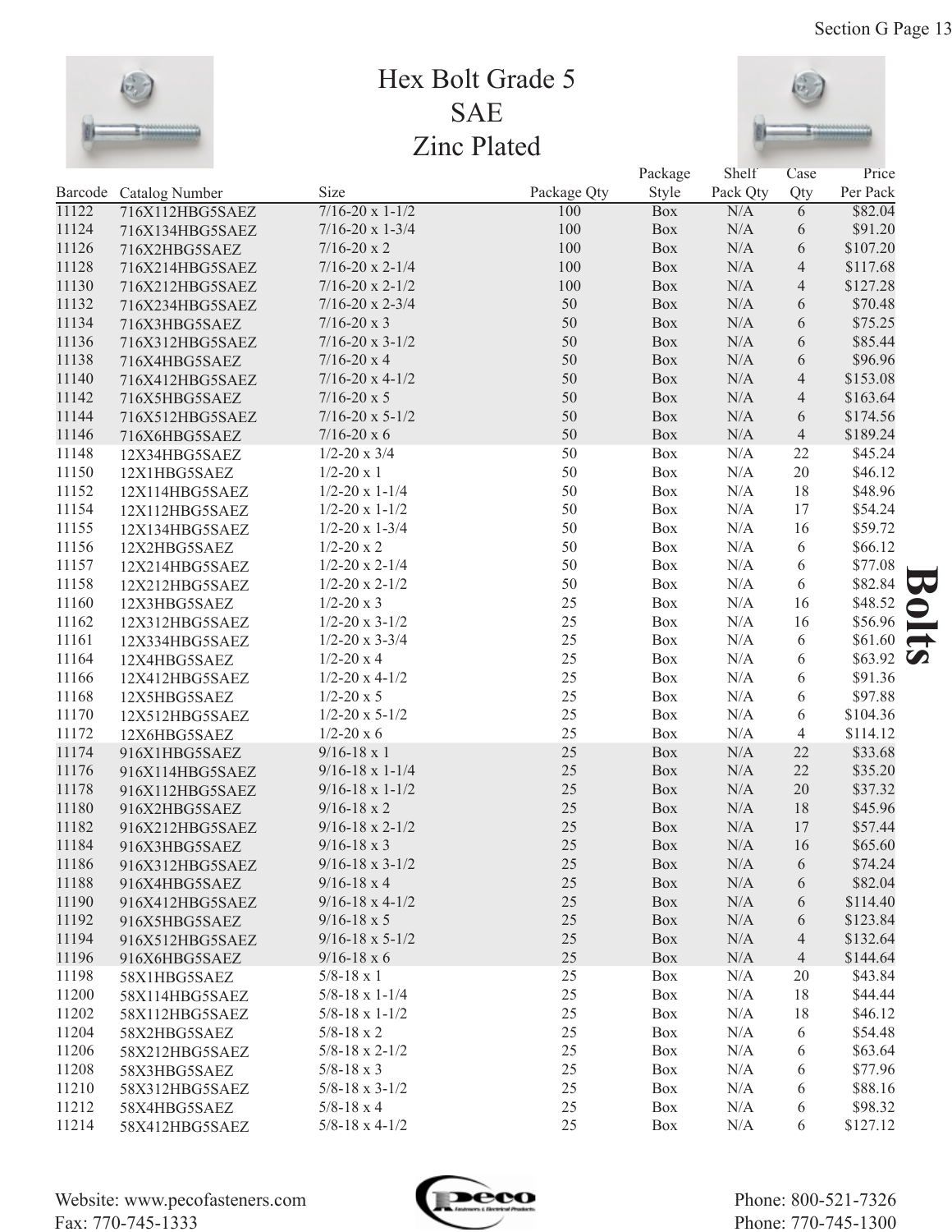# Hex Bolt Grade 5
## SAE
## Zinc Plated

| Barcode | Catalog Number | Size | Package Qty | Package Style | Shelf Pack Qty | Case Qty | Price Per Pack |
|---|---|---|---|---|---|---|---|
| 11122 | 716X112HBG5SAEZ | 7/16-20 x 1-1/2 | 100 | Box | N/A | 6 | $82.04 |
| 11124 | 716X134HBG5SAEZ | 7/16-20 x 1-3/4 | 100 | Box | N/A | 6 | $91.20 |
| 11126 | 716X2HBG5SAEZ | 7/16-20 x 2 | 100 | Box | N/A | 6 | $107.20 |
| 11128 | 716X214HBG5SAEZ | 7/16-20 x 2-1/4 | 100 | Box | N/A | 4 | $117.68 |
| 11130 | 716X212HBG5SAEZ | 7/16-20 x 2-1/2 | 100 | Box | N/A | 4 | $127.28 |
| 11132 | 716X234HBG5SAEZ | 7/16-20 x 2-3/4 | 50 | Box | N/A | 6 | $70.48 |
| 11134 | 716X3HBG5SAEZ | 7/16-20 x 3 | 50 | Box | N/A | 6 | $75.25 |
| 11136 | 716X312HBG5SAEZ | 7/16-20 x 3-1/2 | 50 | Box | N/A | 6 | $85.44 |
| 11138 | 716X4HBG5SAEZ | 7/16-20 x 4 | 50 | Box | N/A | 6 | $96.96 |
| 11140 | 716X412HBG5SAEZ | 7/16-20 x 4-1/2 | 50 | Box | N/A | 4 | $153.08 |
| 11142 | 716X5HBG5SAEZ | 7/16-20 x 5 | 50 | Box | N/A | 4 | $163.64 |
| 11144 | 716X512HBG5SAEZ | 7/16-20 x 5-1/2 | 50 | Box | N/A | 6 | $174.56 |
| 11146 | 716X6HBG5SAEZ | 7/16-20 x 6 | 50 | Box | N/A | 4 | $189.24 |
| 11148 | 12X34HBG5SAEZ | 1/2-20 x 3/4 | 50 | Box | N/A | 22 | $45.24 |
| 11150 | 12X1HBG5SAEZ | 1/2-20 x 1 | 50 | Box | N/A | 20 | $46.12 |
| 11152 | 12X114HBG5SAEZ | 1/2-20 x 1-1/4 | 50 | Box | N/A | 18 | $48.96 |
| 11154 | 12X112HBG5SAEZ | 1/2-20 x 1-1/2 | 50 | Box | N/A | 17 | $54.24 |
| 11155 | 12X134HBG5SAEZ | 1/2-20 x 1-3/4 | 50 | Box | N/A | 16 | $59.72 |
| 11156 | 12X2HBG5SAEZ | 1/2-20 x 2 | 50 | Box | N/A | 6 | $66.12 |
| 11157 | 12X214HBG5SAEZ | 1/2-20 x 2-1/4 | 50 | Box | N/A | 6 | $77.08 |
| 11158 | 12X212HBG5SAEZ | 1/2-20 x 2-1/2 | 50 | Box | N/A | 6 | $82.84 |
| 11160 | 12X3HBG5SAEZ | 1/2-20 x 3 | 25 | Box | N/A | 16 | $48.52 |
| 11162 | 12X312HBG5SAEZ | 1/2-20 x 3-1/2 | 25 | Box | N/A | 16 | $56.96 |
| 11161 | 12X334HBG5SAEZ | 1/2-20 x 3-3/4 | 25 | Box | N/A | 6 | $61.60 |
| 11164 | 12X4HBG5SAEZ | 1/2-20 x 4 | 25 | Box | N/A | 6 | $63.92 |
| 11166 | 12X412HBG5SAEZ | 1/2-20 x 4-1/2 | 25 | Box | N/A | 6 | $91.36 |
| 11168 | 12X5HBG5SAEZ | 1/2-20 x 5 | 25 | Box | N/A | 6 | $97.88 |
| 11170 | 12X512HBG5SAEZ | 1/2-20 x 5-1/2 | 25 | Box | N/A | 6 | $104.36 |
| 11172 | 12X6HBG5SAEZ | 1/2-20 x 6 | 25 | Box | N/A | 4 | $114.12 |
| 11174 | 916X1HBG5SAEZ | 9/16-18 x 1 | 25 | Box | N/A | 22 | $33.68 |
| 11176 | 916X114HBG5SAEZ | 9/16-18 x 1-1/4 | 25 | Box | N/A | 22 | $35.20 |
| 11178 | 916X112HBG5SAEZ | 9/16-18 x 1-1/2 | 25 | Box | N/A | 20 | $37.32 |
| 11180 | 916X2HBG5SAEZ | 9/16-18 x 2 | 25 | Box | N/A | 18 | $45.96 |
| 11182 | 916X212HBG5SAEZ | 9/16-18 x 2-1/2 | 25 | Box | N/A | 17 | $57.44 |
| 11184 | 916X3HBG5SAEZ | 9/16-18 x 3 | 25 | Box | N/A | 16 | $65.60 |
| 11186 | 916X312HBG5SAEZ | 9/16-18 x 3-1/2 | 25 | Box | N/A | 6 | $74.24 |
| 11188 | 916X4HBG5SAEZ | 9/16-18 x 4 | 25 | Box | N/A | 6 | $82.04 |
| 11190 | 916X412HBG5SAEZ | 9/16-18 x 4-1/2 | 25 | Box | N/A | 6 | $114.40 |
| 11192 | 916X5HBG5SAEZ | 9/16-18 x 5 | 25 | Box | N/A | 6 | $123.84 |
| 11194 | 916X512HBG5SAEZ | 9/16-18 x 5-1/2 | 25 | Box | N/A | 4 | $132.64 |
| 11196 | 916X6HBG5SAEZ | 9/16-18 x 6 | 25 | Box | N/A | 4 | $144.64 |
| 11198 | 58X1HBG5SAEZ | 5/8-18 x 1 | 25 | Box | N/A | 20 | $43.84 |
| 11200 | 58X114HBG5SAEZ | 5/8-18 x 1-1/4 | 25 | Box | N/A | 18 | $44.44 |
| 11202 | 58X112HBG5SAEZ | 5/8-18 x 1-1/2 | 25 | Box | N/A | 18 | $46.12 |
| 11204 | 58X2HBG5SAEZ | 5/8-18 x 2 | 25 | Box | N/A | 6 | $54.48 |
| 11206 | 58X212HBG5SAEZ | 5/8-18 x 2-1/2 | 25 | Box | N/A | 6 | $63.64 |
| 11208 | 58X3HBG5SAEZ | 5/8-18 x 3 | 25 | Box | N/A | 6 | $77.96 |
| 11210 | 58X312HBG5SAEZ | 5/8-18 x 3-1/2 | 25 | Box | N/A | 6 | $88.16 |
| 11212 | 58X4HBG5SAEZ | 5/8-18 x 4 | 25 | Box | N/A | 6 | $98.32 |
| 11214 | 58X412HBG5SAEZ | 5/8-18 x 4-1/2 | 25 | Box | N/A | 6 | $127.12 |

**Bolts**

Website: www.pecofasteners.com
Fax: 770-745-1333

Phone: 800-521-7326
Phone: 770-745-1300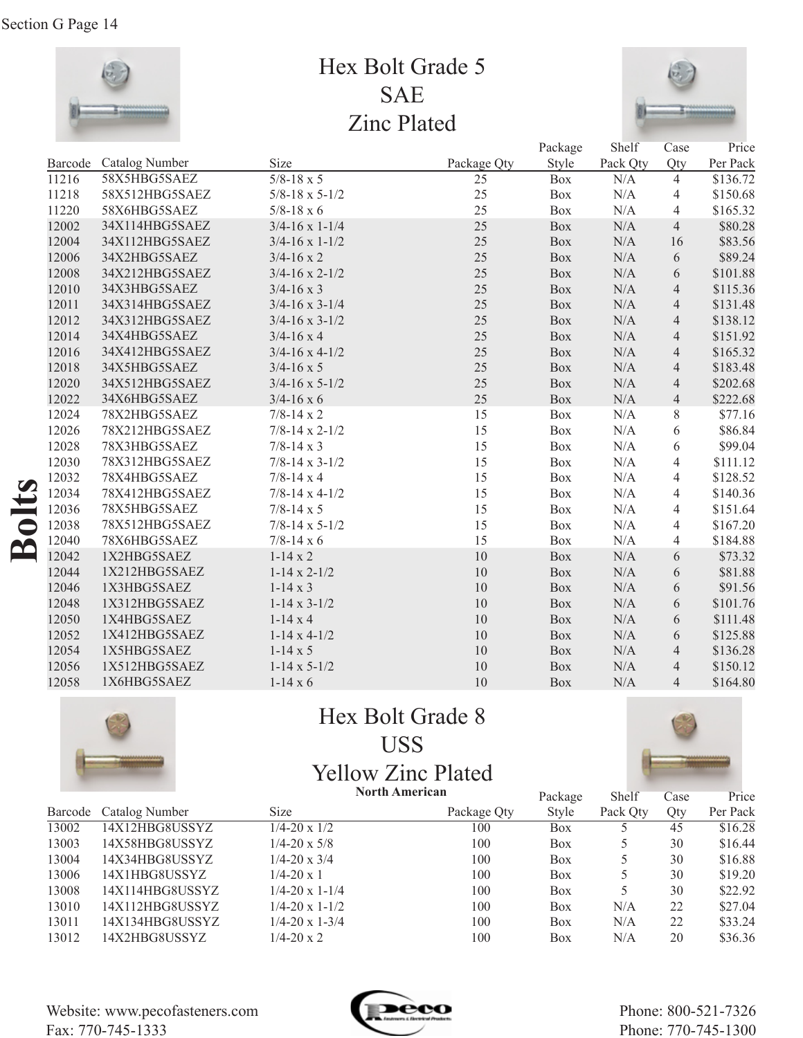Bolts

# Hex Bolt Grade 5
# SAE
# Zinc Plated

| Barcode | Catalog Number | Size | Package Qty | Package Style | Shelf Pack Qty | Case Qty | Price Per Pack |
|---|---|---|---|---|---|---|---|
| 11216 | 58X5HBG5SAEZ | 5/8-18 x 5 | 25 | Box | N/A | 4 | $136.72 |
| 11218 | 58X512HBG5SAEZ | 5/8-18 x 5-1/2 | 25 | Box | N/A | 4 | $150.68 |
| 11220 | 58X6HBG5SAEZ | 5/8-18 x 6 | 25 | Box | N/A | 4 | $165.32 |
| 12002 | 34X114HBG5SAEZ | 3/4-16 x 1-1/4 | 25 | Box | N/A | 4 | $80.28 |
| 12004 | 34X112HBG5SAEZ | 3/4-16 x 1-1/2 | 25 | Box | N/A | 16 | $83.56 |
| 12006 | 34X2HBG5SAEZ | 3/4-16 x 2 | 25 | Box | N/A | 6 | $89.24 |
| 12008 | 34X212HBG5SAEZ | 3/4-16 x 2-1/2 | 25 | Box | N/A | 6 | $101.88 |
| 12010 | 34X3HBG5SAEZ | 3/4-16 x 3 | 25 | Box | N/A | 4 | $115.36 |
| 12011 | 34X314HBG5SAEZ | 3/4-16 x 3-1/4 | 25 | Box | N/A | 4 | $131.48 |
| 12012 | 34X312HBG5SAEZ | 3/4-16 x 3-1/2 | 25 | Box | N/A | 4 | $138.12 |
| 12014 | 34X4HBG5SAEZ | 3/4-16 x 4 | 25 | Box | N/A | 4 | $151.92 |
| 12016 | 34X412HBG5SAEZ | 3/4-16 x 4-1/2 | 25 | Box | N/A | 4 | $165.32 |
| 12018 | 34X5HBG5SAEZ | 3/4-16 x 5 | 25 | Box | N/A | 4 | $183.48 |
| 12020 | 34X512HBG5SAEZ | 3/4-16 x 5-1/2 | 25 | Box | N/A | 4 | $202.68 |
| 12022 | 34X6HBG5SAEZ | 3/4-16 x 6 | 25 | Box | N/A | 4 | $222.68 |
| 12024 | 78X2HBG5SAEZ | 7/8-14 x 2 | 15 | Box | N/A | 8 | $77.16 |
| 12026 | 78X212HBG5SAEZ | 7/8-14 x 2-1/2 | 15 | Box | N/A | 6 | $86.84 |
| 12028 | 78X3HBG5SAEZ | 7/8-14 x 3 | 15 | Box | N/A | 6 | $99.04 |
| 12030 | 78X312HBG5SAEZ | 7/8-14 x 3-1/2 | 15 | Box | N/A | 4 | $111.12 |
| 12032 | 78X4HBG5SAEZ | 7/8-14 x 4 | 15 | Box | N/A | 4 | $128.52 |
| 12034 | 78X412HBG5SAEZ | 7/8-14 x 4-1/2 | 15 | Box | N/A | 4 | $140.36 |
| 12036 | 78X5HBG5SAEZ | 7/8-14 x 5 | 15 | Box | N/A | 4 | $151.64 |
| 12038 | 78X512HBG5SAEZ | 7/8-14 x 5-1/2 | 15 | Box | N/A | 4 | $167.20 |
| 12040 | 78X6HBG5SAEZ | 7/8-14 x 6 | 15 | Box | N/A | 4 | $184.88 |
| 12042 | 1X2HBG5SAEZ | 1-14 x 2 | 10 | Box | N/A | 6 | $73.32 |
| 12044 | 1X212HBG5SAEZ | 1-14 x 2-1/2 | 10 | Box | N/A | 6 | $81.88 |
| 12046 | 1X3HBG5SAEZ | 1-14 x 3 | 10 | Box | N/A | 6 | $91.56 |
| 12048 | 1X312HBG5SAEZ | 1-14 x 3-1/2 | 10 | Box | N/A | 6 | $101.76 |
| 12050 | 1X4HBG5SAEZ | 1-14 x 4 | 10 | Box | N/A | 6 | $111.48 |
| 12052 | 1X412HBG5SAEZ | 1-14 x 4-1/2 | 10 | Box | N/A | 6 | $125.88 |
| 12054 | 1X5HBG5SAEZ | 1-14 x 5 | 10 | Box | N/A | 4 | $136.28 |
| 12056 | 1X512HBG5SAEZ | 1-14 x 5-1/2 | 10 | Box | N/A | 4 | $150.12 |
| 12058 | 1X6HBG5SAEZ | 1-14 x 6 | 10 | Box | N/A | 4 | $164.80 |

# Hex Bolt Grade 8
# USS
# Yellow Zinc Plated

**North American**

| Barcode | Catalog Number | Size | Package Qty | Package Style | Shelf Pack Qty | Case Qty | Price Per Pack |
|---|---|---|---|---|---|---|---|
| 13002 | 14X12HBG8USSYZ | 1/4-20 x 1/2 | 100 | Box | 5 | 45 | $16.28 |
| 13003 | 14X58HBG8USSYZ | 1/4-20 x 5/8 | 100 | Box | 5 | 30 | $16.44 |
| 13004 | 14X34HBG8USSYZ | 1/4-20 x 3/4 | 100 | Box | 5 | 30 | $16.88 |
| 13006 | 14X1HBG8USSYZ | 1/4-20 x 1 | 100 | Box | 5 | 30 | $19.20 |
| 13008 | 14X114HBG8USSYZ | 1/4-20 x 1-1/4 | 100 | Box | 5 | 30 | $22.92 |
| 13010 | 14X112HBG8USSYZ | 1/4-20 x 1-1/2 | 100 | Box | N/A | 22 | $27.04 |
| 13011 | 14X134HBG8USSYZ | 1/4-20 x 1-3/4 | 100 | Box | N/A | 22 | $33.24 |
| 13012 | 14X2HBG8USSYZ | 1/4-20 x 2 | 100 | Box | N/A | 20 | $36.36 |

Website: www.pecofasteners.com
Fax: 770-745-1333

Phone: 800-521-7326
Phone: 770-745-1300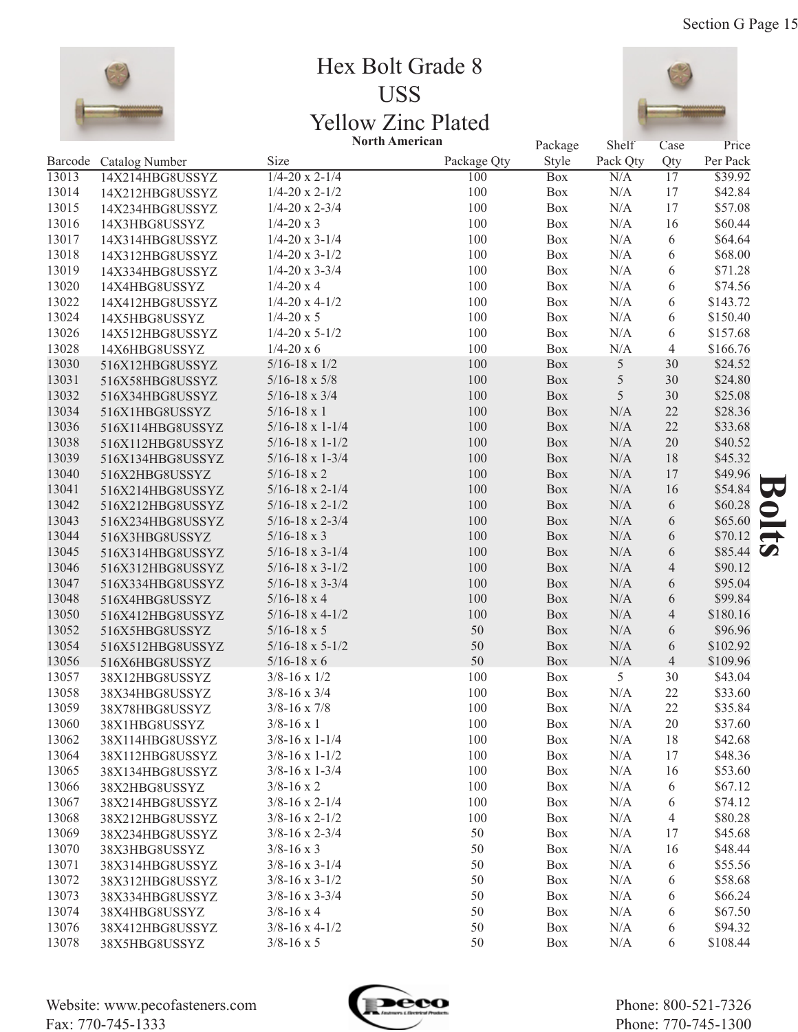# Hex Bolt Grade 8
# USS
# Yellow Zinc Plated

**North American**

| Barcode | Catalog Number | Size | Package Qty | Package Style | Shelf Pack Qty | Case Qty | Price Per Pack |
|---|---|---|---|---|---|---|---|
| 13013 | 14X214HBG8USSYZ | 1/4-20 x 2-1/4 | 100 | Box | N/A | 17 | $39.92 |
| 13014 | 14X212HBG8USSYZ | 1/4-20 x 2-1/2 | 100 | Box | N/A | 17 | $42.84 |
| 13015 | 14X234HBG8USSYZ | 1/4-20 x 2-3/4 | 100 | Box | N/A | 17 | $57.08 |
| 13016 | 14X3HBG8USSYZ | 1/4-20 x 3 | 100 | Box | N/A | 16 | $60.44 |
| 13017 | 14X314HBG8USSYZ | 1/4-20 x 3-1/4 | 100 | Box | N/A | 6 | $64.64 |
| 13018 | 14X312HBG8USSYZ | 1/4-20 x 3-1/2 | 100 | Box | N/A | 6 | $68.00 |
| 13019 | 14X334HBG8USSYZ | 1/4-20 x 3-3/4 | 100 | Box | N/A | 6 | $71.28 |
| 13020 | 14X4HBG8USSYZ | 1/4-20 x 4 | 100 | Box | N/A | 6 | $74.56 |
| 13022 | 14X412HBG8USSYZ | 1/4-20 x 4-1/2 | 100 | Box | N/A | 6 | $143.72 |
| 13024 | 14X5HBG8USSYZ | 1/4-20 x 5 | 100 | Box | N/A | 6 | $150.40 |
| 13026 | 14X512HBG8USSYZ | 1/4-20 x 5-1/2 | 100 | Box | N/A | 6 | $157.68 |
| 13028 | 14X6HBG8USSYZ | 1/4-20 x 6 | 100 | Box | N/A | 4 | $166.76 |
| 13030 | 516X12HBG8USSYZ | 5/16-18 x 1/2 | 100 | Box | 5 | 30 | $24.52 |
| 13031 | 516X58HBG8USSYZ | 5/16-18 x 5/8 | 100 | Box | 5 | 30 | $24.80 |
| 13032 | 516X34HBG8USSYZ | 5/16-18 x 3/4 | 100 | Box | 5 | 30 | $25.08 |
| 13034 | 516X1HBG8USSYZ | 5/16-18 x 1 | 100 | Box | N/A | 22 | $28.36 |
| 13036 | 516X114HBG8USSYZ | 5/16-18 x 1-1/4 | 100 | Box | N/A | 22 | $33.68 |
| 13038 | 516X112HBG8USSYZ | 5/16-18 x 1-1/2 | 100 | Box | N/A | 20 | $40.52 |
| 13039 | 516X134HBG8USSYZ | 5/16-18 x 1-3/4 | 100 | Box | N/A | 18 | $45.32 |
| 13040 | 516X2HBG8USSYZ | 5/16-18 x 2 | 100 | Box | N/A | 17 | $49.96 |
| 13041 | 516X214HBG8USSYZ | 5/16-18 x 2-1/4 | 100 | Box | N/A | 16 | $54.84 |
| 13042 | 516X212HBG8USSYZ | 5/16-18 x 2-1/2 | 100 | Box | N/A | 6 | $60.28 |
| 13043 | 516X234HBG8USSYZ | 5/16-18 x 2-3/4 | 100 | Box | N/A | 6 | $65.60 |
| 13044 | 516X3HBG8USSYZ | 5/16-18 x 3 | 100 | Box | N/A | 6 | $70.12 |
| 13045 | 516X314HBG8USSYZ | 5/16-18 x 3-1/4 | 100 | Box | N/A | 6 | $85.44 |
| 13046 | 516X312HBG8USSYZ | 5/16-18 x 3-1/2 | 100 | Box | N/A | 4 | $90.12 |
| 13047 | 516X334HBG8USSYZ | 5/16-18 x 3-3/4 | 100 | Box | N/A | 6 | $95.04 |
| 13048 | 516X4HBG8USSYZ | 5/16-18 x 4 | 100 | Box | N/A | 6 | $99.84 |
| 13050 | 516X412HBG8USSYZ | 5/16-18 x 4-1/2 | 100 | Box | N/A | 4 | $180.16 |
| 13052 | 516X5HBG8USSYZ | 5/16-18 x 5 | 50 | Box | N/A | 6 | $96.96 |
| 13054 | 516X512HBG8USSYZ | 5/16-18 x 5-1/2 | 50 | Box | N/A | 6 | $102.92 |
| 13056 | 516X6HBG8USSYZ | 5/16-18 x 6 | 50 | Box | N/A | 4 | $109.96 |
| 13057 | 38X12HBG8USSYZ | 3/8-16 x 1/2 | 100 | Box | 5 | 30 | $43.04 |
| 13058 | 38X34HBG8USSYZ | 3/8-16 x 3/4 | 100 | Box | N/A | 22 | $33.60 |
| 13059 | 38X78HBG8USSYZ | 3/8-16 x 7/8 | 100 | Box | N/A | 22 | $35.84 |
| 13060 | 38X1HBG8USSYZ | 3/8-16 x 1 | 100 | Box | N/A | 20 | $37.60 |
| 13062 | 38X114HBG8USSYZ | 3/8-16 x 1-1/4 | 100 | Box | N/A | 18 | $42.68 |
| 13064 | 38X112HBG8USSYZ | 3/8-16 x 1-1/2 | 100 | Box | N/A | 17 | $48.36 |
| 13065 | 38X134HBG8USSYZ | 3/8-16 x 1-3/4 | 100 | Box | N/A | 16 | $53.60 |
| 13066 | 38X2HBG8USSYZ | 3/8-16 x 2 | 100 | Box | N/A | 6 | $67.12 |
| 13067 | 38X214HBG8USSYZ | 3/8-16 x 2-1/4 | 100 | Box | N/A | 6 | $74.12 |
| 13068 | 38X212HBG8USSYZ | 3/8-16 x 2-1/2 | 100 | Box | N/A | 4 | $80.28 |
| 13069 | 38X234HBG8USSYZ | 3/8-16 x 2-3/4 | 50 | Box | N/A | 17 | $45.68 |
| 13070 | 38X3HBG8USSYZ | 3/8-16 x 3 | 50 | Box | N/A | 16 | $48.44 |
| 13071 | 38X314HBG8USSYZ | 3/8-16 x 3-1/4 | 50 | Box | N/A | 6 | $55.56 |
| 13072 | 38X312HBG8USSYZ | 3/8-16 x 3-1/2 | 50 | Box | N/A | 6 | $58.68 |
| 13073 | 38X334HBG8USSYZ | 3/8-16 x 3-3/4 | 50 | Box | N/A | 6 | $66.24 |
| 13074 | 38X4HBG8USSYZ | 3/8-16 x 4 | 50 | Box | N/A | 6 | $67.50 |
| 13076 | 38X412HBG8USSYZ | 3/8-16 x 4-1/2 | 50 | Box | N/A | 6 | $94.32 |
| 13078 | 38X5HBG8USSYZ | 3/8-16 x 5 | 50 | Box | N/A | 6 | $108.44 |

Bolts

Website: www.pecofasteners.com
Fax: 770-745-1333

Phone: 800-521-7326
Phone: 770-745-1300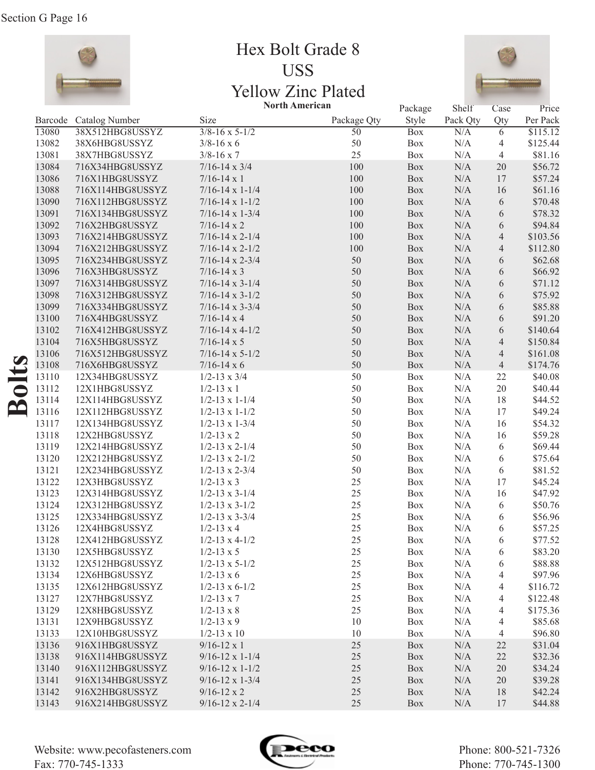# Hex Bolt Grade 8
## USS
## Yellow Zinc Plated

**North American**

| Barcode | Catalog Number | Size | Package Qty | Package Style | Shelf Pack Qty | Case Qty | Price Per Pack |
|---|---|---|---|---|---|---|---|
| 13080 | 38X512HBG8USSYZ | 3/8-16 x 5-1/2 | 50 | Box | N/A | 6 | $115.12 |
| 13082 | 38X6HBG8USSYZ | 3/8-16 x 6 | 50 | Box | N/A | 4 | $125.44 |
| 13081 | 38X7HBG8USSYZ | 3/8-16 x 7 | 25 | Box | N/A | 4 | $81.16 |
| 13084 | 716X34HBG8USSYZ | 7/16-14 x 3/4 | 100 | Box | N/A | 20 | $56.72 |
| 13086 | 716X1HBG8USSYZ | 7/16-14 x 1 | 100 | Box | N/A | 17 | $57.24 |
| 13088 | 716X114HBG8USSYZ | 7/16-14 x 1-1/4 | 100 | Box | N/A | 16 | $61.16 |
| 13090 | 716X112HBG8USSYZ | 7/16-14 x 1-1/2 | 100 | Box | N/A | 6 | $70.48 |
| 13091 | 716X134HBG8USSYZ | 7/16-14 x 1-3/4 | 100 | Box | N/A | 6 | $78.32 |
| 13092 | 716X2HBG8USSYZ | 7/16-14 x 2 | 100 | Box | N/A | 6 | $94.84 |
| 13093 | 716X214HBG8USSYZ | 7/16-14 x 2-1/4 | 100 | Box | N/A | 4 | $103.56 |
| 13094 | 716X212HBG8USSYZ | 7/16-14 x 2-1/2 | 100 | Box | N/A | 4 | $112.80 |
| 13095 | 716X234HBG8USSYZ | 7/16-14 x 2-3/4 | 50 | Box | N/A | 6 | $62.68 |
| 13096 | 716X3HBG8USSYZ | 7/16-14 x 3 | 50 | Box | N/A | 6 | $66.92 |
| 13097 | 716X314HBG8USSYZ | 7/16-14 x 3-1/4 | 50 | Box | N/A | 6 | $71.12 |
| 13098 | 716X312HBG8USSYZ | 7/16-14 x 3-1/2 | 50 | Box | N/A | 6 | $75.92 |
| 13099 | 716X334HBG8USSYZ | 7/16-14 x 3-3/4 | 50 | Box | N/A | 6 | $85.88 |
| 13100 | 716X4HBG8USSYZ | 7/16-14 x 4 | 50 | Box | N/A | 6 | $91.20 |
| 13102 | 716X412HBG8USSYZ | 7/16-14 x 4-1/2 | 50 | Box | N/A | 6 | $140.64 |
| 13104 | 716X5HBG8USSYZ | 7/16-14 x 5 | 50 | Box | N/A | 4 | $150.84 |
| 13106 | 716X512HBG8USSYZ | 7/16-14 x 5-1/2 | 50 | Box | N/A | 4 | $161.08 |
| 13108 | 716X6HBG8USSYZ | 7/16-14 x 6 | 50 | Box | N/A | 4 | $174.76 |
| 13110 | 12X34HBG8USSYZ | 1/2-13 x 3/4 | 50 | Box | N/A | 22 | $40.08 |
| 13112 | 12X1HBG8USSYZ | 1/2-13 x 1 | 50 | Box | N/A | 20 | $40.44 |
| 13114 | 12X114HBG8USSYZ | 1/2-13 x 1-1/4 | 50 | Box | N/A | 18 | $44.52 |
| 13116 | 12X112HBG8USSYZ | 1/2-13 x 1-1/2 | 50 | Box | N/A | 17 | $49.24 |
| 13117 | 12X134HBG8USSYZ | 1/2-13 x 1-3/4 | 50 | Box | N/A | 16 | $54.32 |
| 13118 | 12X2HBG8USSYZ | 1/2-13 x 2 | 50 | Box | N/A | 16 | $59.28 |
| 13119 | 12X214HBG8USSYZ | 1/2-13 x 2-1/4 | 50 | Box | N/A | 6 | $69.44 |
| 13120 | 12X212HBG8USSYZ | 1/2-13 x 2-1/2 | 50 | Box | N/A | 6 | $75.64 |
| 13121 | 12X234HBG8USSYZ | 1/2-13 x 2-3/4 | 50 | Box | N/A | 6 | $81.52 |
| 13122 | 12X3HBG8USSYZ | 1/2-13 x 3 | 25 | Box | N/A | 17 | $45.24 |
| 13123 | 12X314HBG8USSYZ | 1/2-13 x 3-1/4 | 25 | Box | N/A | 16 | $47.92 |
| 13124 | 12X312HBG8USSYZ | 1/2-13 x 3-1/2 | 25 | Box | N/A | 6 | $50.76 |
| 13125 | 12X334HBG8USSYZ | 1/2-13 x 3-3/4 | 25 | Box | N/A | 6 | $56.96 |
| 13126 | 12X4HBG8USSYZ | 1/2-13 x 4 | 25 | Box | N/A | 6 | $57.25 |
| 13128 | 12X412HBG8USSYZ | 1/2-13 x 4-1/2 | 25 | Box | N/A | 6 | $77.52 |
| 13130 | 12X5HBG8USSYZ | 1/2-13 x 5 | 25 | Box | N/A | 6 | $83.20 |
| 13132 | 12X512HBG8USSYZ | 1/2-13 x 5-1/2 | 25 | Box | N/A | 6 | $88.88 |
| 13134 | 12X6HBG8USSYZ | 1/2-13 x 6 | 25 | Box | N/A | 4 | $97.96 |
| 13135 | 12X612HBG8USSYZ | 1/2-13 x 6-1/2 | 25 | Box | N/A | 4 | $116.72 |
| 13127 | 12X7HBG8USSYZ | 1/2-13 x 7 | 25 | Box | N/A | 4 | $122.48 |
| 13129 | 12X8HBG8USSYZ | 1/2-13 x 8 | 25 | Box | N/A | 4 | $175.36 |
| 13131 | 12X9HBG8USSYZ | 1/2-13 x 9 | 10 | Box | N/A | 4 | $85.68 |
| 13133 | 12X10HBG8USSYZ | 1/2-13 x 10 | 10 | Box | N/A | 4 | $96.80 |
| 13136 | 916X1HBG8USSYZ | 9/16-12 x 1 | 25 | Box | N/A | 22 | $31.04 |
| 13138 | 916X114HBG8USSYZ | 9/16-12 x 1-1/4 | 25 | Box | N/A | 22 | $32.36 |
| 13140 | 916X112HBG8USSYZ | 9/16-12 x 1-1/2 | 25 | Box | N/A | 20 | $34.24 |
| 13141 | 916X134HBG8USSYZ | 9/16-12 x 1-3/4 | 25 | Box | N/A | 20 | $39.28 |
| 13142 | 916X2HBG8USSYZ | 9/16-12 x 2 | 25 | Box | N/A | 18 | $42.24 |
| 13143 | 916X214HBG8USSYZ | 9/16-12 x 2-1/4 | 25 | Box | N/A | 17 | $44.88 |

Website: www.pecofasteners.com
Fax: 770-745-1333

Phone: 800-521-7326
Phone: 770-745-1300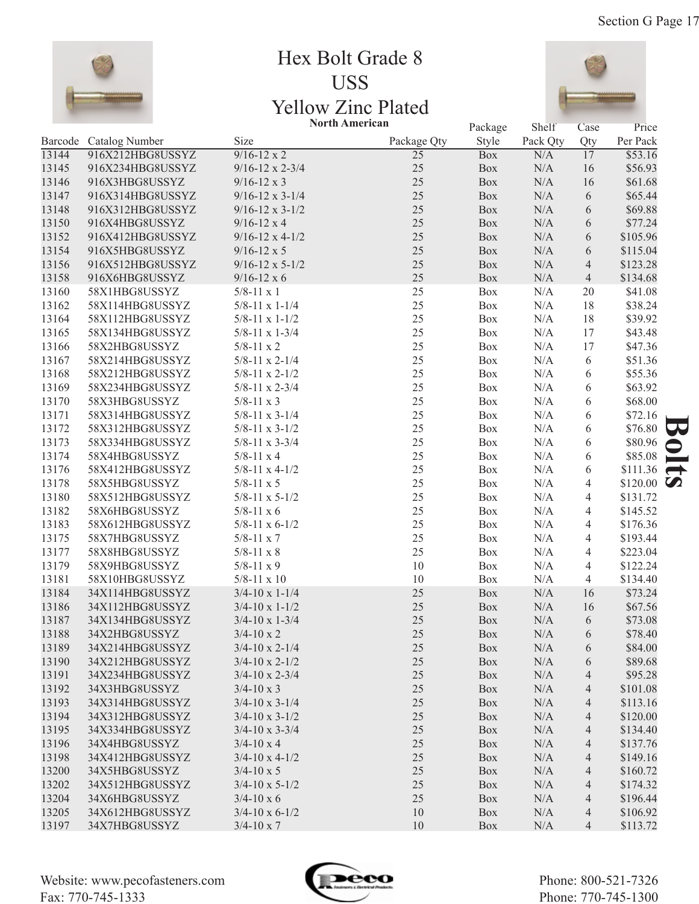# Hex Bolt Grade 8
# USS
# Yellow Zinc Plated

**North American**

| Barcode | Catalog Number | Size | Package Qty | Package Style | Shelf Pack Qty | Case Qty | Price Per Pack |
|---|---|---|---|---|---|---|---|
| 13144 | 916X212HBG8USSYZ | 9/16-12 x 2 | 25 | Box | N/A | 17 | $53.16 |
| 13145 | 916X234HBG8USSYZ | 9/16-12 x 2-3/4 | 25 | Box | N/A | 16 | $56.93 |
| 13146 | 916X3HBG8USSYZ | 9/16-12 x 3 | 25 | Box | N/A | 16 | $61.68 |
| 13147 | 916X314HBG8USSYZ | 9/16-12 x 3-1/4 | 25 | Box | N/A | 6 | $65.44 |
| 13148 | 916X312HBG8USSYZ | 9/16-12 x 3-1/2 | 25 | Box | N/A | 6 | $69.88 |
| 13150 | 916X4HBG8USSYZ | 9/16-12 x 4 | 25 | Box | N/A | 6 | $77.24 |
| 13152 | 916X412HBG8USSYZ | 9/16-12 x 4-1/2 | 25 | Box | N/A | 6 | $105.96 |
| 13154 | 916X5HBG8USSYZ | 9/16-12 x 5 | 25 | Box | N/A | 6 | $115.04 |
| 13156 | 916X512HBG8USSYZ | 9/16-12 x 5-1/2 | 25 | Box | N/A | 4 | $123.28 |
| 13158 | 916X6HBG8USSYZ | 9/16-12 x 6 | 25 | Box | N/A | 4 | $134.68 |
| 13160 | 58X1HBG8USSYZ | 5/8-11 x 1 | 25 | Box | N/A | 20 | $41.08 |
| 13162 | 58X114HBG8USSYZ | 5/8-11 x 1-1/4 | 25 | Box | N/A | 18 | $38.24 |
| 13164 | 58X112HBG8USSYZ | 5/8-11 x 1-1/2 | 25 | Box | N/A | 18 | $39.92 |
| 13165 | 58X134HBG8USSYZ | 5/8-11 x 1-3/4 | 25 | Box | N/A | 17 | $43.48 |
| 13166 | 58X2HBG8USSYZ | 5/8-11 x 2 | 25 | Box | N/A | 17 | $47.36 |
| 13167 | 58X214HBG8USSYZ | 5/8-11 x 2-1/4 | 25 | Box | N/A | 6 | $51.36 |
| 13168 | 58X212HBG8USSYZ | 5/8-11 x 2-1/2 | 25 | Box | N/A | 6 | $55.36 |
| 13169 | 58X234HBG8USSYZ | 5/8-11 x 2-3/4 | 25 | Box | N/A | 6 | $63.92 |
| 13170 | 58X3HBG8USSYZ | 5/8-11 x 3 | 25 | Box | N/A | 6 | $68.00 |
| 13171 | 58X314HBG8USSYZ | 5/8-11 x 3-1/4 | 25 | Box | N/A | 6 | $72.16 |
| 13172 | 58X312HBG8USSYZ | 5/8-11 x 3-1/2 | 25 | Box | N/A | 6 | $76.80 |
| 13173 | 58X334HBG8USSYZ | 5/8-11 x 3-3/4 | 25 | Box | N/A | 6 | $80.96 |
| 13174 | 58X4HBG8USSYZ | 5/8-11 x 4 | 25 | Box | N/A | 6 | $85.08 |
| 13176 | 58X412HBG8USSYZ | 5/8-11 x 4-1/2 | 25 | Box | N/A | 6 | $111.36 |
| 13178 | 58X5HBG8USSYZ | 5/8-11 x 5 | 25 | Box | N/A | 4 | $120.00 |
| 13180 | 58X512HBG8USSYZ | 5/8-11 x 5-1/2 | 25 | Box | N/A | 4 | $131.72 |
| 13182 | 58X6HBG8USSYZ | 5/8-11 x 6 | 25 | Box | N/A | 4 | $145.52 |
| 13183 | 58X612HBG8USSYZ | 5/8-11 x 6-1/2 | 25 | Box | N/A | 4 | $176.36 |
| 13175 | 58X7HBG8USSYZ | 5/8-11 x 7 | 25 | Box | N/A | 4 | $193.44 |
| 13177 | 58X8HBG8USSYZ | 5/8-11 x 8 | 25 | Box | N/A | 4 | $223.04 |
| 13179 | 58X9HBG8USSYZ | 5/8-11 x 9 | 10 | Box | N/A | 4 | $122.24 |
| 13181 | 58X10HBG8USSYZ | 5/8-11 x 10 | 10 | Box | N/A | 4 | $134.40 |
| 13184 | 34X114HBG8USSYZ | 3/4-10 x 1-1/4 | 25 | Box | N/A | 16 | $73.24 |
| 13186 | 34X112HBG8USSYZ | 3/4-10 x 1-1/2 | 25 | Box | N/A | 16 | $67.56 |
| 13187 | 34X134HBG8USSYZ | 3/4-10 x 1-3/4 | 25 | Box | N/A | 6 | $73.08 |
| 13188 | 34X2HBG8USSYZ | 3/4-10 x 2 | 25 | Box | N/A | 6 | $78.40 |
| 13189 | 34X214HBG8USSYZ | 3/4-10 x 2-1/4 | 25 | Box | N/A | 6 | $84.00 |
| 13190 | 34X212HBG8USSYZ | 3/4-10 x 2-1/2 | 25 | Box | N/A | 6 | $89.68 |
| 13191 | 34X234HBG8USSYZ | 3/4-10 x 2-3/4 | 25 | Box | N/A | 4 | $95.28 |
| 13192 | 34X3HBG8USSYZ | 3/4-10 x 3 | 25 | Box | N/A | 4 | $101.08 |
| 13193 | 34X314HBG8USSYZ | 3/4-10 x 3-1/4 | 25 | Box | N/A | 4 | $113.16 |
| 13194 | 34X312HBG8USSYZ | 3/4-10 x 3-1/2 | 25 | Box | N/A | 4 | $120.00 |
| 13195 | 34X334HBG8USSYZ | 3/4-10 x 3-3/4 | 25 | Box | N/A | 4 | $134.40 |
| 13196 | 34X4HBG8USSYZ | 3/4-10 x 4 | 25 | Box | N/A | 4 | $137.76 |
| 13198 | 34X412HBG8USSYZ | 3/4-10 x 4-1/2 | 25 | Box | N/A | 4 | $149.16 |
| 13200 | 34X5HBG8USSYZ | 3/4-10 x 5 | 25 | Box | N/A | 4 | $160.72 |
| 13202 | 34X512HBG8USSYZ | 3/4-10 x 5-1/2 | 25 | Box | N/A | 4 | $174.32 |
| 13204 | 34X6HBG8USSYZ | 3/4-10 x 6 | 25 | Box | N/A | 4 | $196.44 |
| 13205 | 34X612HBG8USSYZ | 3/4-10 x 6-1/2 | 10 | Box | N/A | 4 | $106.92 |
| 13197 | 34X7HBG8USSYZ | 3/4-10 x 7 | 10 | Box | N/A | 4 | $113.72 |

**Bolts**

Website: www.pecofasteners.com
Fax: 770-745-1333

Phone: 800-521-7326
Phone: 770-745-1300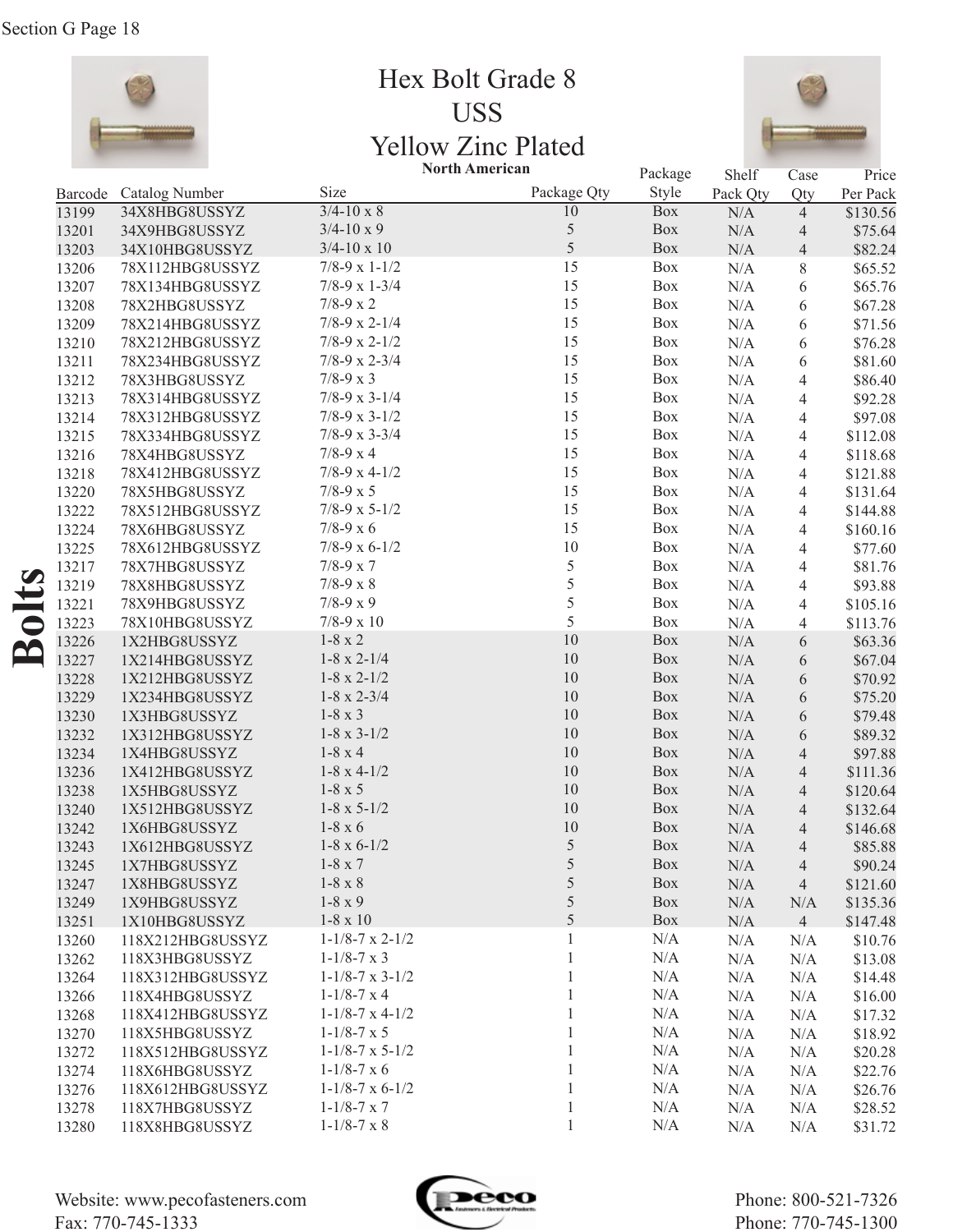# Hex Bolt Grade 8
## USS
## Yellow Zinc Plated

**North American**

| Barcode | Catalog Number | Size | Package Qty | Package Style | Shelf Pack Qty | Case Qty | Price Per Pack |
|---|---|---|---|---|---|---|---|
| 13199 | 34X8HBG8USSYZ | 3/4-10 x 8 | 10 | Box | N/A | 4 | $130.56 |
| 13201 | 34X9HBG8USSYZ | 3/4-10 x 9 | 5 | Box | N/A | 4 | $75.64 |
| 13203 | 34X10HBG8USSYZ | 3/4-10 x 10 | 5 | Box | N/A | 4 | $82.24 |
| 13206 | 78X112HBG8USSYZ | 7/8-9 x 1-1/2 | 15 | Box | N/A | 8 | $65.52 |
| 13207 | 78X134HBG8USSYZ | 7/8-9 x 1-3/4 | 15 | Box | N/A | 6 | $65.76 |
| 13208 | 78X2HBG8USSYZ | 7/8-9 x 2 | 15 | Box | N/A | 6 | $67.28 |
| 13209 | 78X214HBG8USSYZ | 7/8-9 x 2-1/4 | 15 | Box | N/A | 6 | $71.56 |
| 13210 | 78X212HBG8USSYZ | 7/8-9 x 2-1/2 | 15 | Box | N/A | 6 | $76.28 |
| 13211 | 78X234HBG8USSYZ | 7/8-9 x 2-3/4 | 15 | Box | N/A | 6 | $81.60 |
| 13212 | 78X3HBG8USSYZ | 7/8-9 x 3 | 15 | Box | N/A | 4 | $86.40 |
| 13213 | 78X314HBG8USSYZ | 7/8-9 x 3-1/4 | 15 | Box | N/A | 4 | $92.28 |
| 13214 | 78X312HBG8USSYZ | 7/8-9 x 3-1/2 | 15 | Box | N/A | 4 | $97.08 |
| 13215 | 78X334HBG8USSYZ | 7/8-9 x 3-3/4 | 15 | Box | N/A | 4 | $112.08 |
| 13216 | 78X4HBG8USSYZ | 7/8-9 x 4 | 15 | Box | N/A | 4 | $118.68 |
| 13218 | 78X412HBG8USSYZ | 7/8-9 x 4-1/2 | 15 | Box | N/A | 4 | $121.88 |
| 13220 | 78X5HBG8USSYZ | 7/8-9 x 5 | 15 | Box | N/A | 4 | $131.64 |
| 13222 | 78X512HBG8USSYZ | 7/8-9 x 5-1/2 | 15 | Box | N/A | 4 | $144.88 |
| 13224 | 78X6HBG8USSYZ | 7/8-9 x 6 | 15 | Box | N/A | 4 | $160.16 |
| 13225 | 78X612HBG8USSYZ | 7/8-9 x 6-1/2 | 10 | Box | N/A | 4 | $77.60 |
| 13217 | 78X7HBG8USSYZ | 7/8-9 x 7 | 5 | Box | N/A | 4 | $81.76 |
| 13219 | 78X8HBG8USSYZ | 7/8-9 x 8 | 5 | Box | N/A | 4 | $93.88 |
| 13221 | 78X9HBG8USSYZ | 7/8-9 x 9 | 5 | Box | N/A | 4 | $105.16 |
| 13223 | 78X10HBG8USSYZ | 7/8-9 x 10 | 5 | Box | N/A | 4 | $113.76 |
| 13226 | 1X2HBG8USSYZ | 1-8 x 2 | 10 | Box | N/A | 6 | $63.36 |
| 13227 | 1X214HBG8USSYZ | 1-8 x 2-1/4 | 10 | Box | N/A | 6 | $67.04 |
| 13228 | 1X212HBG8USSYZ | 1-8 x 2-1/2 | 10 | Box | N/A | 6 | $70.92 |
| 13229 | 1X234HBG8USSYZ | 1-8 x 2-3/4 | 10 | Box | N/A | 6 | $75.20 |
| 13230 | 1X3HBG8USSYZ | 1-8 x 3 | 10 | Box | N/A | 6 | $79.48 |
| 13232 | 1X312HBG8USSYZ | 1-8 x 3-1/2 | 10 | Box | N/A | 6 | $89.32 |
| 13234 | 1X4HBG8USSYZ | 1-8 x 4 | 10 | Box | N/A | 4 | $97.88 |
| 13236 | 1X412HBG8USSYZ | 1-8 x 4-1/2 | 10 | Box | N/A | 4 | $111.36 |
| 13238 | 1X5HBG8USSYZ | 1-8 x 5 | 10 | Box | N/A | 4 | $120.64 |
| 13240 | 1X512HBG8USSYZ | 1-8 x 5-1/2 | 10 | Box | N/A | 4 | $132.64 |
| 13242 | 1X6HBG8USSYZ | 1-8 x 6 | 10 | Box | N/A | 4 | $146.68 |
| 13243 | 1X612HBG8USSYZ | 1-8 x 6-1/2 | 5 | Box | N/A | 4 | $85.88 |
| 13245 | 1X7HBG8USSYZ | 1-8 x 7 | 5 | Box | N/A | 4 | $90.24 |
| 13247 | 1X8HBG8USSYZ | 1-8 x 8 | 5 | Box | N/A | 4 | $121.60 |
| 13249 | 1X9HBG8USSYZ | 1-8 x 9 | 5 | Box | N/A | N/A | $135.36 |
| 13251 | 1X10HBG8USSYZ | 1-8 x 10 | 5 | Box | N/A | 4 | $147.48 |
| 13260 | 118X212HBG8USSYZ | 1-1/8-7 x 2-1/2 | 1 | N/A | N/A | N/A | $10.76 |
| 13262 | 118X3HBG8USSYZ | 1-1/8-7 x 3 | 1 | N/A | N/A | N/A | $13.08 |
| 13264 | 118X312HBG8USSYZ | 1-1/8-7 x 3-1/2 | 1 | N/A | N/A | N/A | $14.48 |
| 13266 | 118X4HBG8USSYZ | 1-1/8-7 x 4 | 1 | N/A | N/A | N/A | $16.00 |
| 13268 | 118X412HBG8USSYZ | 1-1/8-7 x 4-1/2 | 1 | N/A | N/A | N/A | $17.32 |
| 13270 | 118X5HBG8USSYZ | 1-1/8-7 x 5 | 1 | N/A | N/A | N/A | $18.92 |
| 13272 | 118X512HBG8USSYZ | 1-1/8-7 x 5-1/2 | 1 | N/A | N/A | N/A | $20.28 |
| 13274 | 118X6HBG8USSYZ | 1-1/8-7 x 6 | 1 | N/A | N/A | N/A | $22.76 |
| 13276 | 118X612HBG8USSYZ | 1-1/8-7 x 6-1/2 | 1 | N/A | N/A | N/A | $26.76 |
| 13278 | 118X7HBG8USSYZ | 1-1/8-7 x 7 | 1 | N/A | N/A | N/A | $28.52 |
| 13280 | 118X8HBG8USSYZ | 1-1/8-7 x 8 | 1 | N/A | N/A | N/A | $31.72 |

Website: www.pecofasteners.com
Fax: 770-745-1333

Phone: 800-521-7326
Phone: 770-745-1300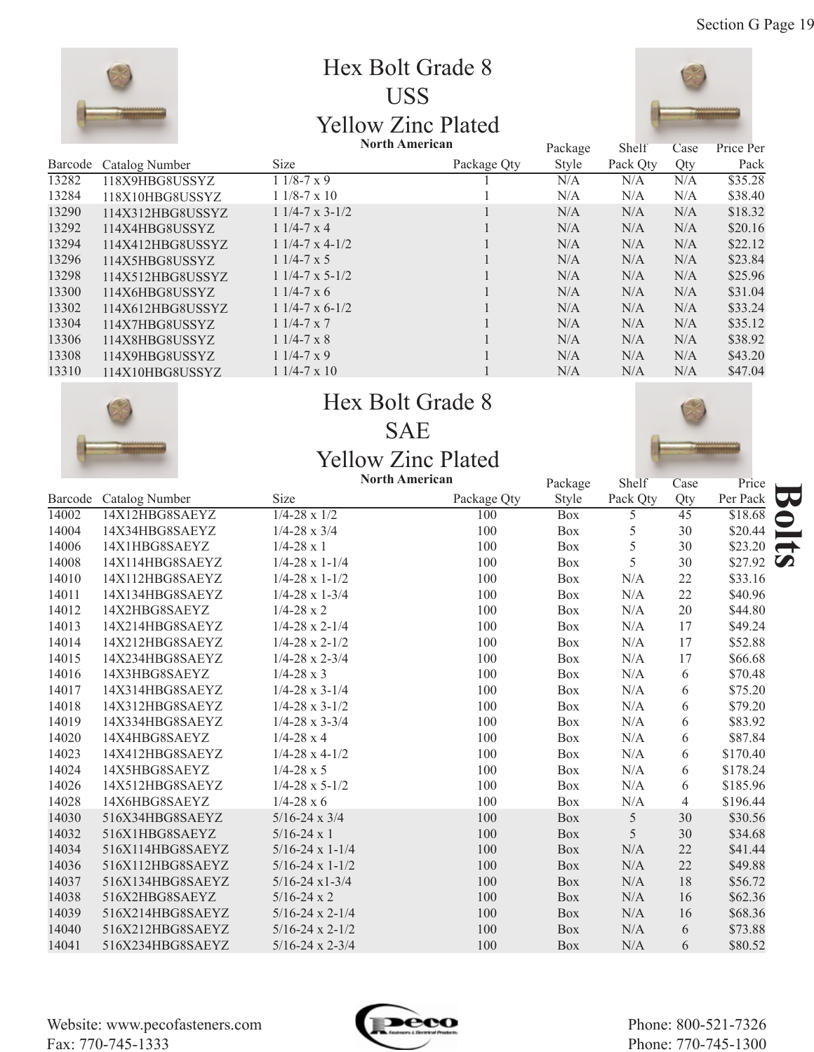# Hex Bolt Grade 8 USS Yellow Zinc Plated

**North American**

| Barcode | Catalog Number | Size | Package Qty | Package Style | Shelf Pack Qty | Case Qty | Price Per Pack |
|---|---|---|---|---|---|---|---|
| 13282 | 118X9HBG8USSYZ | 1 1/8-7 x 9 | 1 | N/A | N/A | N/A | $35.28 |
| 13284 | 118X10HBG8USSYZ | 1 1/8-7 x 10 | 1 | N/A | N/A | N/A | $38.40 |
| 13290 | 114X312HBG8USSYZ | 1 1/4-7 x 3-1/2 | 1 | N/A | N/A | N/A | $18.32 |
| 13292 | 114X4HBG8USSYZ | 1 1/4-7 x 4 | 1 | N/A | N/A | N/A | $20.16 |
| 13294 | 114X412HBG8USSYZ | 1 1/4-7 x 4-1/2 | 1 | N/A | N/A | N/A | $22.12 |
| 13296 | 114X5HBG8USSYZ | 1 1/4-7 x 5 | 1 | N/A | N/A | N/A | $23.84 |
| 13298 | 114X512HBG8USSYZ | 1 1/4-7 x 5-1/2 | 1 | N/A | N/A | N/A | $25.96 |
| 13300 | 114X6HBG8USSYZ | 1 1/4-7 x 6 | 1 | N/A | N/A | N/A | $31.04 |
| 13302 | 114X612HBG8USSYZ | 1 1/4-7 x 6-1/2 | 1 | N/A | N/A | N/A | $33.24 |
| 13304 | 114X7HBG8USSYZ | 1 1/4-7 x 7 | 1 | N/A | N/A | N/A | $35.12 |
| 13306 | 114X8HBG8USSYZ | 1 1/4-7 x 8 | 1 | N/A | N/A | N/A | $38.92 |
| 13308 | 114X9HBG8USSYZ | 1 1/4-7 x 9 | 1 | N/A | N/A | N/A | $43.20 |
| 13310 | 114X10HBG8USSYZ | 1 1/4-7 x 10 | 1 | N/A | N/A | N/A | $47.04 |

# Hex Bolt Grade 8 SAE Yellow Zinc Plated

**North American**

| Barcode | Catalog Number | Size | Package Qty | Package Style | Shelf Pack Qty | Case Qty | Price Per Pack |
|---|---|---|---|---|---|---|---|
| 14002 | 14X12HBG8SAEYZ | 1/4-28 x 1/2 | 100 | Box | 5 | 45 | $18.68 |
| 14004 | 14X34HBG8SAEYZ | 1/4-28 x 3/4 | 100 | Box | 5 | 30 | $20.44 |
| 14006 | 14X1HBG8SAEYZ | 1/4-28 x 1 | 100 | Box | 5 | 30 | $23.20 |
| 14008 | 14X114HBG8SAEYZ | 1/4-28 x 1-1/4 | 100 | Box | 5 | 30 | $27.92 |
| 14010 | 14X112HBG8SAEYZ | 1/4-28 x 1-1/2 | 100 | Box | N/A | 22 | $33.16 |
| 14011 | 14X134HBG8SAEYZ | 1/4-28 x 1-3/4 | 100 | Box | N/A | 22 | $40.96 |
| 14012 | 14X2HBG8SAEYZ | 1/4-28 x 2 | 100 | Box | N/A | 20 | $44.80 |
| 14013 | 14X214HBG8SAEYZ | 1/4-28 x 2-1/4 | 100 | Box | N/A | 17 | $49.24 |
| 14014 | 14X212HBG8SAEYZ | 1/4-28 x 2-1/2 | 100 | Box | N/A | 17 | $52.88 |
| 14015 | 14X234HBG8SAEYZ | 1/4-28 x 2-3/4 | 100 | Box | N/A | 17 | $66.68 |
| 14016 | 14X3HBG8SAEYZ | 1/4-28 x 3 | 100 | Box | N/A | 6 | $70.48 |
| 14017 | 14X314HBG8SAEYZ | 1/4-28 x 3-1/4 | 100 | Box | N/A | 6 | $75.20 |
| 14018 | 14X312HBG8SAEYZ | 1/4-28 x 3-1/2 | 100 | Box | N/A | 6 | $79.20 |
| 14019 | 14X334HBG8SAEYZ | 1/4-28 x 3-3/4 | 100 | Box | N/A | 6 | $83.92 |
| 14020 | 14X4HBG8SAEYZ | 1/4-28 x 4 | 100 | Box | N/A | 6 | $87.84 |
| 14023 | 14X412HBG8SAEYZ | 1/4-28 x 4-1/2 | 100 | Box | N/A | 6 | $170.40 |
| 14024 | 14X5HBG8SAEYZ | 1/4-28 x 5 | 100 | Box | N/A | 6 | $178.24 |
| 14026 | 14X512HBG8SAEYZ | 1/4-28 x 5-1/2 | 100 | Box | N/A | 6 | $185.96 |
| 14028 | 14X6HBG8SAEYZ | 1/4-28 x 6 | 100 | Box | N/A | 4 | $196.44 |
| 14030 | 516X34HBG8SAEYZ | 5/16-24 x 3/4 | 100 | Box | 5 | 30 | $30.56 |
| 14032 | 516X1HBG8SAEYZ | 5/16-24 x 1 | 100 | Box | 5 | 30 | $34.68 |
| 14034 | 516X114HBG8SAEYZ | 5/16-24 x 1-1/4 | 100 | Box | N/A | 22 | $41.44 |
| 14036 | 516X112HBG8SAEYZ | 5/16-24 x 1-1/2 | 100 | Box | N/A | 22 | $49.88 |
| 14037 | 516X134HBG8SAEYZ | 5/16-24 x1-3/4 | 100 | Box | N/A | 18 | $56.72 |
| 14038 | 516X2HBG8SAEYZ | 5/16-24 x 2 | 100 | Box | N/A | 16 | $62.36 |
| 14039 | 516X214HBG8SAEYZ | 5/16-24 x 2-1/4 | 100 | Box | N/A | 16 | $68.36 |
| 14040 | 516X212HBG8SAEYZ | 5/16-24 x 2-1/2 | 100 | Box | N/A | 6 | $73.88 |
| 14041 | 516X234HBG8SAEYZ | 5/16-24 x 2-3/4 | 100 | Box | N/A | 6 | $80.52 |

Website: www.pecofasteners.com
Fax: 770-745-1333

Phone: 800-521-7326
Phone: 770-745-1300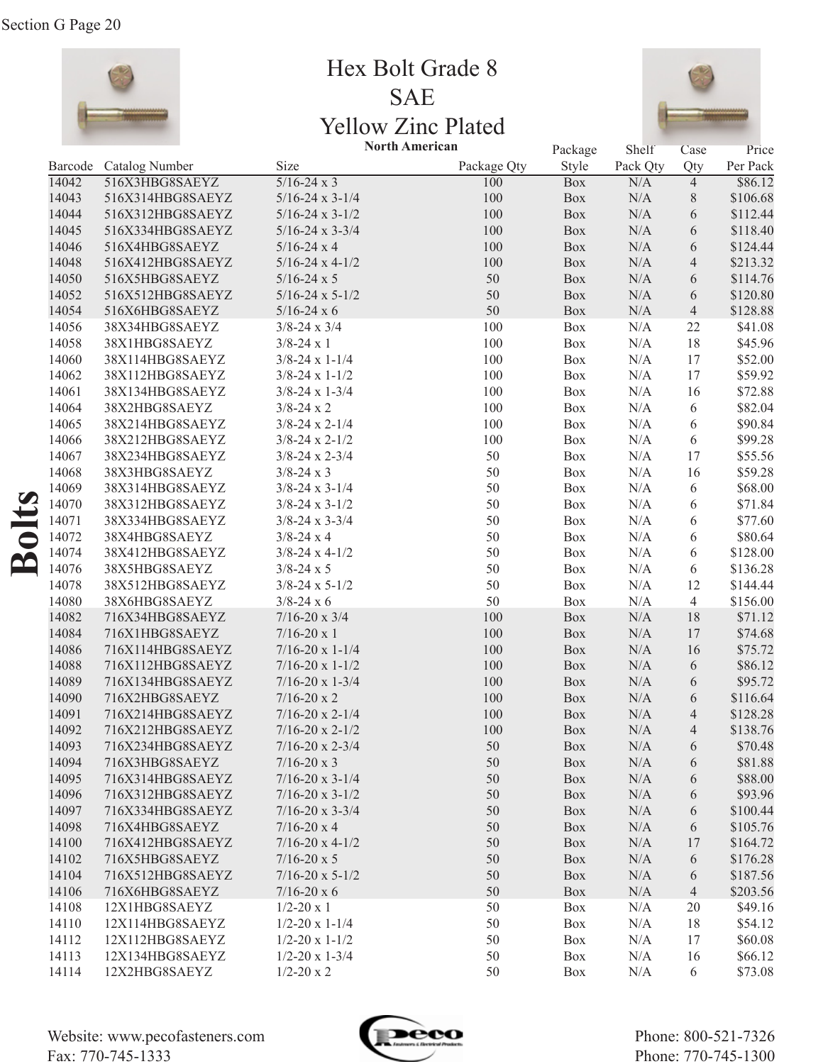# Hex Bolt Grade 8
# SAE
# Yellow Zinc Plated

**North American**

| Barcode | Catalog Number | Size | Package Qty | Package Style | Shelf Pack Qty | Case Qty | Price Per Pack |
|---|---|---|---|---|---|---|---|
| 14042 | 516X3HBG8SAEYZ | 5/16-24 x 3 | 100 | Box | N/A | 4 | $86.12 |
| 14043 | 516X314HBG8SAEYZ | 5/16-24 x 3-1/4 | 100 | Box | N/A | 8 | $106.68 |
| 14044 | 516X312HBG8SAEYZ | 5/16-24 x 3-1/2 | 100 | Box | N/A | 6 | $112.44 |
| 14045 | 516X334HBG8SAEYZ | 5/16-24 x 3-3/4 | 100 | Box | N/A | 6 | $118.40 |
| 14046 | 516X4HBG8SAEYZ | 5/16-24 x 4 | 100 | Box | N/A | 6 | $124.44 |
| 14048 | 516X412HBG8SAEYZ | 5/16-24 x 4-1/2 | 100 | Box | N/A | 4 | $213.32 |
| 14050 | 516X5HBG8SAEYZ | 5/16-24 x 5 | 50 | Box | N/A | 6 | $114.76 |
| 14052 | 516X512HBG8SAEYZ | 5/16-24 x 5-1/2 | 50 | Box | N/A | 6 | $120.80 |
| 14054 | 516X6HBG8SAEYZ | 5/16-24 x 6 | 50 | Box | N/A | 4 | $128.88 |
| 14056 | 38X34HBG8SAEYZ | 3/8-24 x 3/4 | 100 | Box | N/A | 22 | $41.08 |
| 14058 | 38X1HBG8SAEYZ | 3/8-24 x 1 | 100 | Box | N/A | 18 | $45.96 |
| 14060 | 38X114HBG8SAEYZ | 3/8-24 x 1-1/4 | 100 | Box | N/A | 17 | $52.00 |
| 14062 | 38X112HBG8SAEYZ | 3/8-24 x 1-1/2 | 100 | Box | N/A | 17 | $59.92 |
| 14061 | 38X134HBG8SAEYZ | 3/8-24 x 1-3/4 | 100 | Box | N/A | 16 | $72.88 |
| 14064 | 38X2HBG8SAEYZ | 3/8-24 x 2 | 100 | Box | N/A | 6 | $82.04 |
| 14065 | 38X214HBG8SAEYZ | 3/8-24 x 2-1/4 | 100 | Box | N/A | 6 | $90.84 |
| 14066 | 38X212HBG8SAEYZ | 3/8-24 x 2-1/2 | 100 | Box | N/A | 6 | $99.28 |
| 14067 | 38X234HBG8SAEYZ | 3/8-24 x 2-3/4 | 50 | Box | N/A | 17 | $55.56 |
| 14068 | 38X3HBG8SAEYZ | 3/8-24 x 3 | 50 | Box | N/A | 16 | $59.28 |
| 14069 | 38X314HBG8SAEYZ | 3/8-24 x 3-1/4 | 50 | Box | N/A | 6 | $68.00 |
| 14070 | 38X312HBG8SAEYZ | 3/8-24 x 3-1/2 | 50 | Box | N/A | 6 | $71.84 |
| 14071 | 38X334HBG8SAEYZ | 3/8-24 x 3-3/4 | 50 | Box | N/A | 6 | $77.60 |
| 14072 | 38X4HBG8SAEYZ | 3/8-24 x 4 | 50 | Box | N/A | 6 | $80.64 |
| 14074 | 38X412HBG8SAEYZ | 3/8-24 x 4-1/2 | 50 | Box | N/A | 6 | $128.00 |
| 14076 | 38X5HBG8SAEYZ | 3/8-24 x 5 | 50 | Box | N/A | 6 | $136.28 |
| 14078 | 38X512HBG8SAEYZ | 3/8-24 x 5-1/2 | 50 | Box | N/A | 12 | $144.44 |
| 14080 | 38X6HBG8SAEYZ | 3/8-24 x 6 | 50 | Box | N/A | 4 | $156.00 |
| 14082 | 716X34HBG8SAEYZ | 7/16-20 x 3/4 | 100 | Box | N/A | 18 | $71.12 |
| 14084 | 716X1HBG8SAEYZ | 7/16-20 x 1 | 100 | Box | N/A | 17 | $74.68 |
| 14086 | 716X114HBG8SAEYZ | 7/16-20 x 1-1/4 | 100 | Box | N/A | 16 | $75.72 |
| 14088 | 716X112HBG8SAEYZ | 7/16-20 x 1-1/2 | 100 | Box | N/A | 6 | $86.12 |
| 14089 | 716X134HBG8SAEYZ | 7/16-20 x 1-3/4 | 100 | Box | N/A | 6 | $95.72 |
| 14090 | 716X2HBG8SAEYZ | 7/16-20 x 2 | 100 | Box | N/A | 6 | $116.64 |
| 14091 | 716X214HBG8SAEYZ | 7/16-20 x 2-1/4 | 100 | Box | N/A | 4 | $128.28 |
| 14092 | 716X212HBG8SAEYZ | 7/16-20 x 2-1/2 | 100 | Box | N/A | 4 | $138.76 |
| 14093 | 716X234HBG8SAEYZ | 7/16-20 x 2-3/4 | 50 | Box | N/A | 6 | $70.48 |
| 14094 | 716X3HBG8SAEYZ | 7/16-20 x 3 | 50 | Box | N/A | 6 | $81.88 |
| 14095 | 716X314HBG8SAEYZ | 7/16-20 x 3-1/4 | 50 | Box | N/A | 6 | $88.00 |
| 14096 | 716X312HBG8SAEYZ | 7/16-20 x 3-1/2 | 50 | Box | N/A | 6 | $93.96 |
| 14097 | 716X334HBG8SAEYZ | 7/16-20 x 3-3/4 | 50 | Box | N/A | 6 | $100.44 |
| 14098 | 716X4HBG8SAEYZ | 7/16-20 x 4 | 50 | Box | N/A | 6 | $105.76 |
| 14100 | 716X412HBG8SAEYZ | 7/16-20 x 4-1/2 | 50 | Box | N/A | 17 | $164.72 |
| 14102 | 716X5HBG8SAEYZ | 7/16-20 x 5 | 50 | Box | N/A | 6 | $176.28 |
| 14104 | 716X512HBG8SAEYZ | 7/16-20 x 5-1/2 | 50 | Box | N/A | 6 | $187.56 |
| 14106 | 716X6HBG8SAEYZ | 7/16-20 x 6 | 50 | Box | N/A | 4 | $203.56 |
| 14108 | 12X1HBG8SAEYZ | 1/2-20 x 1 | 50 | Box | N/A | 20 | $49.16 |
| 14110 | 12X114HBG8SAEYZ | 1/2-20 x 1-1/4 | 50 | Box | N/A | 18 | $54.12 |
| 14112 | 12X112HBG8SAEYZ | 1/2-20 x 1-1/2 | 50 | Box | N/A | 17 | $60.08 |
| 14113 | 12X134HBG8SAEYZ | 1/2-20 x 1-3/4 | 50 | Box | N/A | 16 | $66.12 |
| 14114 | 12X2HBG8SAEYZ | 1/2-20 x 2 | 50 | Box | N/A | 6 | $73.08 |

Website: www.pecofasteners.com
Fax: 770-745-1333

Phone: 800-521-7326
Phone: 770-745-1300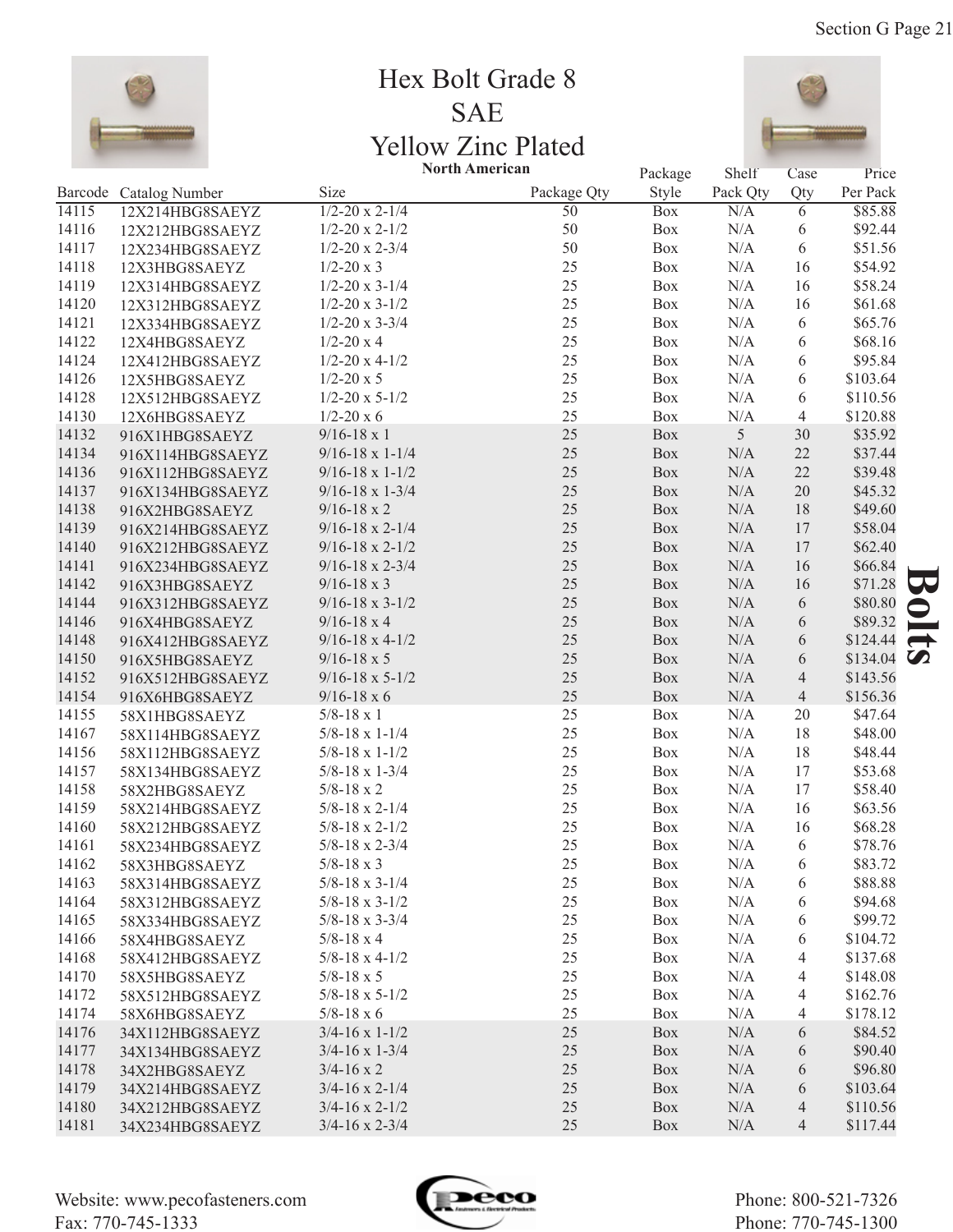# Hex Bolt Grade 8
## SAE
## Yellow Zinc Plated

**North American**

| Barcode | Catalog Number | Size | Package Qty | Package Style | Shelf Pack Qty | Case Qty | Price Per Pack |
|---|---|---|---|---|---|---|---|
| 14115 | 12X214HBG8SAEYZ | 1/2-20 x 2-1/4 | 50 | Box | N/A | 6 | $85.88 |
| 14116 | 12X212HBG8SAEYZ | 1/2-20 x 2-1/2 | 50 | Box | N/A | 6 | $92.44 |
| 14117 | 12X234HBG8SAEYZ | 1/2-20 x 2-3/4 | 50 | Box | N/A | 6 | $51.56 |
| 14118 | 12X3HBG8SAEYZ | 1/2-20 x 3 | 25 | Box | N/A | 16 | $54.92 |
| 14119 | 12X314HBG8SAEYZ | 1/2-20 x 3-1/4 | 25 | Box | N/A | 16 | $58.24 |
| 14120 | 12X312HBG8SAEYZ | 1/2-20 x 3-1/2 | 25 | Box | N/A | 16 | $61.68 |
| 14121 | 12X334HBG8SAEYZ | 1/2-20 x 3-3/4 | 25 | Box | N/A | 6 | $65.76 |
| 14122 | 12X4HBG8SAEYZ | 1/2-20 x 4 | 25 | Box | N/A | 6 | $68.16 |
| 14124 | 12X412HBG8SAEYZ | 1/2-20 x 4-1/2 | 25 | Box | N/A | 6 | $95.84 |
| 14126 | 12X5HBG8SAEYZ | 1/2-20 x 5 | 25 | Box | N/A | 6 | $103.64 |
| 14128 | 12X512HBG8SAEYZ | 1/2-20 x 5-1/2 | 25 | Box | N/A | 6 | $110.56 |
| 14130 | 12X6HBG8SAEYZ | 1/2-20 x 6 | 25 | Box | N/A | 4 | $120.88 |
| 14132 | 916X1HBG8SAEYZ | 9/16-18 x 1 | 25 | Box | 5 | 30 | $35.92 |
| 14134 | 916X114HBG8SAEYZ | 9/16-18 x 1-1/4 | 25 | Box | N/A | 22 | $37.44 |
| 14136 | 916X112HBG8SAEYZ | 9/16-18 x 1-1/2 | 25 | Box | N/A | 22 | $39.48 |
| 14137 | 916X134HBG8SAEYZ | 9/16-18 x 1-3/4 | 25 | Box | N/A | 20 | $45.32 |
| 14138 | 916X2HBG8SAEYZ | 9/16-18 x 2 | 25 | Box | N/A | 18 | $49.60 |
| 14139 | 916X214HBG8SAEYZ | 9/16-18 x 2-1/4 | 25 | Box | N/A | 17 | $58.04 |
| 14140 | 916X212HBG8SAEYZ | 9/16-18 x 2-1/2 | 25 | Box | N/A | 17 | $62.40 |
| 14141 | 916X234HBG8SAEYZ | 9/16-18 x 2-3/4 | 25 | Box | N/A | 16 | $66.84 |
| 14142 | 916X3HBG8SAEYZ | 9/16-18 x 3 | 25 | Box | N/A | 16 | $71.28 |
| 14144 | 916X312HBG8SAEYZ | 9/16-18 x 3-1/2 | 25 | Box | N/A | 6 | $80.80 |
| 14146 | 916X4HBG8SAEYZ | 9/16-18 x 4 | 25 | Box | N/A | 6 | $89.32 |
| 14148 | 916X412HBG8SAEYZ | 9/16-18 x 4-1/2 | 25 | Box | N/A | 6 | $124.44 |
| 14150 | 916X5HBG8SAEYZ | 9/16-18 x 5 | 25 | Box | N/A | 6 | $134.04 |
| 14152 | 916X512HBG8SAEYZ | 9/16-18 x 5-1/2 | 25 | Box | N/A | 4 | $143.56 |
| 14154 | 916X6HBG8SAEYZ | 9/16-18 x 6 | 25 | Box | N/A | 4 | $156.36 |
| 14155 | 58X1HBG8SAEYZ | 5/8-18 x 1 | 25 | Box | N/A | 20 | $47.64 |
| 14167 | 58X114HBG8SAEYZ | 5/8-18 x 1-1/4 | 25 | Box | N/A | 18 | $48.00 |
| 14156 | 58X112HBG8SAEYZ | 5/8-18 x 1-1/2 | 25 | Box | N/A | 18 | $48.44 |
| 14157 | 58X134HBG8SAEYZ | 5/8-18 x 1-3/4 | 25 | Box | N/A | 17 | $53.68 |
| 14158 | 58X2HBG8SAEYZ | 5/8-18 x 2 | 25 | Box | N/A | 17 | $58.40 |
| 14159 | 58X214HBG8SAEYZ | 5/8-18 x 2-1/4 | 25 | Box | N/A | 16 | $63.56 |
| 14160 | 58X212HBG8SAEYZ | 5/8-18 x 2-1/2 | 25 | Box | N/A | 16 | $68.28 |
| 14161 | 58X234HBG8SAEYZ | 5/8-18 x 2-3/4 | 25 | Box | N/A | 6 | $78.76 |
| 14162 | 58X3HBG8SAEYZ | 5/8-18 x 3 | 25 | Box | N/A | 6 | $83.72 |
| 14163 | 58X314HBG8SAEYZ | 5/8-18 x 3-1/4 | 25 | Box | N/A | 6 | $88.88 |
| 14164 | 58X312HBG8SAEYZ | 5/8-18 x 3-1/2 | 25 | Box | N/A | 6 | $94.68 |
| 14165 | 58X334HBG8SAEYZ | 5/8-18 x 3-3/4 | 25 | Box | N/A | 6 | $99.72 |
| 14166 | 58X4HBG8SAEYZ | 5/8-18 x 4 | 25 | Box | N/A | 6 | $104.72 |
| 14168 | 58X412HBG8SAEYZ | 5/8-18 x 4-1/2 | 25 | Box | N/A | 4 | $137.68 |
| 14170 | 58X5HBG8SAEYZ | 5/8-18 x 5 | 25 | Box | N/A | 4 | $148.08 |
| 14172 | 58X512HBG8SAEYZ | 5/8-18 x 5-1/2 | 25 | Box | N/A | 4 | $162.76 |
| 14174 | 58X6HBG8SAEYZ | 5/8-18 x 6 | 25 | Box | N/A | 4 | $178.12 |
| 14176 | 34X112HBG8SAEYZ | 3/4-16 x 1-1/2 | 25 | Box | N/A | 6 | $84.52 |
| 14177 | 34X134HBG8SAEYZ | 3/4-16 x 1-3/4 | 25 | Box | N/A | 6 | $90.40 |
| 14178 | 34X2HBG8SAEYZ | 3/4-16 x 2 | 25 | Box | N/A | 6 | $96.80 |
| 14179 | 34X214HBG8SAEYZ | 3/4-16 x 2-1/4 | 25 | Box | N/A | 6 | $103.64 |
| 14180 | 34X212HBG8SAEYZ | 3/4-16 x 2-1/2 | 25 | Box | N/A | 4 | $110.56 |
| 14181 | 34X234HBG8SAEYZ | 3/4-16 x 2-3/4 | 25 | Box | N/A | 4 | $117.44 |

**Bolts**

Website: www.pecofasteners.com
Fax: 770-745-1333

Phone: 800-521-7326
Phone: 770-745-1300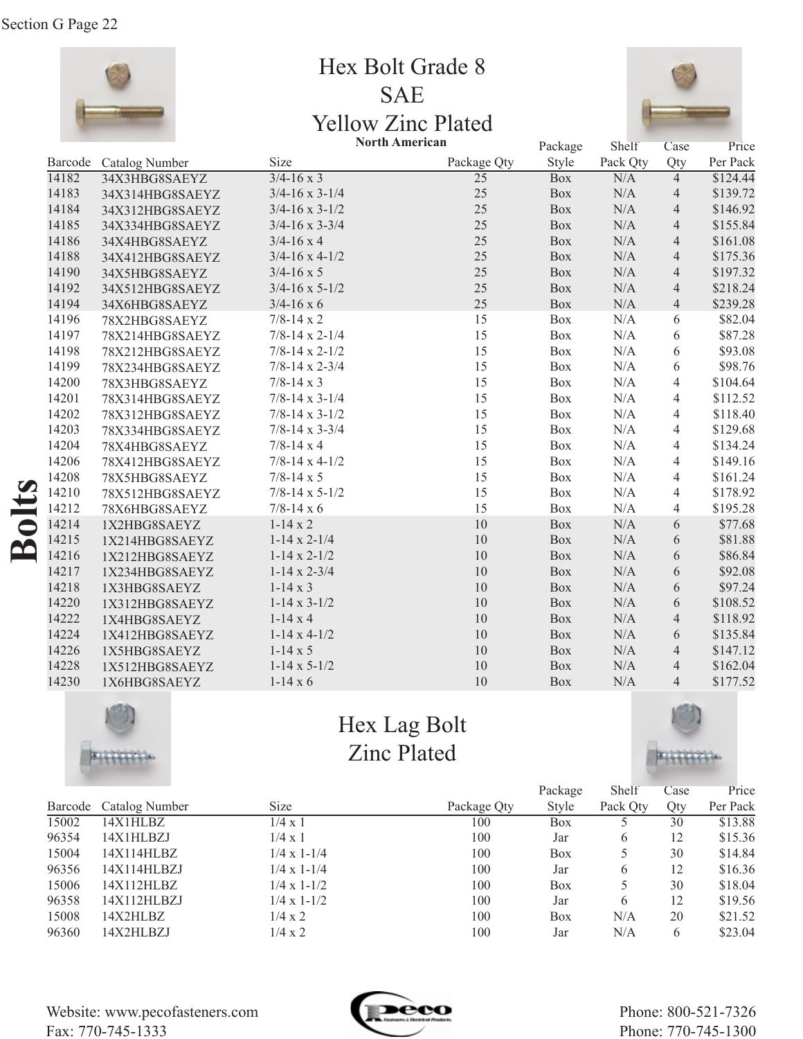# Hex Bolt Grade 8 SAE Yellow Zinc Plated

**North American**

| Barcode | Catalog Number | Size | Package Qty | Package Style | Shelf Pack Qty | Case Qty | Price Per Pack |
|---|---|---|---|---|---|---|---|
| 14182 | 34X3HBG8SAEYZ | 3/4-16 x 3 | 25 | Box | N/A | 4 | $124.44 |
| 14183 | 34X314HBG8SAEYZ | 3/4-16 x 3-1/4 | 25 | Box | N/A | 4 | $139.72 |
| 14184 | 34X312HBG8SAEYZ | 3/4-16 x 3-1/2 | 25 | Box | N/A | 4 | $146.92 |
| 14185 | 34X334HBG8SAEYZ | 3/4-16 x 3-3/4 | 25 | Box | N/A | 4 | $155.84 |
| 14186 | 34X4HBG8SAEYZ | 3/4-16 x 4 | 25 | Box | N/A | 4 | $161.08 |
| 14188 | 34X412HBG8SAEYZ | 3/4-16 x 4-1/2 | 25 | Box | N/A | 4 | $175.36 |
| 14190 | 34X5HBG8SAEYZ | 3/4-16 x 5 | 25 | Box | N/A | 4 | $197.32 |
| 14192 | 34X512HBG8SAEYZ | 3/4-16 x 5-1/2 | 25 | Box | N/A | 4 | $218.24 |
| 14194 | 34X6HBG8SAEYZ | 3/4-16 x 6 | 25 | Box | N/A | 4 | $239.28 |
| 14196 | 78X2HBG8SAEYZ | 7/8-14 x 2 | 15 | Box | N/A | 6 | $82.04 |
| 14197 | 78X214HBG8SAEYZ | 7/8-14 x 2-1/4 | 15 | Box | N/A | 6 | $87.28 |
| 14198 | 78X212HBG8SAEYZ | 7/8-14 x 2-1/2 | 15 | Box | N/A | 6 | $93.08 |
| 14199 | 78X234HBG8SAEYZ | 7/8-14 x 2-3/4 | 15 | Box | N/A | 6 | $98.76 |
| 14200 | 78X3HBG8SAEYZ | 7/8-14 x 3 | 15 | Box | N/A | 4 | $104.64 |
| 14201 | 78X314HBG8SAEYZ | 7/8-14 x 3-1/4 | 15 | Box | N/A | 4 | $112.52 |
| 14202 | 78X312HBG8SAEYZ | 7/8-14 x 3-1/2 | 15 | Box | N/A | 4 | $118.40 |
| 14203 | 78X334HBG8SAEYZ | 7/8-14 x 3-3/4 | 15 | Box | N/A | 4 | $129.68 |
| 14204 | 78X4HBG8SAEYZ | 7/8-14 x 4 | 15 | Box | N/A | 4 | $134.24 |
| 14206 | 78X412HBG8SAEYZ | 7/8-14 x 4-1/2 | 15 | Box | N/A | 4 | $149.16 |
| 14208 | 78X5HBG8SAEYZ | 7/8-14 x 5 | 15 | Box | N/A | 4 | $161.24 |
| 14210 | 78X512HBG8SAEYZ | 7/8-14 x 5-1/2 | 15 | Box | N/A | 4 | $178.92 |
| 14212 | 78X6HBG8SAEYZ | 7/8-14 x 6 | 15 | Box | N/A | 4 | $195.28 |
| 14214 | 1X2HBG8SAEYZ | 1-14 x 2 | 10 | Box | N/A | 6 | $77.68 |
| 14215 | 1X214HBG8SAEYZ | 1-14 x 2-1/4 | 10 | Box | N/A | 6 | $81.88 |
| 14216 | 1X212HBG8SAEYZ | 1-14 x 2-1/2 | 10 | Box | N/A | 6 | $86.84 |
| 14217 | 1X234HBG8SAEYZ | 1-14 x 2-3/4 | 10 | Box | N/A | 6 | $92.08 |
| 14218 | 1X3HBG8SAEYZ | 1-14 x 3 | 10 | Box | N/A | 6 | $97.24 |
| 14220 | 1X312HBG8SAEYZ | 1-14 x 3-1/2 | 10 | Box | N/A | 6 | $108.52 |
| 14222 | 1X4HBG8SAEYZ | 1-14 x 4 | 10 | Box | N/A | 4 | $118.92 |
| 14224 | 1X412HBG8SAEYZ | 1-14 x 4-1/2 | 10 | Box | N/A | 6 | $135.84 |
| 14226 | 1X5HBG8SAEYZ | 1-14 x 5 | 10 | Box | N/A | 4 | $147.12 |
| 14228 | 1X512HBG8SAEYZ | 1-14 x 5-1/2 | 10 | Box | N/A | 4 | $162.04 |
| 14230 | 1X6HBG8SAEYZ | 1-14 x 6 | 10 | Box | N/A | 4 | $177.52 |

# Hex Lag Bolt Zinc Plated

| Barcode | Catalog Number | Size | Package Qty | Package Style | Shelf Pack Qty | Case Qty | Price Per Pack |
|---|---|---|---|---|---|---|---|
| 15002 | 14X1HLBZ | 1/4 x 1 | 100 | Box | 5 | 30 | $13.88 |
| 96354 | 14X1HLBZJ | 1/4 x 1 | 100 | Jar | 6 | 12 | $15.36 |
| 15004 | 14X114HLBZ | 1/4 x 1-1/4 | 100 | Box | 5 | 30 | $14.84 |
| 96356 | 14X114HLBZJ | 1/4 x 1-1/4 | 100 | Jar | 6 | 12 | $16.36 |
| 15006 | 14X112HLBZ | 1/4 x 1-1/2 | 100 | Box | 5 | 30 | $18.04 |
| 96358 | 14X112HLBZJ | 1/4 x 1-1/2 | 100 | Jar | 6 | 12 | $19.56 |
| 15008 | 14X2HLBZ | 1/4 x 2 | 100 | Box | N/A | 20 | $21.52 |
| 96360 | 14X2HLBZJ | 1/4 x 2 | 100 | Jar | N/A | 6 | $23.04 |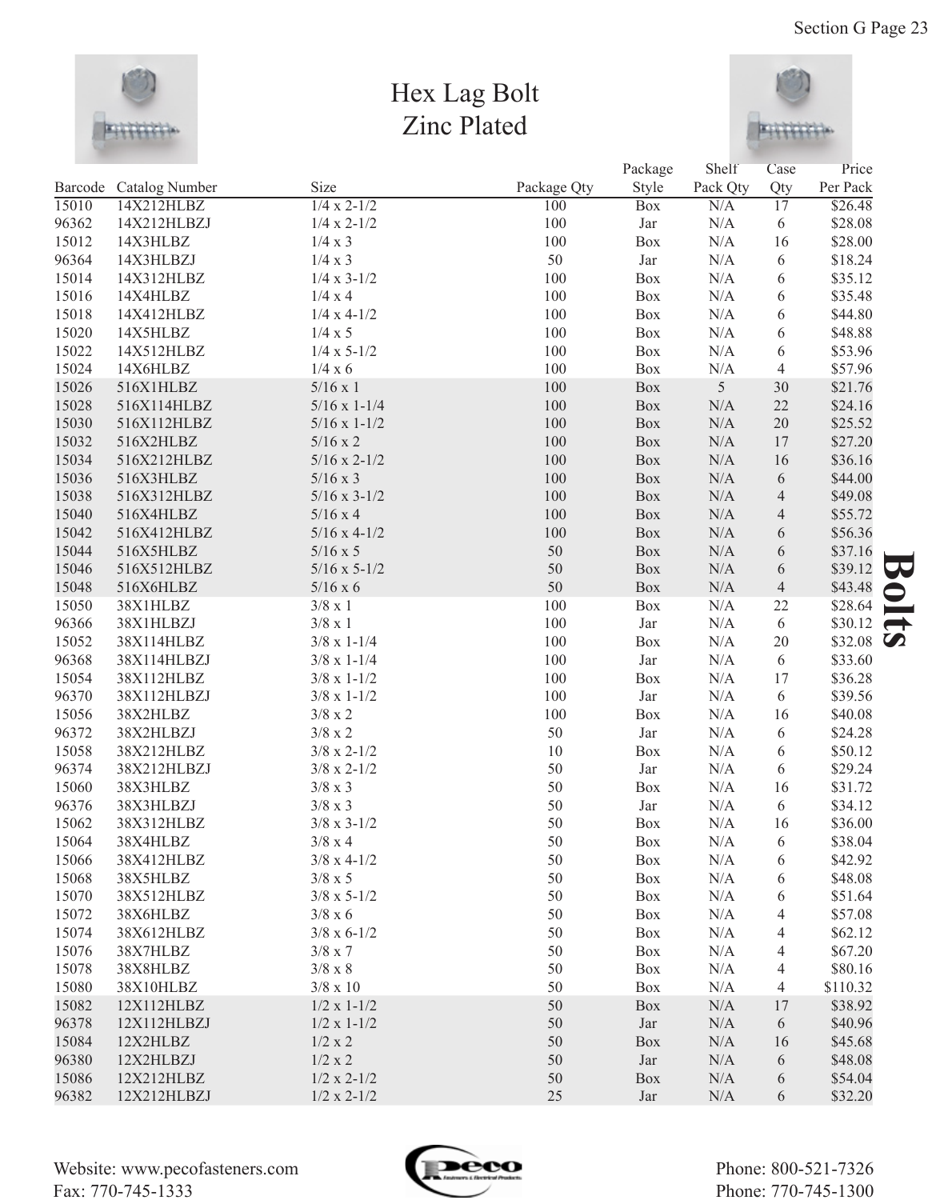# Hex Lag Bolt
# Zinc Plated

| Barcode | Catalog Number | Size | Package Qty | Package Style | Shelf Pack Qty | Case Qty | Price Per Pack |
|---|---|---|---|---|---|---|---|
| 15010 | 14X212HLBZ | 1/4 x 2-1/2 | 100 | Box | N/A | 17 | $26.48 |
| 96362 | 14X212HLBZJ | 1/4 x 2-1/2 | 100 | Jar | N/A | 6 | $28.08 |
| 15012 | 14X3HLBZ | 1/4 x 3 | 100 | Box | N/A | 16 | $28.00 |
| 96364 | 14X3HLBZJ | 1/4 x 3 | 50 | Jar | N/A | 6 | $18.24 |
| 15014 | 14X312HLBZ | 1/4 x 3-1/2 | 100 | Box | N/A | 6 | $35.12 |
| 15016 | 14X4HLBZ | 1/4 x 4 | 100 | Box | N/A | 6 | $35.48 |
| 15018 | 14X412HLBZ | 1/4 x 4-1/2 | 100 | Box | N/A | 6 | $44.80 |
| 15020 | 14X5HLBZ | 1/4 x 5 | 100 | Box | N/A | 6 | $48.88 |
| 15022 | 14X512HLBZ | 1/4 x 5-1/2 | 100 | Box | N/A | 6 | $53.96 |
| 15024 | 14X6HLBZ | 1/4 x 6 | 100 | Box | N/A | 4 | $57.96 |
| 15026 | 516X1HLBZ | 5/16 x 1 | 100 | Box | 5 | 30 | $21.76 |
| 15028 | 516X114HLBZ | 5/16 x 1-1/4 | 100 | Box | N/A | 22 | $24.16 |
| 15030 | 516X112HLBZ | 5/16 x 1-1/2 | 100 | Box | N/A | 20 | $25.52 |
| 15032 | 516X2HLBZ | 5/16 x 2 | 100 | Box | N/A | 17 | $27.20 |
| 15034 | 516X212HLBZ | 5/16 x 2-1/2 | 100 | Box | N/A | 16 | $36.16 |
| 15036 | 516X3HLBZ | 5/16 x 3 | 100 | Box | N/A | 6 | $44.00 |
| 15038 | 516X312HLBZ | 5/16 x 3-1/2 | 100 | Box | N/A | 4 | $49.08 |
| 15040 | 516X4HLBZ | 5/16 x 4 | 100 | Box | N/A | 4 | $55.72 |
| 15042 | 516X412HLBZ | 5/16 x 4-1/2 | 100 | Box | N/A | 6 | $56.36 |
| 15044 | 516X5HLBZ | 5/16 x 5 | 50 | Box | N/A | 6 | $37.16 |
| 15046 | 516X512HLBZ | 5/16 x 5-1/2 | 50 | Box | N/A | 6 | $39.12 |
| 15048 | 516X6HLBZ | 5/16 x 6 | 50 | Box | N/A | 4 | $43.48 |
| 15050 | 38X1HLBZ | 3/8 x 1 | 100 | Box | N/A | 22 | $28.64 |
| 96366 | 38X1HLBZJ | 3/8 x 1 | 100 | Jar | N/A | 6 | $30.12 |
| 15052 | 38X114HLBZ | 3/8 x 1-1/4 | 100 | Box | N/A | 20 | $32.08 |
| 96368 | 38X114HLBZJ | 3/8 x 1-1/4 | 100 | Jar | N/A | 6 | $33.60 |
| 15054 | 38X112HLBZ | 3/8 x 1-1/2 | 100 | Box | N/A | 17 | $36.28 |
| 96370 | 38X112HLBZJ | 3/8 x 1-1/2 | 100 | Jar | N/A | 6 | $39.56 |
| 15056 | 38X2HLBZ | 3/8 x 2 | 100 | Box | N/A | 16 | $40.08 |
| 96372 | 38X2HLBZJ | 3/8 x 2 | 50 | Jar | N/A | 6 | $24.28 |
| 15058 | 38X212HLBZ | 3/8 x 2-1/2 | 10 | Box | N/A | 6 | $50.12 |
| 96374 | 38X212HLBZJ | 3/8 x 2-1/2 | 50 | Jar | N/A | 6 | $29.24 |
| 15060 | 38X3HLBZ | 3/8 x 3 | 50 | Box | N/A | 16 | $31.72 |
| 96376 | 38X3HLBZJ | 3/8 x 3 | 50 | Jar | N/A | 6 | $34.12 |
| 15062 | 38X312HLBZ | 3/8 x 3-1/2 | 50 | Box | N/A | 16 | $36.00 |
| 15064 | 38X4HLBZ | 3/8 x 4 | 50 | Box | N/A | 6 | $38.04 |
| 15066 | 38X412HLBZ | 3/8 x 4-1/2 | 50 | Box | N/A | 6 | $42.92 |
| 15068 | 38X5HLBZ | 3/8 x 5 | 50 | Box | N/A | 6 | $48.08 |
| 15070 | 38X512HLBZ | 3/8 x 5-1/2 | 50 | Box | N/A | 6 | $51.64 |
| 15072 | 38X6HLBZ | 3/8 x 6 | 50 | Box | N/A | 4 | $57.08 |
| 15074 | 38X612HLBZ | 3/8 x 6-1/2 | 50 | Box | N/A | 4 | $62.12 |
| 15076 | 38X7HLBZ | 3/8 x 7 | 50 | Box | N/A | 4 | $67.20 |
| 15078 | 38X8HLBZ | 3/8 x 8 | 50 | Box | N/A | 4 | $80.16 |
| 15080 | 38X10HLBZ | 3/8 x 10 | 50 | Box | N/A | 4 | $110.32 |
| 15082 | 12X112HLBZ | 1/2 x 1-1/2 | 50 | Box | N/A | 17 | $38.92 |
| 96378 | 12X112HLBZJ | 1/2 x 1-1/2 | 50 | Jar | N/A | 6 | $40.96 |
| 15084 | 12X2HLBZ | 1/2 x 2 | 50 | Box | N/A | 16 | $45.68 |
| 96380 | 12X2HLBZJ | 1/2 x 2 | 50 | Jar | N/A | 6 | $48.08 |
| 15086 | 12X212HLBZ | 1/2 x 2-1/2 | 50 | Box | N/A | 6 | $54.04 |
| 96382 | 12X212HLBZJ | 1/2 x 2-1/2 | 25 | Jar | N/A | 6 | $32.20 |

Website: www.pecofasteners.com
Fax: 770-745-1333

Phone: 800-521-7326
Phone: 770-745-1300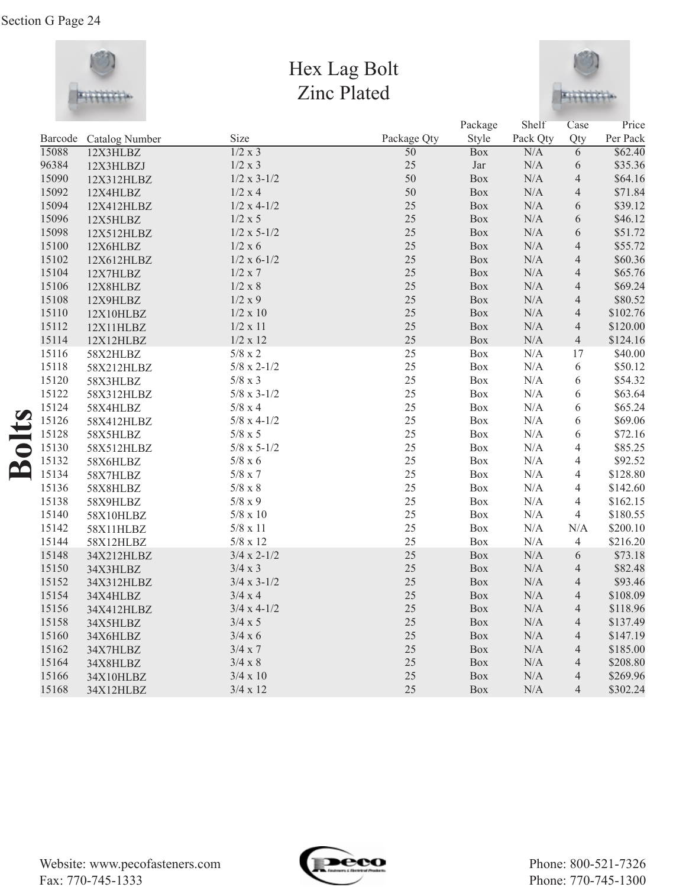# Hex Lag Bolt
## Zinc Plated

| Barcode | Catalog Number | Size | Package Qty | Package Style | Shelf Pack Qty | Case Qty | Price Per Pack |
|---|---|---|---|---|---|---|---|
| 15088 | 12X3HLBZ | 1/2 x 3 | 50 | Box | N/A | 6 | $62.40 |
| 96384 | 12X3HLBZJ | 1/2 x 3 | 25 | Jar | N/A | 6 | $35.36 |
| 15090 | 12X312HLBZ | 1/2 x 3-1/2 | 50 | Box | N/A | 4 | $64.16 |
| 15092 | 12X4HLBZ | 1/2 x 4 | 50 | Box | N/A | 4 | $71.84 |
| 15094 | 12X412HLBZ | 1/2 x 4-1/2 | 25 | Box | N/A | 6 | $39.12 |
| 15096 | 12X5HLBZ | 1/2 x 5 | 25 | Box | N/A | 6 | $46.12 |
| 15098 | 12X512HLBZ | 1/2 x 5-1/2 | 25 | Box | N/A | 6 | $51.72 |
| 15100 | 12X6HLBZ | 1/2 x 6 | 25 | Box | N/A | 4 | $55.72 |
| 15102 | 12X612HLBZ | 1/2 x 6-1/2 | 25 | Box | N/A | 4 | $60.36 |
| 15104 | 12X7HLBZ | 1/2 x 7 | 25 | Box | N/A | 4 | $65.76 |
| 15106 | 12X8HLBZ | 1/2 x 8 | 25 | Box | N/A | 4 | $69.24 |
| 15108 | 12X9HLBZ | 1/2 x 9 | 25 | Box | N/A | 4 | $80.52 |
| 15110 | 12X10HLBZ | 1/2 x 10 | 25 | Box | N/A | 4 | $102.76 |
| 15112 | 12X11HLBZ | 1/2 x 11 | 25 | Box | N/A | 4 | $120.00 |
| 15114 | 12X12HLBZ | 1/2 x 12 | 25 | Box | N/A | 4 | $124.16 |
| 15116 | 58X2HLBZ | 5/8 x 2 | 25 | Box | N/A | 17 | $40.00 |
| 15118 | 58X212HLBZ | 5/8 x 2-1/2 | 25 | Box | N/A | 6 | $50.12 |
| 15120 | 58X3HLBZ | 5/8 x 3 | 25 | Box | N/A | 6 | $54.32 |
| 15122 | 58X312HLBZ | 5/8 x 3-1/2 | 25 | Box | N/A | 6 | $63.64 |
| 15124 | 58X4HLBZ | 5/8 x 4 | 25 | Box | N/A | 6 | $65.24 |
| 15126 | 58X412HLBZ | 5/8 x 4-1/2 | 25 | Box | N/A | 6 | $69.06 |
| 15128 | 58X5HLBZ | 5/8 x 5 | 25 | Box | N/A | 6 | $72.16 |
| 15130 | 58X512HLBZ | 5/8 x 5-1/2 | 25 | Box | N/A | 4 | $85.25 |
| 15132 | 58X6HLBZ | 5/8 x 6 | 25 | Box | N/A | 4 | $92.52 |
| 15134 | 58X7HLBZ | 5/8 x 7 | 25 | Box | N/A | 4 | $128.80 |
| 15136 | 58X8HLBZ | 5/8 x 8 | 25 | Box | N/A | 4 | $142.60 |
| 15138 | 58X9HLBZ | 5/8 x 9 | 25 | Box | N/A | 4 | $162.15 |
| 15140 | 58X10HLBZ | 5/8 x 10 | 25 | Box | N/A | 4 | $180.55 |
| 15142 | 58X11HLBZ | 5/8 x 11 | 25 | Box | N/A | N/A | $200.10 |
| 15144 | 58X12HLBZ | 5/8 x 12 | 25 | Box | N/A | 4 | $216.20 |
| 15148 | 34X212HLBZ | 3/4 x 2-1/2 | 25 | Box | N/A | 6 | $73.18 |
| 15150 | 34X3HLBZ | 3/4 x 3 | 25 | Box | N/A | 4 | $82.48 |
| 15152 | 34X312HLBZ | 3/4 x 3-1/2 | 25 | Box | N/A | 4 | $93.46 |
| 15154 | 34X4HLBZ | 3/4 x 4 | 25 | Box | N/A | 4 | $108.09 |
| 15156 | 34X412HLBZ | 3/4 x 4-1/2 | 25 | Box | N/A | 4 | $118.96 |
| 15158 | 34X5HLBZ | 3/4 x 5 | 25 | Box | N/A | 4 | $137.49 |
| 15160 | 34X6HLBZ | 3/4 x 6 | 25 | Box | N/A | 4 | $147.19 |
| 15162 | 34X7HLBZ | 3/4 x 7 | 25 | Box | N/A | 4 | $185.00 |
| 15164 | 34X8HLBZ | 3/4 x 8 | 25 | Box | N/A | 4 | $208.80 |
| 15166 | 34X10HLBZ | 3/4 x 10 | 25 | Box | N/A | 4 | $269.96 |
| 15168 | 34X12HLBZ | 3/4 x 12 | 25 | Box | N/A | 4 | $302.24 |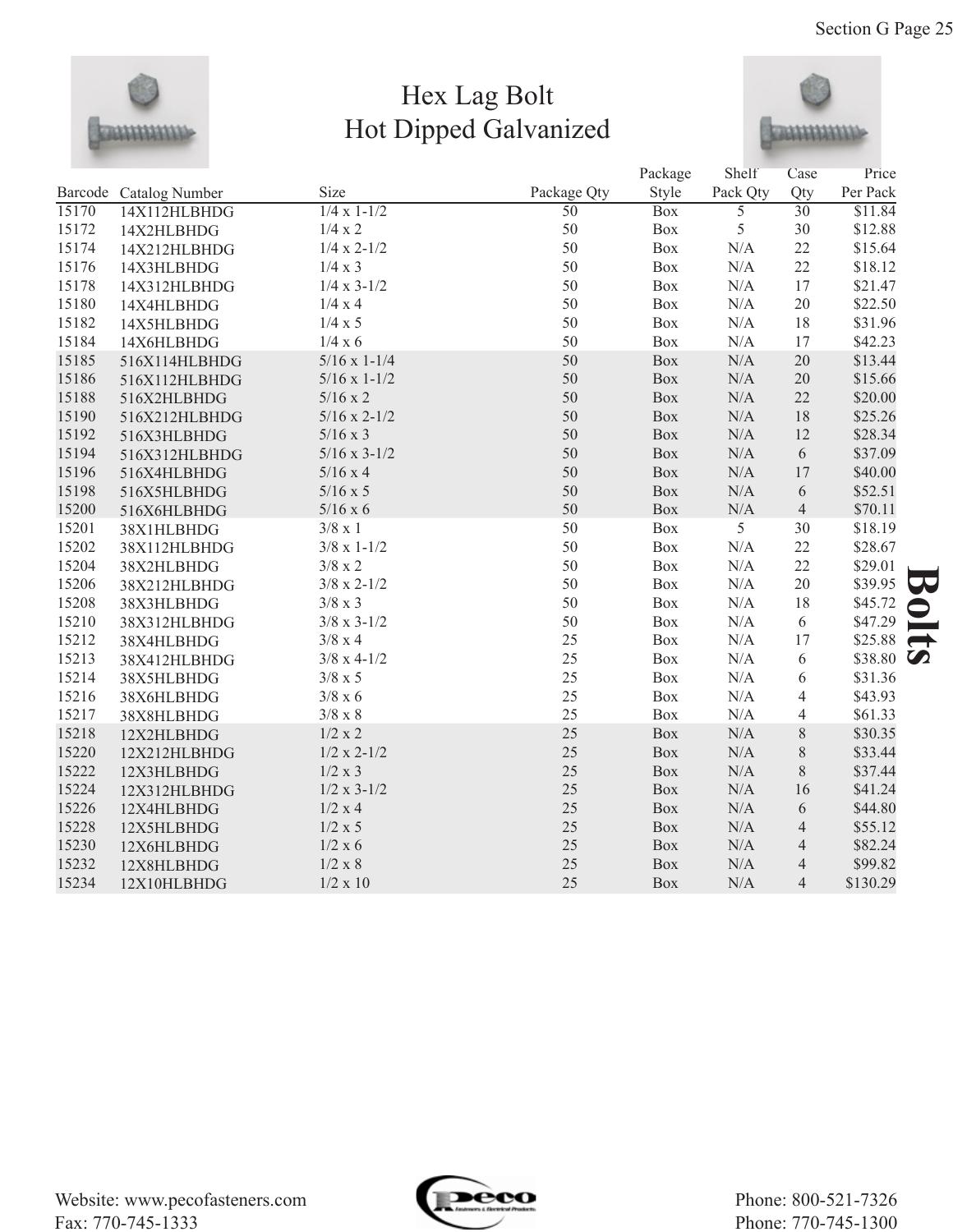# Hex Lag Bolt
# Hot Dipped Galvanized

| Barcode | Catalog Number | Size | Package Qty | Package Style | Shelf Pack Qty | Case Qty | Price Per Pack |
|---|---|---|---|---|---|---|---|
| 15170 | 14X112HLBHDG | 1/4 x 1-1/2 | 50 | Box | 5 | 30 | $11.84 |
| 15172 | 14X2HLBHDG | 1/4 x 2 | 50 | Box | 5 | 30 | $12.88 |
| 15174 | 14X212HLBHDG | 1/4 x 2-1/2 | 50 | Box | N/A | 22 | $15.64 |
| 15176 | 14X3HLBHDG | 1/4 x 3 | 50 | Box | N/A | 22 | $18.12 |
| 15178 | 14X312HLBHDG | 1/4 x 3-1/2 | 50 | Box | N/A | 17 | $21.47 |
| 15180 | 14X4HLBHDG | 1/4 x 4 | 50 | Box | N/A | 20 | $22.50 |
| 15182 | 14X5HLBHDG | 1/4 x 5 | 50 | Box | N/A | 18 | $31.96 |
| 15184 | 14X6HLBHDG | 1/4 x 6 | 50 | Box | N/A | 17 | $42.23 |
| 15185 | 516X114HLBHDG | 5/16 x 1-1/4 | 50 | Box | N/A | 20 | $13.44 |
| 15186 | 516X112HLBHDG | 5/16 x 1-1/2 | 50 | Box | N/A | 20 | $15.66 |
| 15188 | 516X2HLBHDG | 5/16 x 2 | 50 | Box | N/A | 22 | $20.00 |
| 15190 | 516X212HLBHDG | 5/16 x 2-1/2 | 50 | Box | N/A | 18 | $25.26 |
| 15192 | 516X3HLBHDG | 5/16 x 3 | 50 | Box | N/A | 12 | $28.34 |
| 15194 | 516X312HLBHDG | 5/16 x 3-1/2 | 50 | Box | N/A | 6 | $37.09 |
| 15196 | 516X4HLBHDG | 5/16 x 4 | 50 | Box | N/A | 17 | $40.00 |
| 15198 | 516X5HLBHDG | 5/16 x 5 | 50 | Box | N/A | 6 | $52.51 |
| 15200 | 516X6HLBHDG | 5/16 x 6 | 50 | Box | N/A | 4 | $70.11 |
| 15201 | 38X1HLBHDG | 3/8 x 1 | 50 | Box | 5 | 30 | $18.19 |
| 15202 | 38X112HLBHDG | 3/8 x 1-1/2 | 50 | Box | N/A | 22 | $28.67 |
| 15204 | 38X2HLBHDG | 3/8 x 2 | 50 | Box | N/A | 22 | $29.01 |
| 15206 | 38X212HLBHDG | 3/8 x 2-1/2 | 50 | Box | N/A | 20 | $39.95 |
| 15208 | 38X3HLBHDG | 3/8 x 3 | 50 | Box | N/A | 18 | $45.72 |
| 15210 | 38X312HLBHDG | 3/8 x 3-1/2 | 50 | Box | N/A | 6 | $47.29 |
| 15212 | 38X4HLBHDG | 3/8 x 4 | 25 | Box | N/A | 17 | $25.88 |
| 15213 | 38X412HLBHDG | 3/8 x 4-1/2 | 25 | Box | N/A | 6 | $38.80 |
| 15214 | 38X5HLBHDG | 3/8 x 5 | 25 | Box | N/A | 6 | $31.36 |
| 15216 | 38X6HLBHDG | 3/8 x 6 | 25 | Box | N/A | 4 | $43.93 |
| 15217 | 38X8HLBHDG | 3/8 x 8 | 25 | Box | N/A | 4 | $61.33 |
| 15218 | 12X2HLBHDG | 1/2 x 2 | 25 | Box | N/A | 8 | $30.35 |
| 15220 | 12X212HLBHDG | 1/2 x 2-1/2 | 25 | Box | N/A | 8 | $33.44 |
| 15222 | 12X3HLBHDG | 1/2 x 3 | 25 | Box | N/A | 8 | $37.44 |
| 15224 | 12X312HLBHDG | 1/2 x 3-1/2 | 25 | Box | N/A | 16 | $41.24 |
| 15226 | 12X4HLBHDG | 1/2 x 4 | 25 | Box | N/A | 6 | $44.80 |
| 15228 | 12X5HLBHDG | 1/2 x 5 | 25 | Box | N/A | 4 | $55.12 |
| 15230 | 12X6HLBHDG | 1/2 x 6 | 25 | Box | N/A | 4 | $82.24 |
| 15232 | 12X8HLBHDG | 1/2 x 8 | 25 | Box | N/A | 4 | $99.82 |
| 15234 | 12X10HLBHDG | 1/2 x 10 | 25 | Box | N/A | 4 | $130.29 |

Website: www.pecofasteners.com
Fax: 770-745-1333

Phone: 800-521-7326
Phone: 770-745-1300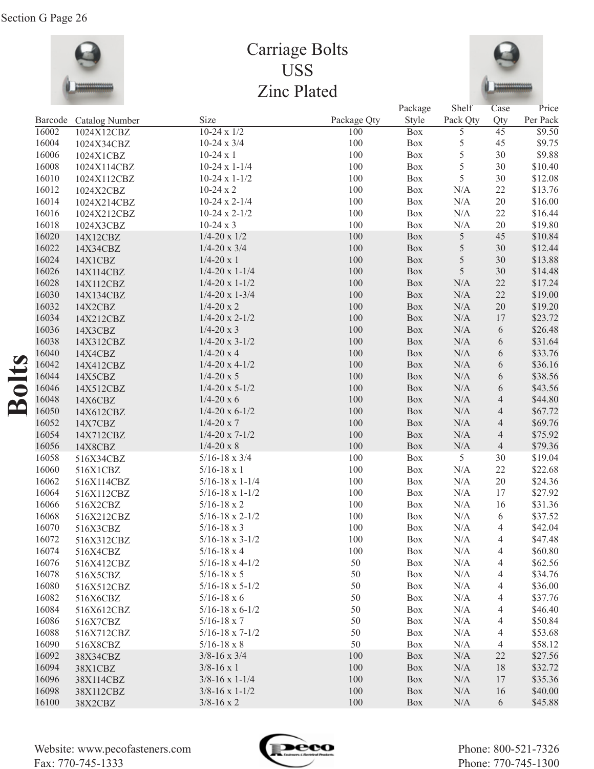# Carriage Bolts
## USS
## Zinc Plated

| Barcode | Catalog Number | Size | Package Qty | Package Style | Shelf Pack Qty | Case Qty | Price Per Pack |
|---|---|---|---|---|---|---|---|
| 16002 | 1024X12CBZ | 10-24 x 1/2 | 100 | Box | 5 | 45 | $9.50 |
| 16004 | 1024X34CBZ | 10-24 x 3/4 | 100 | Box | 5 | 45 | $9.75 |
| 16006 | 1024X1CBZ | 10-24 x 1 | 100 | Box | 5 | 30 | $9.88 |
| 16008 | 1024X114CBZ | 10-24 x 1-1/4 | 100 | Box | 5 | 30 | $10.40 |
| 16010 | 1024X112CBZ | 10-24 x 1-1/2 | 100 | Box | 5 | 30 | $12.08 |
| 16012 | 1024X2CBZ | 10-24 x 2 | 100 | Box | N/A | 22 | $13.76 |
| 16014 | 1024X214CBZ | 10-24 x 2-1/4 | 100 | Box | N/A | 20 | $16.00 |
| 16016 | 1024X212CBZ | 10-24 x 2-1/2 | 100 | Box | N/A | 22 | $16.44 |
| 16018 | 1024X3CBZ | 10-24 x 3 | 100 | Box | N/A | 20 | $19.80 |
| 16020 | 14X12CBZ | 1/4-20 x 1/2 | 100 | Box | 5 | 45 | $10.84 |
| 16022 | 14X34CBZ | 1/4-20 x 3/4 | 100 | Box | 5 | 30 | $12.44 |
| 16024 | 14X1CBZ | 1/4-20 x 1 | 100 | Box | 5 | 30 | $13.88 |
| 16026 | 14X114CBZ | 1/4-20 x 1-1/4 | 100 | Box | 5 | 30 | $14.48 |
| 16028 | 14X112CBZ | 1/4-20 x 1-1/2 | 100 | Box | N/A | 22 | $17.24 |
| 16030 | 14X134CBZ | 1/4-20 x 1-3/4 | 100 | Box | N/A | 22 | $19.00 |
| 16032 | 14X2CBZ | 1/4-20 x 2 | 100 | Box | N/A | 20 | $19.20 |
| 16034 | 14X212CBZ | 1/4-20 x 2-1/2 | 100 | Box | N/A | 17 | $23.72 |
| 16036 | 14X3CBZ | 1/4-20 x 3 | 100 | Box | N/A | 6 | $26.48 |
| 16038 | 14X312CBZ | 1/4-20 x 3-1/2 | 100 | Box | N/A | 6 | $31.64 |
| 16040 | 14X4CBZ | 1/4-20 x 4 | 100 | Box | N/A | 6 | $33.76 |
| 16042 | 14X412CBZ | 1/4-20 x 4-1/2 | 100 | Box | N/A | 6 | $36.16 |
| 16044 | 14X5CBZ | 1/4-20 x 5 | 100 | Box | N/A | 6 | $38.56 |
| 16046 | 14X512CBZ | 1/4-20 x 5-1/2 | 100 | Box | N/A | 6 | $43.56 |
| 16048 | 14X6CBZ | 1/4-20 x 6 | 100 | Box | N/A | 4 | $44.80 |
| 16050 | 14X612CBZ | 1/4-20 x 6-1/2 | 100 | Box | N/A | 4 | $67.72 |
| 16052 | 14X7CBZ | 1/4-20 x 7 | 100 | Box | N/A | 4 | $69.76 |
| 16054 | 14X712CBZ | 1/4-20 x 7-1/2 | 100 | Box | N/A | 4 | $75.92 |
| 16056 | 14X8CBZ | 1/4-20 x 8 | 100 | Box | N/A | 4 | $79.36 |
| 16058 | 516X34CBZ | 5/16-18 x 3/4 | 100 | Box | 5 | 30 | $19.04 |
| 16060 | 516X1CBZ | 5/16-18 x 1 | 100 | Box | N/A | 22 | $22.68 |
| 16062 | 516X114CBZ | 5/16-18 x 1-1/4 | 100 | Box | N/A | 20 | $24.36 |
| 16064 | 516X112CBZ | 5/16-18 x 1-1/2 | 100 | Box | N/A | 17 | $27.92 |
| 16066 | 516X2CBZ | 5/16-18 x 2 | 100 | Box | N/A | 16 | $31.36 |
| 16068 | 516X212CBZ | 5/16-18 x 2-1/2 | 100 | Box | N/A | 6 | $37.52 |
| 16070 | 516X3CBZ | 5/16-18 x 3 | 100 | Box | N/A | 4 | $42.04 |
| 16072 | 516X312CBZ | 5/16-18 x 3-1/2 | 100 | Box | N/A | 4 | $47.48 |
| 16074 | 516X4CBZ | 5/16-18 x 4 | 100 | Box | N/A | 4 | $60.80 |
| 16076 | 516X412CBZ | 5/16-18 x 4-1/2 | 50 | Box | N/A | 4 | $62.56 |
| 16078 | 516X5CBZ | 5/16-18 x 5 | 50 | Box | N/A | 4 | $34.76 |
| 16080 | 516X512CBZ | 5/16-18 x 5-1/2 | 50 | Box | N/A | 4 | $36.00 |
| 16082 | 516X6CBZ | 5/16-18 x 6 | 50 | Box | N/A | 4 | $37.76 |
| 16084 | 516X612CBZ | 5/16-18 x 6-1/2 | 50 | Box | N/A | 4 | $46.40 |
| 16086 | 516X7CBZ | 5/16-18 x 7 | 50 | Box | N/A | 4 | $50.84 |
| 16088 | 516X712CBZ | 5/16-18 x 7-1/2 | 50 | Box | N/A | 4 | $53.68 |
| 16090 | 516X8CBZ | 5/16-18 x 8 | 50 | Box | N/A | 4 | $58.12 |
| 16092 | 38X34CBZ | 3/8-16 x 3/4 | 100 | Box | N/A | 22 | $27.56 |
| 16094 | 38X1CBZ | 3/8-16 x 1 | 100 | Box | N/A | 18 | $32.72 |
| 16096 | 38X114CBZ | 3/8-16 x 1-1/4 | 100 | Box | N/A | 17 | $35.36 |
| 16098 | 38X112CBZ | 3/8-16 x 1-1/2 | 100 | Box | N/A | 16 | $40.00 |
| 16100 | 38X2CBZ | 3/8-16 x 2 | 100 | Box | N/A | 6 | $45.88 |

Website: www.pecofasteners.com
Fax: 770-745-1333

Phone: 800-521-7326
Phone: 770-745-1300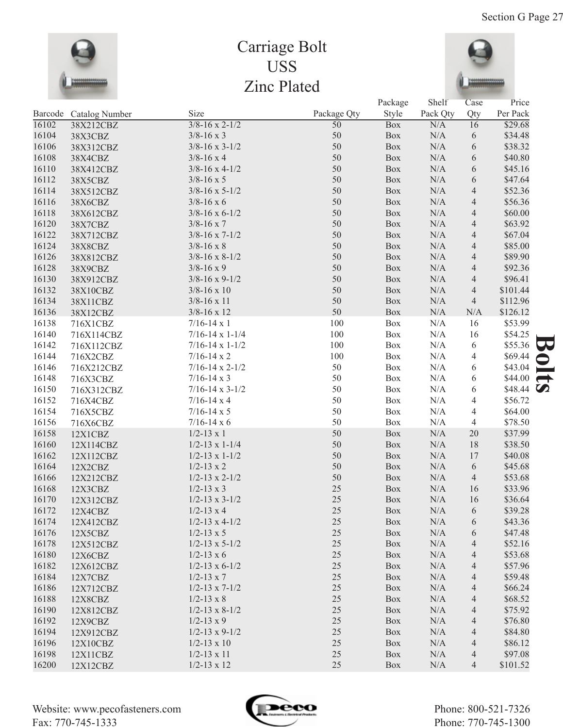# Carriage Bolt
# USS
# Zinc Plated

| Barcode | Catalog Number | Size | Package Qty | Package Style | Shelf Pack Qty | Case Qty | Price Per Pack |
|---|---|---|---|---|---|---|---|
| 16102 | 38X212CBZ | 3/8-16 x 2-1/2 | 50 | Box | N/A | 16 | $29.68 |
| 16104 | 38X3CBZ | 3/8-16 x 3 | 50 | Box | N/A | 6 | $34.48 |
| 16106 | 38X312CBZ | 3/8-16 x 3-1/2 | 50 | Box | N/A | 6 | $38.32 |
| 16108 | 38X4CBZ | 3/8-16 x 4 | 50 | Box | N/A | 6 | $40.80 |
| 16110 | 38X412CBZ | 3/8-16 x 4-1/2 | 50 | Box | N/A | 6 | $45.16 |
| 16112 | 38X5CBZ | 3/8-16 x 5 | 50 | Box | N/A | 6 | $47.64 |
| 16114 | 38X512CBZ | 3/8-16 x 5-1/2 | 50 | Box | N/A | 4 | $52.36 |
| 16116 | 38X6CBZ | 3/8-16 x 6 | 50 | Box | N/A | 4 | $56.36 |
| 16118 | 38X612CBZ | 3/8-16 x 6-1/2 | 50 | Box | N/A | 4 | $60.00 |
| 16120 | 38X7CBZ | 3/8-16 x 7 | 50 | Box | N/A | 4 | $63.92 |
| 16122 | 38X712CBZ | 3/8-16 x 7-1/2 | 50 | Box | N/A | 4 | $67.04 |
| 16124 | 38X8CBZ | 3/8-16 x 8 | 50 | Box | N/A | 4 | $85.00 |
| 16126 | 38X812CBZ | 3/8-16 x 8-1/2 | 50 | Box | N/A | 4 | $89.90 |
| 16128 | 38X9CBZ | 3/8-16 x 9 | 50 | Box | N/A | 4 | $92.36 |
| 16130 | 38X912CBZ | 3/8-16 x 9-1/2 | 50 | Box | N/A | 4 | $96.41 |
| 16132 | 38X10CBZ | 3/8-16 x 10 | 50 | Box | N/A | 4 | $101.44 |
| 16134 | 38X11CBZ | 3/8-16 x 11 | 50 | Box | N/A | 4 | $112.96 |
| 16136 | 38X12CBZ | 3/8-16 x 12 | 50 | Box | N/A | N/A | $126.12 |
| 16138 | 716X1CBZ | 7/16-14 x 1 | 100 | Box | N/A | 16 | $53.99 |
| 16140 | 716X114CBZ | 7/16-14 x 1-1/4 | 100 | Box | N/A | 16 | $54.25 |
| 16142 | 716X112CBZ | 7/16-14 x 1-1/2 | 100 | Box | N/A | 6 | $55.36 |
| 16144 | 716X2CBZ | 7/16-14 x 2 | 100 | Box | N/A | 4 | $69.44 |
| 16146 | 716X212CBZ | 7/16-14 x 2-1/2 | 50 | Box | N/A | 6 | $43.04 |
| 16148 | 716X3CBZ | 7/16-14 x 3 | 50 | Box | N/A | 6 | $44.00 |
| 16150 | 716X312CBZ | 7/16-14 x 3-1/2 | 50 | Box | N/A | 6 | $48.44 |
| 16152 | 716X4CBZ | 7/16-14 x 4 | 50 | Box | N/A | 4 | $56.72 |
| 16154 | 716X5CBZ | 7/16-14 x 5 | 50 | Box | N/A | 4 | $64.00 |
| 16156 | 716X6CBZ | 7/16-14 x 6 | 50 | Box | N/A | 4 | $78.50 |
| 16158 | 12X1CBZ | 1/2-13 x 1 | 50 | Box | N/A | 20 | $37.99 |
| 16160 | 12X114CBZ | 1/2-13 x 1-1/4 | 50 | Box | N/A | 18 | $38.50 |
| 16162 | 12X112CBZ | 1/2-13 x 1-1/2 | 50 | Box | N/A | 17 | $40.08 |
| 16164 | 12X2CBZ | 1/2-13 x 2 | 50 | Box | N/A | 6 | $45.68 |
| 16166 | 12X212CBZ | 1/2-13 x 2-1/2 | 50 | Box | N/A | 4 | $53.68 |
| 16168 | 12X3CBZ | 1/2-13 x 3 | 25 | Box | N/A | 16 | $33.96 |
| 16170 | 12X312CBZ | 1/2-13 x 3-1/2 | 25 | Box | N/A | 16 | $36.64 |
| 16172 | 12X4CBZ | 1/2-13 x 4 | 25 | Box | N/A | 6 | $39.28 |
| 16174 | 12X412CBZ | 1/2-13 x 4-1/2 | 25 | Box | N/A | 6 | $43.36 |
| 16176 | 12X5CBZ | 1/2-13 x 5 | 25 | Box | N/A | 6 | $47.48 |
| 16178 | 12X512CBZ | 1/2-13 x 5-1/2 | 25 | Box | N/A | 4 | $52.16 |
| 16180 | 12X6CBZ | 1/2-13 x 6 | 25 | Box | N/A | 4 | $53.68 |
| 16182 | 12X612CBZ | 1/2-13 x 6-1/2 | 25 | Box | N/A | 4 | $57.96 |
| 16184 | 12X7CBZ | 1/2-13 x 7 | 25 | Box | N/A | 4 | $59.48 |
| 16186 | 12X712CBZ | 1/2-13 x 7-1/2 | 25 | Box | N/A | 4 | $66.24 |
| 16188 | 12X8CBZ | 1/2-13 x 8 | 25 | Box | N/A | 4 | $68.52 |
| 16190 | 12X812CBZ | 1/2-13 x 8-1/2 | 25 | Box | N/A | 4 | $75.92 |
| 16192 | 12X9CBZ | 1/2-13 x 9 | 25 | Box | N/A | 4 | $76.80 |
| 16194 | 12X912CBZ | 1/2-13 x 9-1/2 | 25 | Box | N/A | 4 | $84.80 |
| 16196 | 12X10CBZ | 1/2-13 x 10 | 25 | Box | N/A | 4 | $86.12 |
| 16198 | 12X11CBZ | 1/2-13 x 11 | 25 | Box | N/A | 4 | $97.08 |
| 16200 | 12X12CBZ | 1/2-13 x 12 | 25 | Box | N/A | 4 | $101.52 |

**Bolts**

Website: www.pecofasteners.com
Fax: 770-745-1333

Phone: 800-521-7326
Phone: 770-745-1300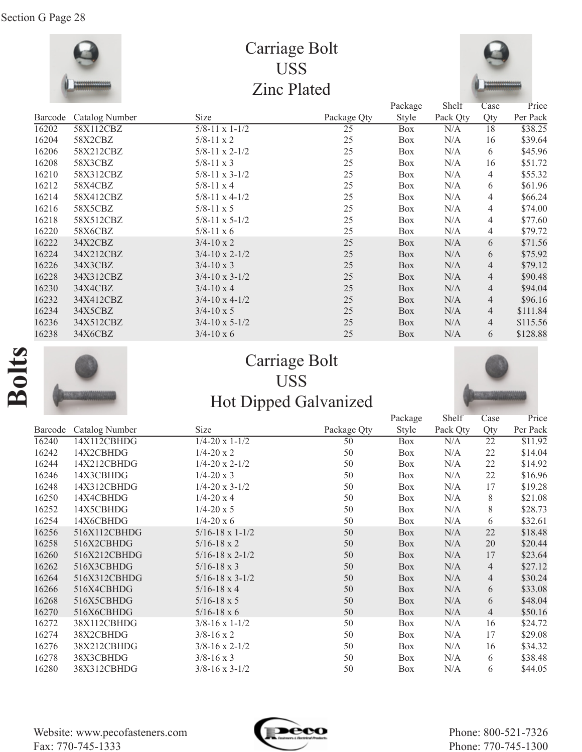# Carriage Bolt
# USS
# Zinc Plated

| Barcode | Catalog Number | Size | Package Qty | Package Style | Shelf Pack Qty | Case Qty | Price Per Pack |
|---|---|---|---|---|---|---|---|
| 16202 | 58X112CBZ | 5/8-11 x 1-1/2 | 25 | Box | N/A | 18 | $38.25 |
| 16204 | 58X2CBZ | 5/8-11 x 2 | 25 | Box | N/A | 16 | $39.64 |
| 16206 | 58X212CBZ | 5/8-11 x 2-1/2 | 25 | Box | N/A | 6 | $45.96 |
| 16208 | 58X3CBZ | 5/8-11 x 3 | 25 | Box | N/A | 16 | $51.72 |
| 16210 | 58X312CBZ | 5/8-11 x 3-1/2 | 25 | Box | N/A | 4 | $55.32 |
| 16212 | 58X4CBZ | 5/8-11 x 4 | 25 | Box | N/A | 6 | $61.96 |
| 16214 | 58X412CBZ | 5/8-11 x 4-1/2 | 25 | Box | N/A | 4 | $66.24 |
| 16216 | 58X5CBZ | 5/8-11 x 5 | 25 | Box | N/A | 4 | $74.00 |
| 16218 | 58X512CBZ | 5/8-11 x 5-1/2 | 25 | Box | N/A | 4 | $77.60 |
| 16220 | 58X6CBZ | 5/8-11 x 6 | 25 | Box | N/A | 4 | $79.72 |
| 16222 | 34X2CBZ | 3/4-10 x 2 | 25 | Box | N/A | 6 | $71.56 |
| 16224 | 34X212CBZ | 3/4-10 x 2-1/2 | 25 | Box | N/A | 6 | $75.92 |
| 16226 | 34X3CBZ | 3/4-10 x 3 | 25 | Box | N/A | 4 | $79.12 |
| 16228 | 34X312CBZ | 3/4-10 x 3-1/2 | 25 | Box | N/A | 4 | $90.48 |
| 16230 | 34X4CBZ | 3/4-10 x 4 | 25 | Box | N/A | 4 | $94.04 |
| 16232 | 34X412CBZ | 3/4-10 x 4-1/2 | 25 | Box | N/A | 4 | $96.16 |
| 16234 | 34X5CBZ | 3/4-10 x 5 | 25 | Box | N/A | 4 | $111.84 |
| 16236 | 34X512CBZ | 3/4-10 x 5-1/2 | 25 | Box | N/A | 4 | $115.56 |
| 16238 | 34X6CBZ | 3/4-10 x 6 | 25 | Box | N/A | 6 | $128.88 |

# Carriage Bolt
# USS
# Hot Dipped Galvanized

| Barcode | Catalog Number | Size | Package Qty | Package Style | Shelf Pack Qty | Case Qty | Price Per Pack |
|---|---|---|---|---|---|---|---|
| 16240 | 14X112CBHDG | 1/4-20 x 1-1/2 | 50 | Box | N/A | 22 | $11.92 |
| 16242 | 14X2CBHDG | 1/4-20 x 2 | 50 | Box | N/A | 22 | $14.04 |
| 16244 | 14X212CBHDG | 1/4-20 x 2-1/2 | 50 | Box | N/A | 22 | $14.92 |
| 16246 | 14X3CBHDG | 1/4-20 x 3 | 50 | Box | N/A | 22 | $16.96 |
| 16248 | 14X312CBHDG | 1/4-20 x 3-1/2 | 50 | Box | N/A | 17 | $19.28 |
| 16250 | 14X4CBHDG | 1/4-20 x 4 | 50 | Box | N/A | 8 | $21.08 |
| 16252 | 14X5CBHDG | 1/4-20 x 5 | 50 | Box | N/A | 8 | $28.73 |
| 16254 | 14X6CBHDG | 1/4-20 x 6 | 50 | Box | N/A | 6 | $32.61 |
| 16256 | 516X112CBHDG | 5/16-18 x 1-1/2 | 50 | Box | N/A | 22 | $18.48 |
| 16258 | 516X2CBHDG | 5/16-18 x 2 | 50 | Box | N/A | 20 | $20.44 |
| 16260 | 516X212CBHDG | 5/16-18 x 2-1/2 | 50 | Box | N/A | 17 | $23.64 |
| 16262 | 516X3CBHDG | 5/16-18 x 3 | 50 | Box | N/A | 4 | $27.12 |
| 16264 | 516X312CBHDG | 5/16-18 x 3-1/2 | 50 | Box | N/A | 4 | $30.24 |
| 16266 | 516X4CBHDG | 5/16-18 x 4 | 50 | Box | N/A | 6 | $33.08 |
| 16268 | 516X5CBHDG | 5/16-18 x 5 | 50 | Box | N/A | 6 | $48.04 |
| 16270 | 516X6CBHDG | 5/16-18 x 6 | 50 | Box | N/A | 4 | $50.16 |
| 16272 | 38X112CBHDG | 3/8-16 x 1-1/2 | 50 | Box | N/A | 16 | $24.72 |
| 16274 | 38X2CBHDG | 3/8-16 x 2 | 50 | Box | N/A | 17 | $29.08 |
| 16276 | 38X212CBHDG | 3/8-16 x 2-1/2 | 50 | Box | N/A | 16 | $34.32 |
| 16278 | 38X3CBHDG | 3/8-16 x 3 | 50 | Box | N/A | 6 | $38.48 |
| 16280 | 38X312CBHDG | 3/8-16 x 3-1/2 | 50 | Box | N/A | 6 | $44.05 |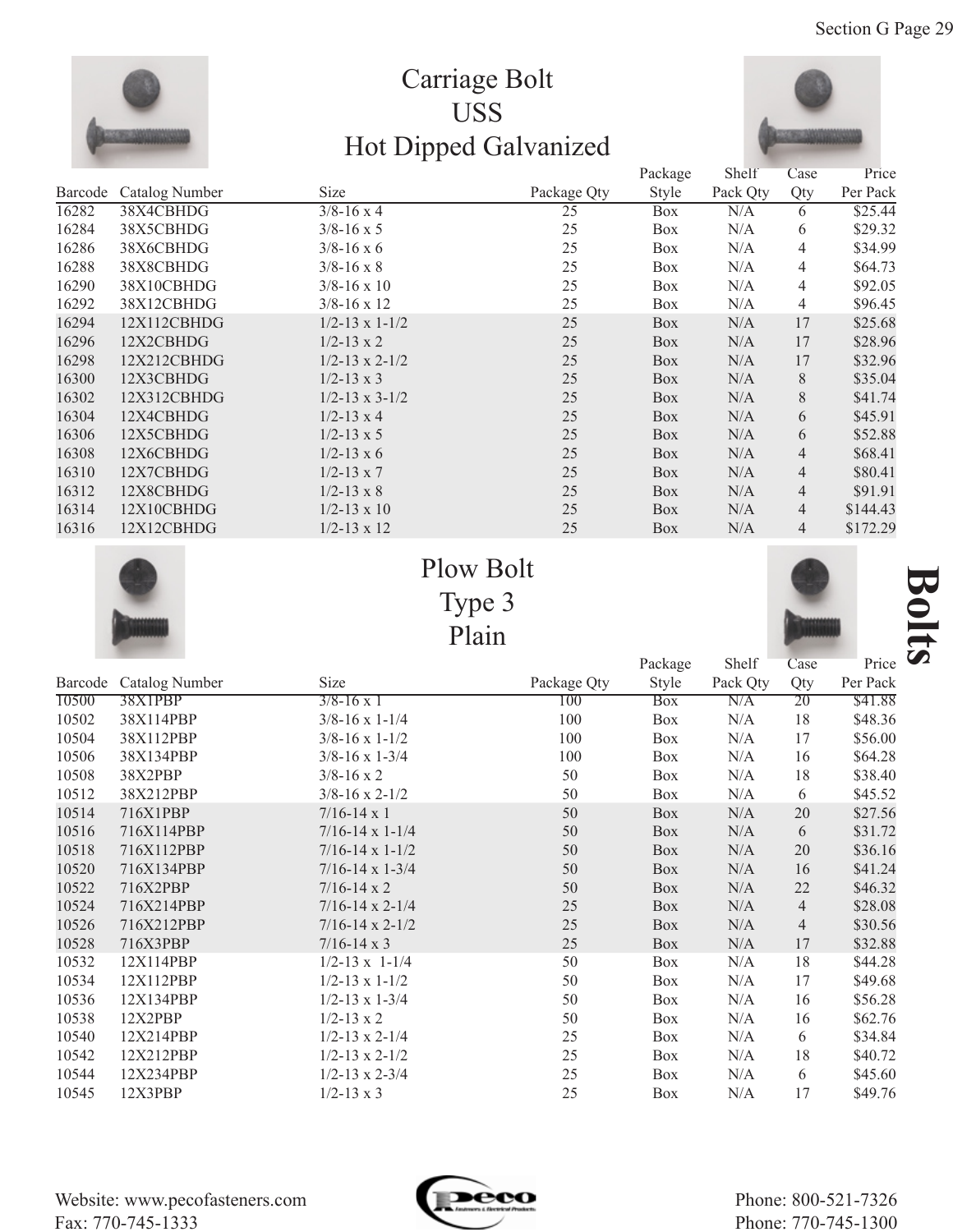# Carriage Bolt
## USS
## Hot Dipped Galvanized

| Barcode | Catalog Number | Size | Package Qty | Package Style | Shelf Pack Qty | Case Qty | Price Per Pack |
|---|---|---|---|---|---|---|---|
| 16282 | 38X4CBHDG | 3/8-16 x 4 | 25 | Box | N/A | 6 | $25.44 |
| 16284 | 38X5CBHDG | 3/8-16 x 5 | 25 | Box | N/A | 6 | $29.32 |
| 16286 | 38X6CBHDG | 3/8-16 x 6 | 25 | Box | N/A | 4 | $34.99 |
| 16288 | 38X8CBHDG | 3/8-16 x 8 | 25 | Box | N/A | 4 | $64.73 |
| 16290 | 38X10CBHDG | 3/8-16 x 10 | 25 | Box | N/A | 4 | $92.05 |
| 16292 | 38X12CBHDG | 3/8-16 x 12 | 25 | Box | N/A | 4 | $96.45 |
| 16294 | 12X112CBHDG | 1/2-13 x 1-1/2 | 25 | Box | N/A | 17 | $25.68 |
| 16296 | 12X2CBHDG | 1/2-13 x 2 | 25 | Box | N/A | 17 | $28.96 |
| 16298 | 12X212CBHDG | 1/2-13 x 2-1/2 | 25 | Box | N/A | 17 | $32.96 |
| 16300 | 12X3CBHDG | 1/2-13 x 3 | 25 | Box | N/A | 8 | $35.04 |
| 16302 | 12X312CBHDG | 1/2-13 x 3-1/2 | 25 | Box | N/A | 8 | $41.74 |
| 16304 | 12X4CBHDG | 1/2-13 x 4 | 25 | Box | N/A | 6 | $45.91 |
| 16306 | 12X5CBHDG | 1/2-13 x 5 | 25 | Box | N/A | 6 | $52.88 |
| 16308 | 12X6CBHDG | 1/2-13 x 6 | 25 | Box | N/A | 4 | $68.41 |
| 16310 | 12X7CBHDG | 1/2-13 x 7 | 25 | Box | N/A | 4 | $80.41 |
| 16312 | 12X8CBHDG | 1/2-13 x 8 | 25 | Box | N/A | 4 | $91.91 |
| 16314 | 12X10CBHDG | 1/2-13 x 10 | 25 | Box | N/A | 4 | $144.43 |
| 16316 | 12X12CBHDG | 1/2-13 x 12 | 25 | Box | N/A | 4 | $172.29 |

# Plow Bolt
## Type 3
## Plain

| Barcode | Catalog Number | Size | Package Qty | Package Style | Shelf Pack Qty | Case Qty | Price Per Pack |
|---|---|---|---|---|---|---|---|
| 10500 | 38X1PBP | 3/8-16 x 1 | 100 | Box | N/A | 20 | $41.88 |
| 10502 | 38X114PBP | 3/8-16 x 1-1/4 | 100 | Box | N/A | 18 | $48.36 |
| 10504 | 38X112PBP | 3/8-16 x 1-1/2 | 100 | Box | N/A | 17 | $56.00 |
| 10506 | 38X134PBP | 3/8-16 x 1-3/4 | 100 | Box | N/A | 16 | $64.28 |
| 10508 | 38X2PBP | 3/8-16 x 2 | 50 | Box | N/A | 18 | $38.40 |
| 10512 | 38X212PBP | 3/8-16 x 2-1/2 | 50 | Box | N/A | 6 | $45.52 |
| 10514 | 716X1PBP | 7/16-14 x 1 | 50 | Box | N/A | 20 | $27.56 |
| 10516 | 716X114PBP | 7/16-14 x 1-1/4 | 50 | Box | N/A | 6 | $31.72 |
| 10518 | 716X112PBP | 7/16-14 x 1-1/2 | 50 | Box | N/A | 20 | $36.16 |
| 10520 | 716X134PBP | 7/16-14 x 1-3/4 | 50 | Box | N/A | 16 | $41.24 |
| 10522 | 716X2PBP | 7/16-14 x 2 | 50 | Box | N/A | 22 | $46.32 |
| 10524 | 716X214PBP | 7/16-14 x 2-1/4 | 25 | Box | N/A | 4 | $28.08 |
| 10526 | 716X212PBP | 7/16-14 x 2-1/2 | 25 | Box | N/A | 4 | $30.56 |
| 10528 | 716X3PBP | 7/16-14 x 3 | 25 | Box | N/A | 17 | $32.88 |
| 10532 | 12X114PBP | 1/2-13 x 1-1/4 | 50 | Box | N/A | 18 | $44.28 |
| 10534 | 12X112PBP | 1/2-13 x 1-1/2 | 50 | Box | N/A | 17 | $49.68 |
| 10536 | 12X134PBP | 1/2-13 x 1-3/4 | 50 | Box | N/A | 16 | $56.28 |
| 10538 | 12X2PBP | 1/2-13 x 2 | 50 | Box | N/A | 16 | $62.76 |
| 10540 | 12X214PBP | 1/2-13 x 2-1/4 | 25 | Box | N/A | 6 | $34.84 |
| 10542 | 12X212PBP | 1/2-13 x 2-1/2 | 25 | Box | N/A | 18 | $40.72 |
| 10544 | 12X234PBP | 1/2-13 x 2-3/4 | 25 | Box | N/A | 6 | $45.60 |
| 10545 | 12X3PBP | 1/2-13 x 3 | 25 | Box | N/A | 17 | $49.76 |

Bolts

Website: www.pecofasteners.com
Fax: 770-745-1333

Phone: 800-521-7326
Phone: 770-745-1300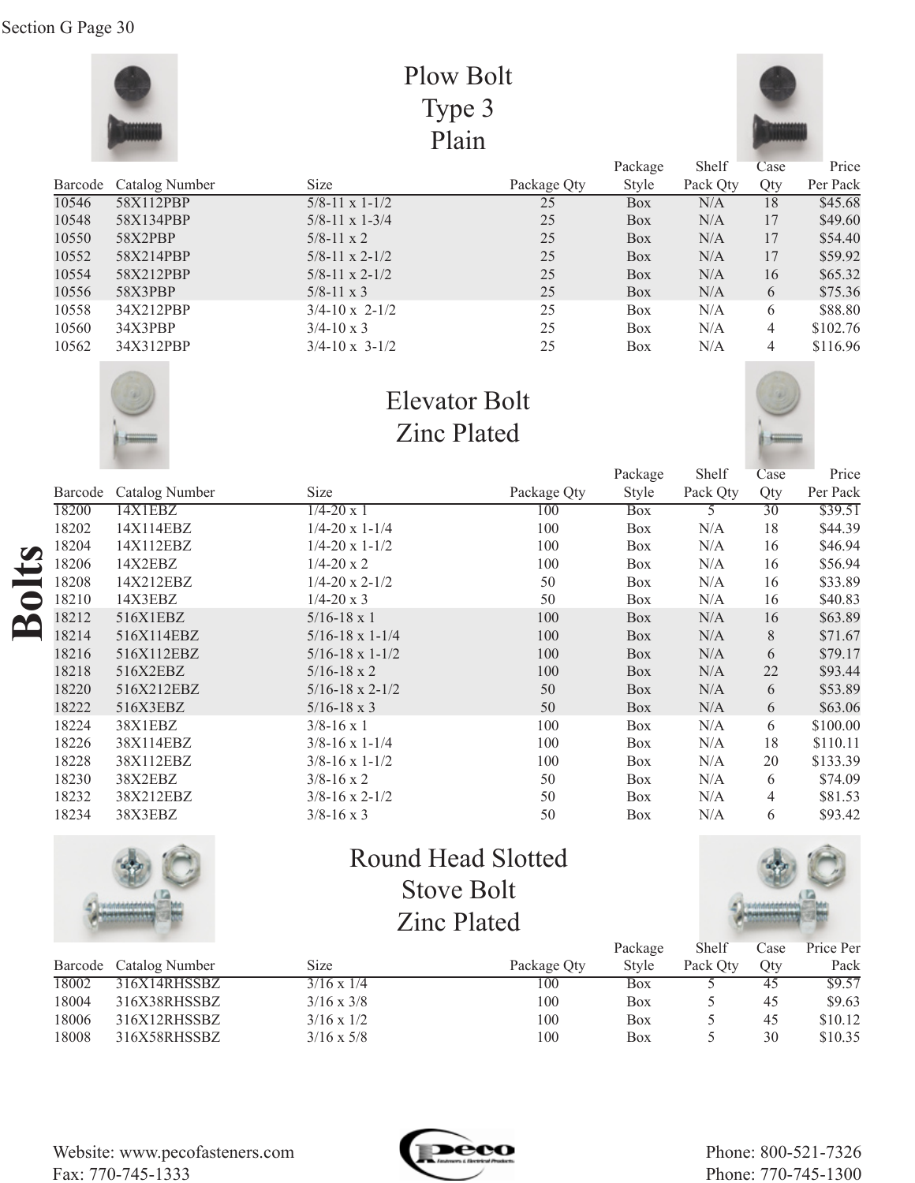# Plow Bolt Type 3 Plain

| Barcode | Catalog Number | Size | Package Qty | Package Style | Shelf Pack Qty | Case Qty | Price Per Pack |
|---|---|---|---|---|---|---|---|
| 10546 | 58X112PBP | 5/8-11 x 1-1/2 | 25 | Box | N/A | 18 | $45.68 |
| 10548 | 58X134PBP | 5/8-11 x 1-3/4 | 25 | Box | N/A | 17 | $49.60 |
| 10550 | 58X2PBP | 5/8-11 x 2 | 25 | Box | N/A | 17 | $54.40 |
| 10552 | 58X214PBP | 5/8-11 x 2-1/2 | 25 | Box | N/A | 17 | $59.92 |
| 10554 | 58X212PBP | 5/8-11 x 2-1/2 | 25 | Box | N/A | 16 | $65.32 |
| 10556 | 58X3PBP | 5/8-11 x 3 | 25 | Box | N/A | 6 | $75.36 |
| 10558 | 34X212PBP | 3/4-10 x 2-1/2 | 25 | Box | N/A | 6 | $88.80 |
| 10560 | 34X3PBP | 3/4-10 x 3 | 25 | Box | N/A | 4 | $102.76 |
| 10562 | 34X312PBP | 3/4-10 x 3-1/2 | 25 | Box | N/A | 4 | $116.96 |

# Elevator Bolt Zinc Plated

| Barcode | Catalog Number | Size | Package Qty | Package Style | Shelf Pack Qty | Case Qty | Price Per Pack |
|---|---|---|---|---|---|---|---|
| 18200 | 14X1EBZ | 1/4-20 x 1 | 100 | Box | 5 | 30 | $39.51 |
| 18202 | 14X114EBZ | 1/4-20 x 1-1/4 | 100 | Box | N/A | 18 | $44.39 |
| 18204 | 14X112EBZ | 1/4-20 x 1-1/2 | 100 | Box | N/A | 16 | $46.94 |
| 18206 | 14X2EBZ | 1/4-20 x 2 | 100 | Box | N/A | 16 | $56.94 |
| 18208 | 14X212EBZ | 1/4-20 x 2-1/2 | 50 | Box | N/A | 16 | $33.89 |
| 18210 | 14X3EBZ | 1/4-20 x 3 | 50 | Box | N/A | 16 | $40.83 |
| 18212 | 516X1EBZ | 5/16-18 x 1 | 100 | Box | N/A | 16 | $63.89 |
| 18214 | 516X114EBZ | 5/16-18 x 1-1/4 | 100 | Box | N/A | 8 | $71.67 |
| 18216 | 516X112EBZ | 5/16-18 x 1-1/2 | 100 | Box | N/A | 6 | $79.17 |
| 18218 | 516X2EBZ | 5/16-18 x 2 | 100 | Box | N/A | 22 | $93.44 |
| 18220 | 516X212EBZ | 5/16-18 x 2-1/2 | 50 | Box | N/A | 6 | $53.89 |
| 18222 | 516X3EBZ | 5/16-18 x 3 | 50 | Box | N/A | 6 | $63.06 |
| 18224 | 38X1EBZ | 3/8-16 x 1 | 100 | Box | N/A | 6 | $100.00 |
| 18226 | 38X114EBZ | 3/8-16 x 1-1/4 | 100 | Box | N/A | 18 | $110.11 |
| 18228 | 38X112EBZ | 3/8-16 x 1-1/2 | 100 | Box | N/A | 20 | $133.39 |
| 18230 | 38X2EBZ | 3/8-16 x 2 | 50 | Box | N/A | 6 | $74.09 |
| 18232 | 38X212EBZ | 3/8-16 x 2-1/2 | 50 | Box | N/A | 4 | $81.53 |
| 18234 | 38X3EBZ | 3/8-16 x 3 | 50 | Box | N/A | 6 | $93.42 |

# Round Head Slotted Stove Bolt Zinc Plated

| Barcode | Catalog Number | Size | Package Qty | Package Style | Shelf Pack Qty | Case Qty | Price Per Pack |
|---|---|---|---|---|---|---|---|
| 18002 | 316X14RHSSBZ | 3/16 x 1/4 | 100 | Box | 5 | 45 | $9.57 |
| 18004 | 316X38RHSSBZ | 3/16 x 3/8 | 100 | Box | 5 | 45 | $9.63 |
| 18006 | 316X12RHSSBZ | 3/16 x 1/2 | 100 | Box | 5 | 45 | $10.12 |
| 18008 | 316X58RHSSBZ | 3/16 x 5/8 | 100 | Box | 5 | 30 | $10.35 |

Website: www.pecofasteners.com
Fax: 770-745-1333

Phone: 800-521-7326
Phone: 770-745-1300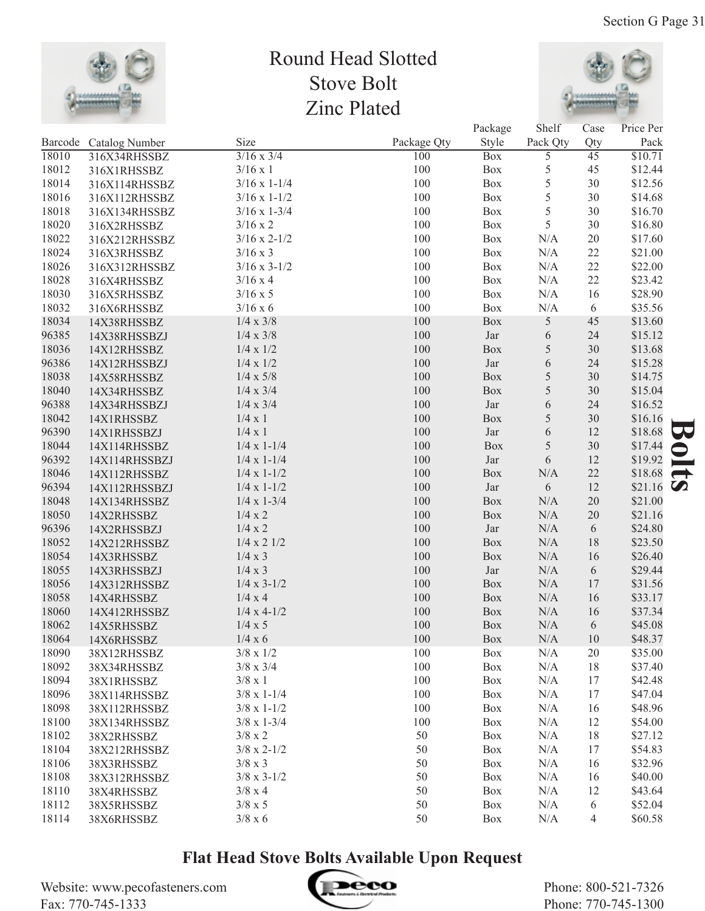# Round Head Slotted Stove Bolt Zinc Plated

| Barcode | Catalog Number | Size | Package Qty | Package Style | Shelf Pack Qty | Case Qty | Price Per Pack |
|---|---|---|---|---|---|---|---|
| 18010 | 316X34RHSSBZ | 3/16 x 3/4 | 100 | Box | 5 | 45 | $10.71 |
| 18012 | 316X1RHSSBZ | 3/16 x 1 | 100 | Box | 5 | 45 | $12.44 |
| 18014 | 316X114RHSSBZ | 3/16 x 1-1/4 | 100 | Box | 5 | 30 | $12.56 |
| 18016 | 316X112RHSSBZ | 3/16 x 1-1/2 | 100 | Box | 5 | 30 | $14.68 |
| 18018 | 316X134RHSSBZ | 3/16 x 1-3/4 | 100 | Box | 5 | 30 | $16.70 |
| 18020 | 316X2RHSSBZ | 3/16 x 2 | 100 | Box | 5 | 30 | $16.80 |
| 18022 | 316X212RHSSBZ | 3/16 x 2-1/2 | 100 | Box | N/A | 20 | $17.60 |
| 18024 | 316X3RHSSBZ | 3/16 x 3 | 100 | Box | N/A | 22 | $21.00 |
| 18026 | 316X312RHSSBZ | 3/16 x 3-1/2 | 100 | Box | N/A | 22 | $22.00 |
| 18028 | 316X4RHSSBZ | 3/16 x 4 | 100 | Box | N/A | 22 | $23.42 |
| 18030 | 316X5RHSSBZ | 3/16 x 5 | 100 | Box | N/A | 16 | $28.90 |
| 18032 | 316X6RHSSBZ | 3/16 x 6 | 100 | Box | N/A | 6 | $35.56 |
| 18034 | 14X38RHSSBZ | 1/4 x 3/8 | 100 | Box | 5 | 45 | $13.60 |
| 96385 | 14X38RHSSBZJ | 1/4 x 3/8 | 100 | Jar | 6 | 24 | $15.12 |
| 18036 | 14X12RHSSBZ | 1/4 x 1/2 | 100 | Box | 5 | 30 | $13.68 |
| 96386 | 14X12RHSSBZJ | 1/4 x 1/2 | 100 | Jar | 6 | 24 | $15.28 |
| 18038 | 14X58RHSSBZ | 1/4 x 5/8 | 100 | Box | 5 | 30 | $14.75 |
| 18040 | 14X34RHSSBZ | 1/4 x 3/4 | 100 | Box | 5 | 30 | $15.04 |
| 96388 | 14X34RHSSBZJ | 1/4 x 3/4 | 100 | Jar | 6 | 24 | $16.52 |
| 18042 | 14X1RHSSBZ | 1/4 x 1 | 100 | Box | 5 | 30 | $16.16 |
| 96390 | 14X1RHSSBZJ | 1/4 x 1 | 100 | Jar | 6 | 12 | $18.68 |
| 18044 | 14X114RHSSBZ | 1/4 x 1-1/4 | 100 | Box | 5 | 30 | $17.44 |
| 96392 | 14X114RHSSBZJ | 1/4 x 1-1/4 | 100 | Jar | 6 | 12 | $19.92 |
| 18046 | 14X112RHSSBZ | 1/4 x 1-1/2 | 100 | Box | N/A | 22 | $18.68 |
| 96394 | 14X112RHSSBZJ | 1/4 x 1-1/2 | 100 | Jar | 6 | 12 | $21.16 |
| 18048 | 14X134RHSSBZ | 1/4 x 1-3/4 | 100 | Box | N/A | 20 | $21.00 |
| 18050 | 14X2RHSSBZ | 1/4 x 2 | 100 | Box | N/A | 20 | $21.16 |
| 96396 | 14X2RHSSBZJ | 1/4 x 2 | 100 | Jar | N/A | 6 | $24.80 |
| 18052 | 14X212RHSSBZ | 1/4 x 2 1/2 | 100 | Box | N/A | 18 | $23.50 |
| 18054 | 14X3RHSSBZ | 1/4 x 3 | 100 | Box | N/A | 16 | $26.40 |
| 18055 | 14X3RHSSBZJ | 1/4 x 3 | 100 | Jar | N/A | 6 | $29.44 |
| 18056 | 14X312RHSSBZ | 1/4 x 3-1/2 | 100 | Box | N/A | 17 | $31.56 |
| 18058 | 14X4RHSSBZ | 1/4 x 4 | 100 | Box | N/A | 16 | $33.17 |
| 18060 | 14X412RHSSBZ | 1/4 x 4-1/2 | 100 | Box | N/A | 16 | $37.34 |
| 18062 | 14X5RHSSBZ | 1/4 x 5 | 100 | Box | N/A | 6 | $45.08 |
| 18064 | 14X6RHSSBZ | 1/4 x 6 | 100 | Box | N/A | 10 | $48.37 |
| 18090 | 38X12RHSSBZ | 3/8 x 1/2 | 100 | Box | N/A | 20 | $35.00 |
| 18092 | 38X34RHSSBZ | 3/8 x 3/4 | 100 | Box | N/A | 18 | $37.40 |
| 18094 | 38X1RHSSBZ | 3/8 x 1 | 100 | Box | N/A | 17 | $42.48 |
| 18096 | 38X114RHSSBZ | 3/8 x 1-1/4 | 100 | Box | N/A | 17 | $47.04 |
| 18098 | 38X112RHSSBZ | 3/8 x 1-1/2 | 100 | Box | N/A | 16 | $48.96 |
| 18100 | 38X134RHSSBZ | 3/8 x 1-3/4 | 100 | Box | N/A | 12 | $54.00 |
| 18102 | 38X2RHSSBZ | 3/8 x 2 | 50 | Box | N/A | 18 | $27.12 |
| 18104 | 38X212RHSSBZ | 3/8 x 2-1/2 | 50 | Box | N/A | 17 | $54.83 |
| 18106 | 38X3RHSSBZ | 3/8 x 3 | 50 | Box | N/A | 16 | $32.96 |
| 18108 | 38X312RHSSBZ | 3/8 x 3-1/2 | 50 | Box | N/A | 16 | $40.00 |
| 18110 | 38X4RHSSBZ | 3/8 x 4 | 50 | Box | N/A | 12 | $43.64 |
| 18112 | 38X5RHSSBZ | 3/8 x 5 | 50 | Box | N/A | 6 | $52.04 |
| 18114 | 38X6RHSSBZ | 3/8 x 6 | 50 | Box | N/A | 4 | $60.58 |

**Flat Head Stove Bolts Available Upon Request**

Bolts

Website: www.pecofasteners.com
Fax: 770-745-1333

Phone: 800-521-7326
Phone: 770-745-1300